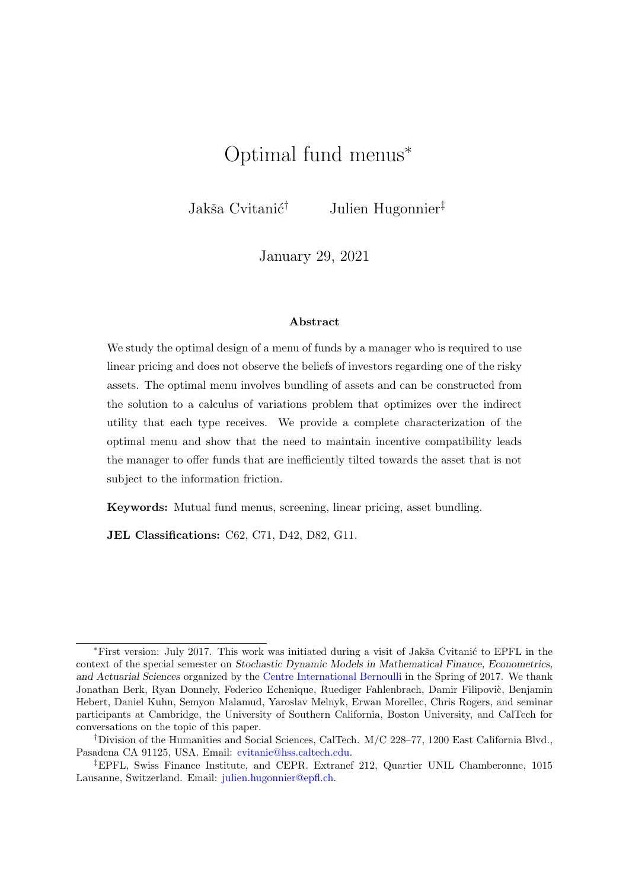# Optimal fund menus*

Jakša Cvitanić[†] Julien Hugonnier[‡]

January 29, 2021

### Abstract

We study the optimal design of a menu of funds by a manager who is required to use linear pricing and does not observe the beliefs of investors regarding one of the risky assets. The optimal menu involves bundling of assets and can be constructed from the solution to a calculus of variations problem that optimizes over the indirect utility that each type receives. We provide a complete characterization of the optimal menu and show that the need to maintain incentive compatibility leads the manager to offer funds that are inefficiently tilted towards the asset that is not subject to the information friction.

**Keywords:** Mutual fund menus, screening, linear pricing, asset bundling.

**JEL Classifications:** C62, C71, D42, D82, G11.

---

*First version: July 2017. This work was initiated during a visit of Jakša Cvitanić to EPFL in the context of the special semester on *Stochastic Dynamic Models in Mathematical Finance, Econometrics, and Actuarial Sciences* organized by the Centre International Bernoulli in the Spring of 2017. We thank Jonathan Berk, Ryan Donnely, Federico Echenique, Ruediger Fahlenbrach, Damir Filipovič, Benjamin Hebert, Daniel Kuhn, Semyon Malamud, Yaroslav Melnyk, Erwan Morellec, Chris Rogers, and seminar participants at Cambridge, the University of Southern California, Boston University, and CalTech for conversations on the topic of this paper.

[†]Division of the Humanities and Social Sciences, CalTech. M/C 228–77, 1200 East California Blvd., Pasadena CA 91125, USA. Email: cvitanic@hss.caltech.edu.

[‡]EPFL, Swiss Finance Institute, and CEPR. Extranef 212, Quartier UNIL Chamberonne, 1015 Lausanne, Switzerland. Email: julien.hugonnier@epfl.ch.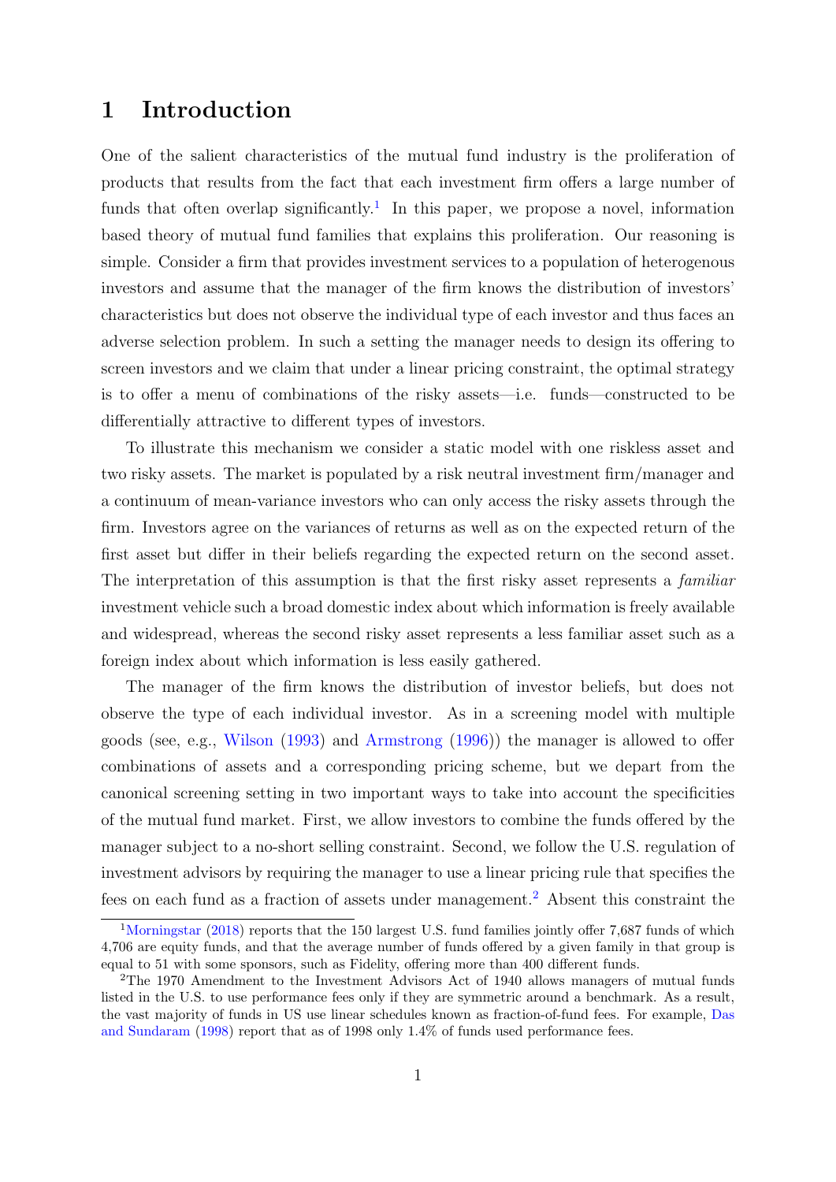# 1 Introduction

One of the salient characteristics of the mutual fund industry is the proliferation of products that results from the fact that each investment firm offers a large number of funds that often overlap significantly.[1] In this paper, we propose a novel, information based theory of mutual fund families that explains this proliferation. Our reasoning is simple. Consider a firm that provides investment services to a population of heterogenous investors and assume that the manager of the firm knows the distribution of investors' characteristics but does not observe the individual type of each investor and thus faces an adverse selection problem. In such a setting the manager needs to design its offering to screen investors and we claim that under a linear pricing constraint, the optimal strategy is to offer a menu of combinations of the risky assets—i.e. funds—constructed to be differentially attractive to different types of investors.

To illustrate this mechanism we consider a static model with one riskless asset and two risky assets. The market is populated by a risk neutral investment firm/manager and a continuum of mean-variance investors who can only access the risky assets through the firm. Investors agree on the variances of returns as well as on the expected return of the first asset but differ in their beliefs regarding the expected return on the second asset. The interpretation of this assumption is that the first risky asset represents a *familiar* investment vehicle such a broad domestic index about which information is freely available and widespread, whereas the second risky asset represents a less familiar asset such as a foreign index about which information is less easily gathered.

The manager of the firm knows the distribution of investor beliefs, but does not observe the type of each individual investor. As in a screening model with multiple goods (see, e.g., Wilson (1993) and Armstrong (1996)) the manager is allowed to offer combinations of assets and a corresponding pricing scheme, but we depart from the canonical screening setting in two important ways to take into account the specificities of the mutual fund market. First, we allow investors to combine the funds offered by the manager subject to a no-short selling constraint. Second, we follow the U.S. regulation of investment advisors by requiring the manager to use a linear pricing rule that specifies the fees on each fund as a fraction of assets under management.[2] Absent this constraint the

[1] Morningstar (2018) reports that the 150 largest U.S. fund families jointly offer 7,687 funds of which 4,706 are equity funds, and that the average number of funds offered by a given family in that group is equal to 51 with some sponsors, such as Fidelity, offering more than 400 different funds.

[2] The 1970 Amendment to the Investment Advisors Act of 1940 allows managers of mutual funds listed in the U.S. to use performance fees only if they are symmetric around a benchmark. As a result, the vast majority of funds in US use linear schedules known as fraction-of-fund fees. For example, Das and Sundaram (1998) report that as of 1998 only 1.4% of funds used performance fees.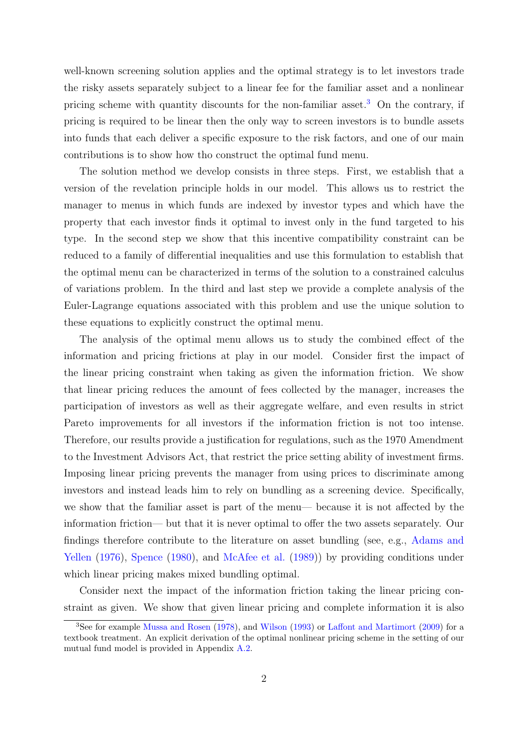well-known screening solution applies and the optimal strategy is to let investors trade the risky assets separately subject to a linear fee for the familiar asset and a nonlinear pricing scheme with quantity discounts for the non-familiar asset.[3] On the contrary, if pricing is required to be linear then the only way to screen investors is to bundle assets into funds that each deliver a specific exposure to the risk factors, and one of our main contributions is to show how tho construct the optimal fund menu.

The solution method we develop consists in three steps. First, we establish that a version of the revelation principle holds in our model. This allows us to restrict the manager to menus in which funds are indexed by investor types and which have the property that each investor finds it optimal to invest only in the fund targeted to his type. In the second step we show that this incentive compatibility constraint can be reduced to a family of differential inequalities and use this formulation to establish that the optimal menu can be characterized in terms of the solution to a constrained calculus of variations problem. In the third and last step we provide a complete analysis of the Euler-Lagrange equations associated with this problem and use the unique solution to these equations to explicitly construct the optimal menu.

The analysis of the optimal menu allows us to study the combined effect of the information and pricing frictions at play in our model. Consider first the impact of the linear pricing constraint when taking as given the information friction. We show that linear pricing reduces the amount of fees collected by the manager, increases the participation of investors as well as their aggregate welfare, and even results in strict Pareto improvements for all investors if the information friction is not too intense. Therefore, our results provide a justification for regulations, such as the 1970 Amendment to the Investment Advisors Act, that restrict the price setting ability of investment firms. Imposing linear pricing prevents the manager from using prices to discriminate among investors and instead leads him to rely on bundling as a screening device. Specifically, we show that the familiar asset is part of the menu— because it is not affected by the information friction— but that it is never optimal to offer the two assets separately. Our findings therefore contribute to the literature on asset bundling (see, e.g., Adams and Yellen (1976), Spence (1980), and McAfee et al. (1989)) by providing conditions under which linear pricing makes mixed bundling optimal.

Consider next the impact of the information friction taking the linear pricing constraint as given. We show that given linear pricing and complete information it is also

[3] See for example Mussa and Rosen (1978), and Wilson (1993) or Laffont and Martimort (2009) for a textbook treatment. An explicit derivation of the optimal nonlinear pricing scheme in the setting of our mutual fund model is provided in Appendix A.2.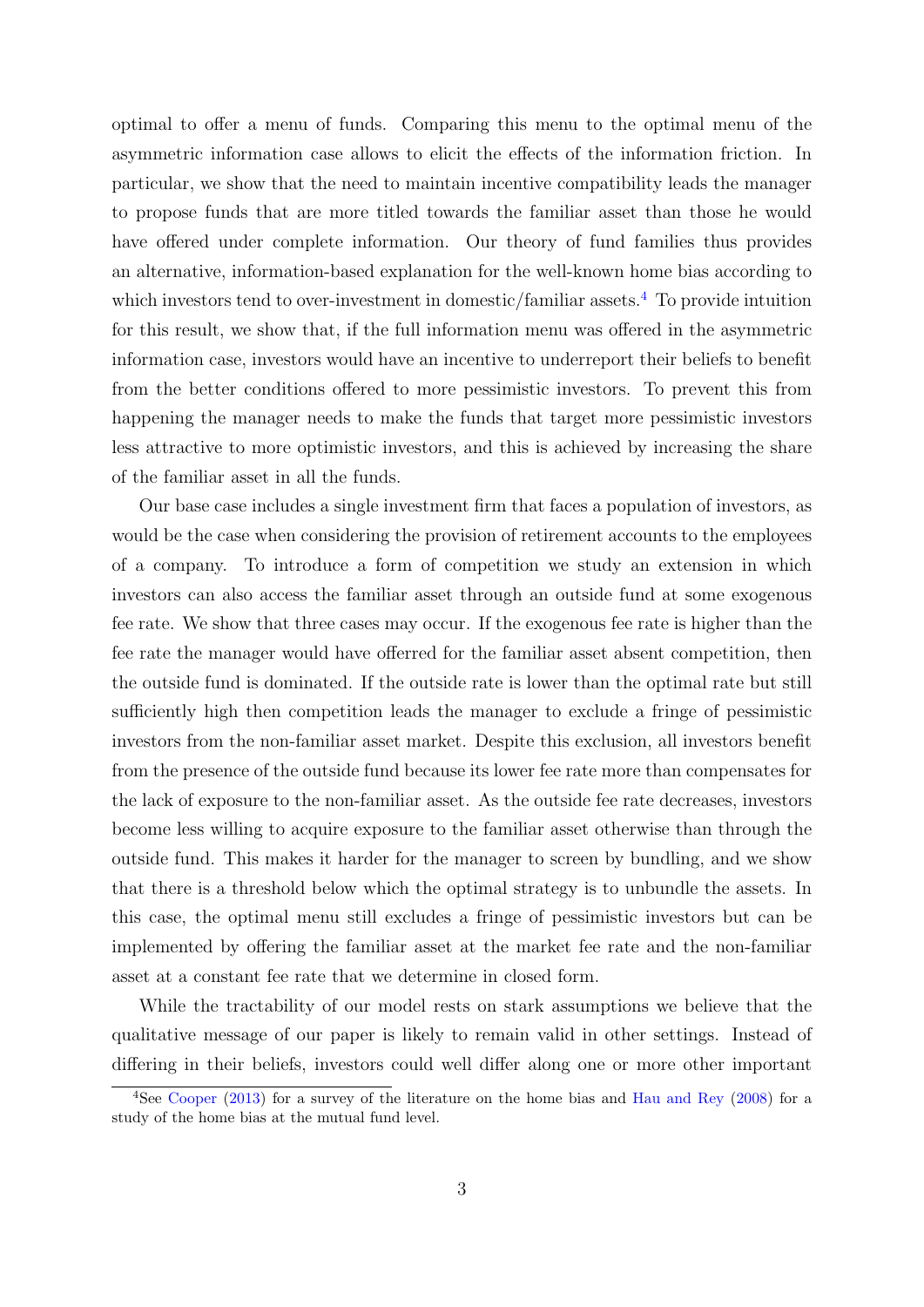optimal to offer a menu of funds. Comparing this menu to the optimal menu of the asymmetric information case allows to elicit the effects of the information friction. In particular, we show that the need to maintain incentive compatibility leads the manager to propose funds that are more titled towards the familiar asset than those he would have offered under complete information. Our theory of fund families thus provides an alternative, information-based explanation for the well-known home bias according to which investors tend to over-investment in domestic/familiar assets.[4] To provide intuition for this result, we show that, if the full information menu was offered in the asymmetric information case, investors would have an incentive to underreport their beliefs to benefit from the better conditions offered to more pessimistic investors. To prevent this from happening the manager needs to make the funds that target more pessimistic investors less attractive to more optimistic investors, and this is achieved by increasing the share of the familiar asset in all the funds.

Our base case includes a single investment firm that faces a population of investors, as would be the case when considering the provision of retirement accounts to the employees of a company. To introduce a form of competition we study an extension in which investors can also access the familiar asset through an outside fund at some exogenous fee rate. We show that three cases may occur. If the exogenous fee rate is higher than the fee rate the manager would have offerred for the familiar asset absent competition, then the outside fund is dominated. If the outside rate is lower than the optimal rate but still sufficiently high then competition leads the manager to exclude a fringe of pessimistic investors from the non-familiar asset market. Despite this exclusion, all investors benefit from the presence of the outside fund because its lower fee rate more than compensates for the lack of exposure to the non-familiar asset. As the outside fee rate decreases, investors become less willing to acquire exposure to the familiar asset otherwise than through the outside fund. This makes it harder for the manager to screen by bundling, and we show that there is a threshold below which the optimal strategy is to unbundle the assets. In this case, the optimal menu still excludes a fringe of pessimistic investors but can be implemented by offering the familiar asset at the market fee rate and the non-familiar asset at a constant fee rate that we determine in closed form.

While the tractability of our model rests on stark assumptions we believe that the qualitative message of our paper is likely to remain valid in other settings. Instead of differing in their beliefs, investors could well differ along one or more other important

[4] See Cooper (2013) for a survey of the literature on the home bias and Hau and Rey (2008) for a study of the home bias at the mutual fund level.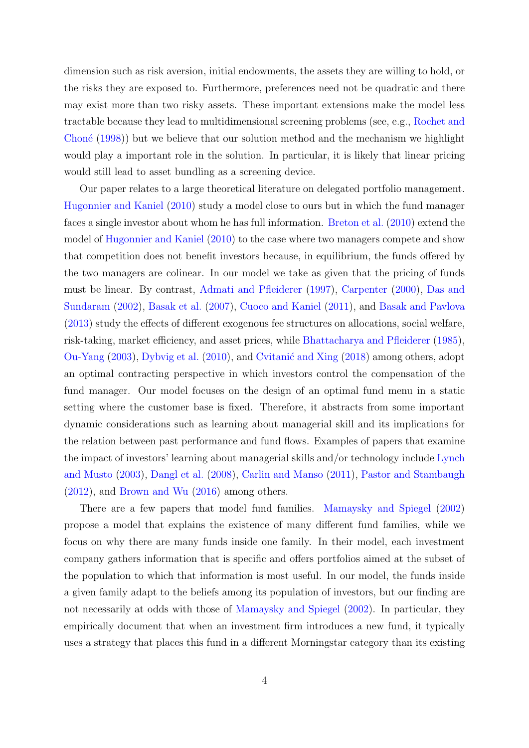dimension such as risk aversion, initial endowments, the assets they are willing to hold, or the risks they are exposed to. Furthermore, preferences need not be quadratic and there may exist more than two risky assets. These important extensions make the model less tractable because they lead to multidimensional screening problems (see, e.g., Rochet and Choné (1998)) but we believe that our solution method and the mechanism we highlight would play a important role in the solution. In particular, it is likely that linear pricing would still lead to asset bundling as a screening device.

Our paper relates to a large theoretical literature on delegated portfolio management. Hugonnier and Kaniel (2010) study a model close to ours but in which the fund manager faces a single investor about whom he has full information. Breton et al. (2010) extend the model of Hugonnier and Kaniel (2010) to the case where two managers compete and show that competition does not benefit investors because, in equilibrium, the funds offered by the two managers are colinear. In our model we take as given that the pricing of funds must be linear. By contrast, Admati and Pfleiderer (1997), Carpenter (2000), Das and Sundaram (2002), Basak et al. (2007), Cuoco and Kaniel (2011), and Basak and Pavlova (2013) study the effects of different exogenous fee structures on allocations, social welfare, risk-taking, market efficiency, and asset prices, while Bhattacharya and Pfleiderer (1985), Ou-Yang (2003), Dybvig et al. (2010), and Cvitanić and Xing (2018) among others, adopt an optimal contracting perspective in which investors control the compensation of the fund manager. Our model focuses on the design of an optimal fund menu in a static setting where the customer base is fixed. Therefore, it abstracts from some important dynamic considerations such as learning about managerial skill and its implications for the relation between past performance and fund flows. Examples of papers that examine the impact of investors' learning about managerial skills and/or technology include Lynch and Musto (2003), Dangl et al. (2008), Carlin and Manso (2011), Pastor and Stambaugh (2012), and Brown and Wu (2016) among others.

There are a few papers that model fund families. Mamaysky and Spiegel (2002) propose a model that explains the existence of many different fund families, while we focus on why there are many funds inside one family. In their model, each investment company gathers information that is specific and offers portfolios aimed at the subset of the population to which that information is most useful. In our model, the funds inside a given family adapt to the beliefs among its population of investors, but our finding are not necessarily at odds with those of Mamaysky and Spiegel (2002). In particular, they empirically document that when an investment firm introduces a new fund, it typically uses a strategy that places this fund in a different Morningstar category than its existing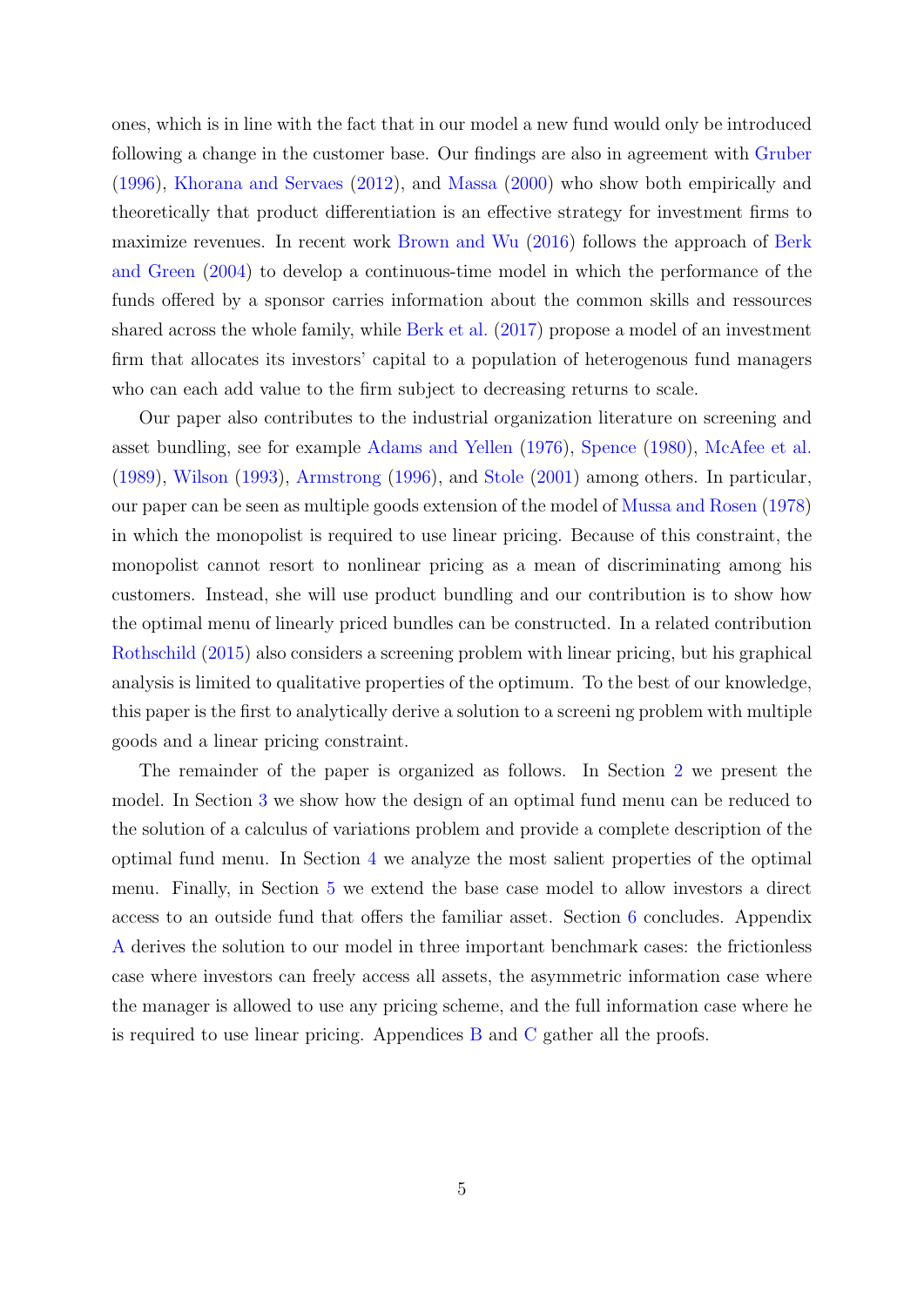ones, which is in line with the fact that in our model a new fund would only be introduced following a change in the customer base. Our findings are also in agreement with Gruber (1996), Khorana and Servaes (2012), and Massa (2000) who show both empirically and theoretically that product differentiation is an effective strategy for investment firms to maximize revenues. In recent work Brown and Wu (2016) follows the approach of Berk and Green (2004) to develop a continuous-time model in which the performance of the funds offered by a sponsor carries information about the common skills and ressources shared across the whole family, while Berk et al. (2017) propose a model of an investment firm that allocates its investors' capital to a population of heterogenous fund managers who can each add value to the firm subject to decreasing returns to scale.

Our paper also contributes to the industrial organization literature on screening and asset bundling, see for example Adams and Yellen (1976), Spence (1980), McAfee et al. (1989), Wilson (1993), Armstrong (1996), and Stole (2001) among others. In particular, our paper can be seen as multiple goods extension of the model of Mussa and Rosen (1978) in which the monopolist is required to use linear pricing. Because of this constraint, the monopolist cannot resort to nonlinear pricing as a mean of discriminating among his customers. Instead, she will use product bundling and our contribution is to show how the optimal menu of linearly priced bundles can be constructed. In a related contribution Rothschild (2015) also considers a screening problem with linear pricing, but his graphical analysis is limited to qualitative properties of the optimum. To the best of our knowledge, this paper is the first to analytically derive a solution to a screeni ng problem with multiple goods and a linear pricing constraint.

The remainder of the paper is organized as follows. In Section 2 we present the model. In Section 3 we show how the design of an optimal fund menu can be reduced to the solution of a calculus of variations problem and provide a complete description of the optimal fund menu. In Section 4 we analyze the most salient properties of the optimal menu. Finally, in Section 5 we extend the base case model to allow investors a direct access to an outside fund that offers the familiar asset. Section 6 concludes. Appendix A derives the solution to our model in three important benchmark cases: the frictionless case where investors can freely access all assets, the asymmetric information case where the manager is allowed to use any pricing scheme, and the full information case where he is required to use linear pricing. Appendices B and C gather all the proofs.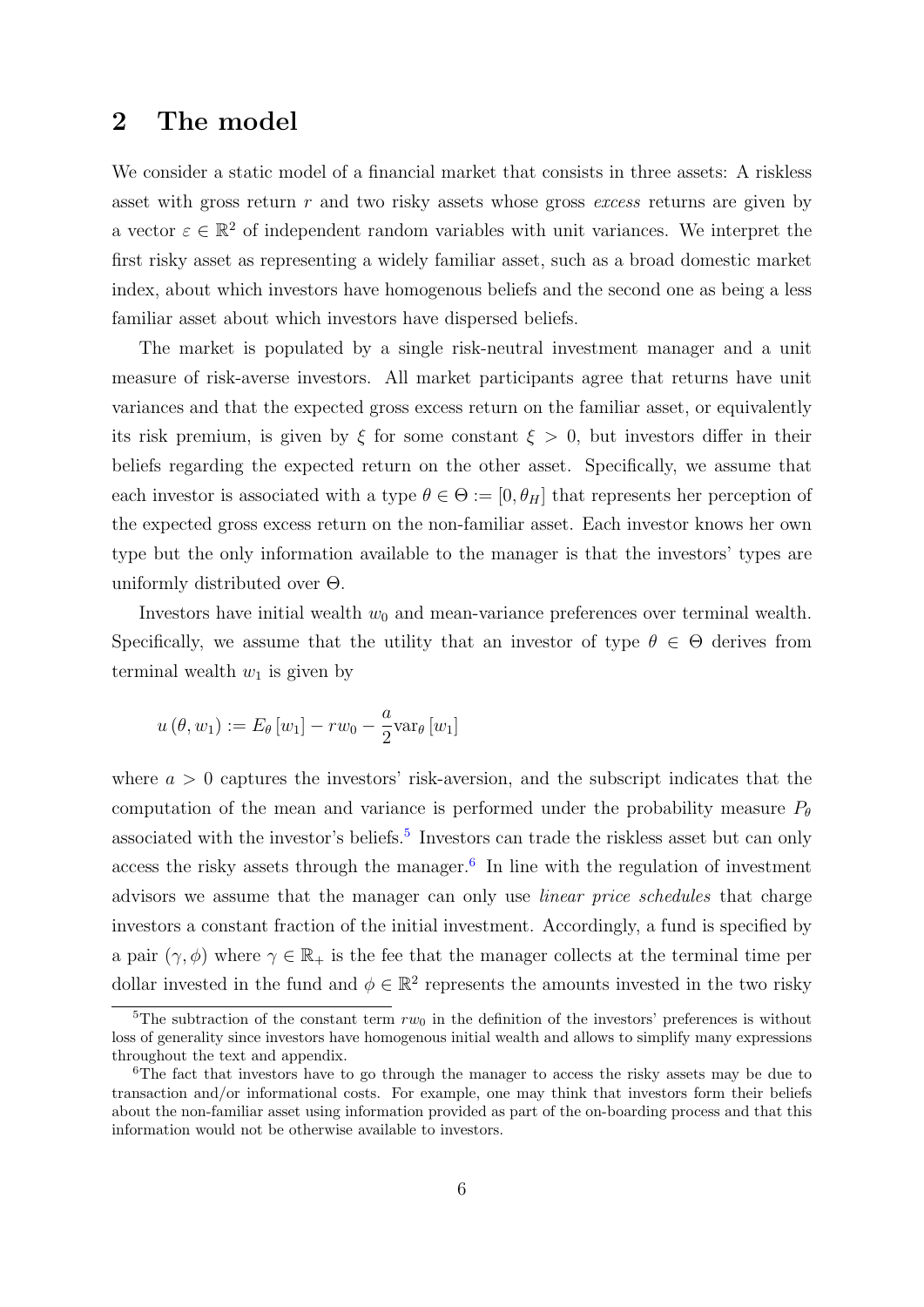## 2 The model

We consider a static model of a financial market that consists in three assets: A riskless asset with gross return $r$ and two risky assets whose gross *excess* returns are given by a vector $\varepsilon \in \mathbb{R}^2$ of independent random variables with unit variances. We interpret the first risky asset as representing a widely familiar asset, such as a broad domestic market index, about which investors have homogenous beliefs and the second one as being a less familiar asset about which investors have dispersed beliefs.

The market is populated by a single risk-neutral investment manager and a unit measure of risk-averse investors. All market participants agree that returns have unit variances and that the expected gross excess return on the familiar asset, or equivalently its risk premium, is given by $\xi$ for some constant $\xi > 0$, but investors differ in their beliefs regarding the expected return on the other asset. Specifically, we assume that each investor is associated with a type $\theta \in \Theta := [0, \theta_H]$ that represents her perception of the expected gross excess return on the non-familiar asset. Each investor knows her own type but the only information available to the manager is that the investors' types are uniformly distributed over $\Theta$.

Investors have initial wealth $w_0$ and mean-variance preferences over terminal wealth. Specifically, we assume that the utility that an investor of type $\theta \in \Theta$ derives from terminal wealth $w_1$ is given by

$$u(\theta, w_1) := E_\theta [w_1] - r w_0 - \frac{a}{2} \text{var}_\theta [w_1]$$

where $a > 0$ captures the investors' risk-aversion, and the subscript indicates that the computation of the mean and variance is performed under the probability measure $P_\theta$ associated with the investor's beliefs.[5] Investors can trade the riskless asset but can only access the risky assets through the manager.[6] In line with the regulation of investment advisors we assume that the manager can only use *linear price schedules* that charge investors a constant fraction of the initial investment. Accordingly, a fund is specified by a pair $(\gamma, \phi)$ where $\gamma \in \mathbb{R}_+$ is the fee that the manager collects at the terminal time per dollar invested in the fund and $\phi \in \mathbb{R}^2$ represents the amounts invested in the two risky

[5] The subtraction of the constant term $rw_0$ in the definition of the investors' preferences is without loss of generality since investors have homogenous initial wealth and allows to simplify many expressions throughout the text and appendix.

[6] The fact that investors have to go through the manager to access the risky assets may be due to transaction and/or informational costs. For example, one may think that investors form their beliefs about the non-familiar asset using information provided as part of the on-boarding process and that this information would not be otherwise available to investors.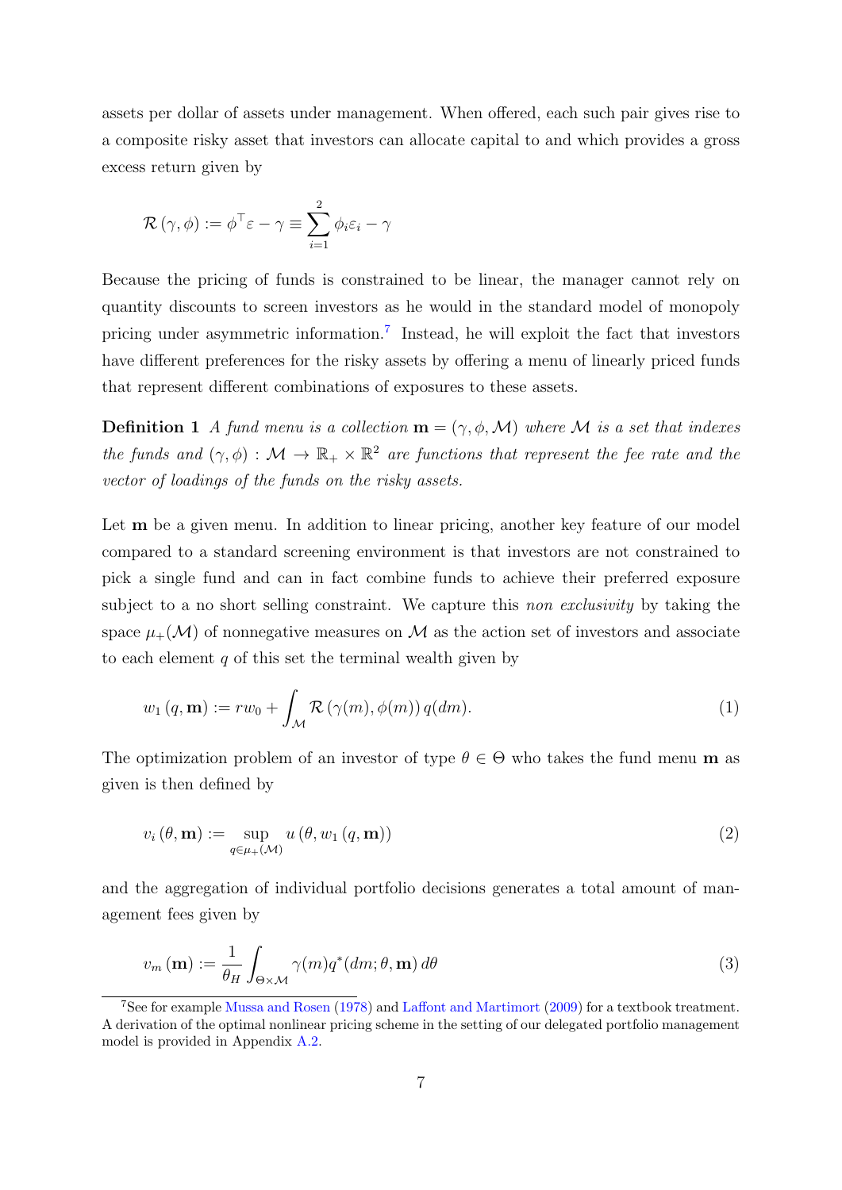assets per dollar of assets under management. When offered, each such pair gives rise to a composite risky asset that investors can allocate capital to and which provides a gross excess return given by

$$\mathcal{R}(\gamma, \phi) := \phi^{\top} \varepsilon - \gamma \equiv \sum_{i=1}^{2} \phi_i \varepsilon_i - \gamma$$

Because the pricing of funds is constrained to be linear, the manager cannot rely on quantity discounts to screen investors as he would in the standard model of monopoly pricing under asymmetric information.[7] Instead, he will exploit the fact that investors have different preferences for the risky assets by offering a menu of linearly priced funds that represent different combinations of exposures to these assets.

**Definition 1** *A fund menu is a collection* $\mathbf{m} = (\gamma, \phi, \mathcal{M})$ *where* $\mathcal{M}$ *is a set that indexes the funds and* $(\gamma, \phi) : \mathcal{M} \to \mathbb{R}_+ \times \mathbb{R}^2$ *are functions that represent the fee rate and the vector of loadings of the funds on the risky assets.*

Let $\mathbf{m}$ be a given menu. In addition to linear pricing, another key feature of our model compared to a standard screening environment is that investors are not constrained to pick a single fund and can in fact combine funds to achieve their preferred exposure subject to a no short selling constraint. We capture this *non exclusivity* by taking the space $\mu_+(\mathcal{M})$ of nonnegative measures on $\mathcal{M}$ as the action set of investors and associate to each element $q$ of this set the terminal wealth given by

$$w_1(q, \mathbf{m}) := r w_0 + \int_{\mathcal{M}} \mathcal{R}(\gamma(m), \phi(m))\, q(dm). \tag{1}$$

The optimization problem of an investor of type $\theta \in \Theta$ who takes the fund menu $\mathbf{m}$ as given is then defined by

$$v_i(\theta, \mathbf{m}) := \sup_{q \in \mu_+(\mathcal{M})} u(\theta, w_1(q, \mathbf{m})) \tag{2}$$

and the aggregation of individual portfolio decisions generates a total amount of management fees given by

$$v_m(\mathbf{m}) := \frac{1}{\theta_H} \int_{\Theta \times \mathcal{M}} \gamma(m) q^*(dm; \theta, \mathbf{m})\, d\theta \tag{3}$$

[7]See for example Mussa and Rosen (1978) and Laffont and Martimort (2009) for a textbook treatment. A derivation of the optimal nonlinear pricing scheme in the setting of our delegated portfolio management model is provided in Appendix A.2.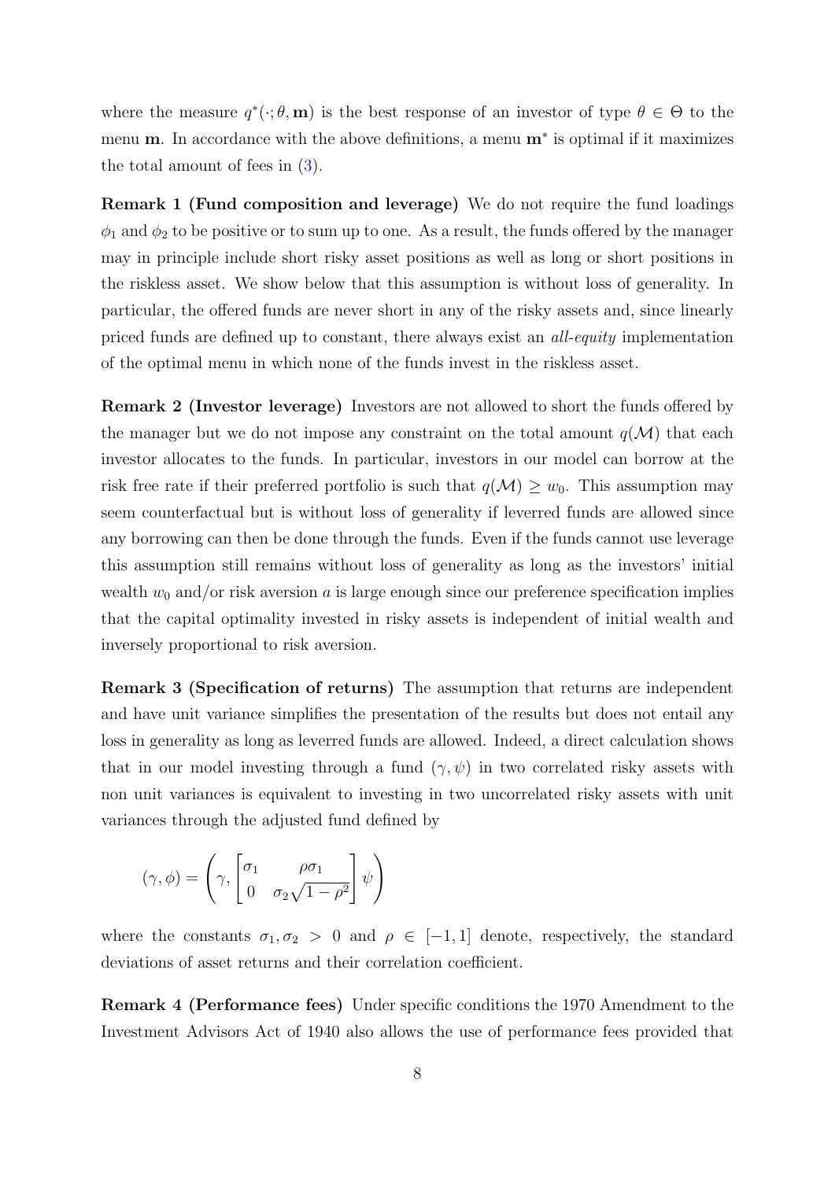where the measure $q^*(\cdot;\theta,\mathbf{m})$ is the best response of an investor of type $\theta \in \Theta$ to the menu $\mathbf{m}$. In accordance with the above definitions, a menu $\mathbf{m}^*$ is optimal if it maximizes the total amount of fees in (3).

**Remark 1 (Fund composition and leverage)** We do not require the fund loadings $\phi_1$ and $\phi_2$ to be positive or to sum up to one. As a result, the funds offered by the manager may in principle include short risky asset positions as well as long or short positions in the riskless asset. We show below that this assumption is without loss of generality. In particular, the offered funds are never short in any of the risky assets and, since linearly priced funds are defined up to constant, there always exist an *all-equity* implementation of the optimal menu in which none of the funds invest in the riskless asset.

**Remark 2 (Investor leverage)** Investors are not allowed to short the funds offered by the manager but we do not impose any constraint on the total amount $q(\mathcal{M})$ that each investor allocates to the funds. In particular, investors in our model can borrow at the risk free rate if their preferred portfolio is such that $q(\mathcal{M}) \geq w_0$. This assumption may seem counterfactual but is without loss of generality if leverred funds are allowed since any borrowing can then be done through the funds. Even if the funds cannot use leverage this assumption still remains without loss of generality as long as the investors' initial wealth $w_0$ and/or risk aversion $a$ is large enough since our preference specification implies that the capital optimality invested in risky assets is independent of initial wealth and inversely proportional to risk aversion.

**Remark 3 (Specification of returns)** The assumption that returns are independent and have unit variance simplifies the presentation of the results but does not entail any loss in generality as long as leverred funds are allowed. Indeed, a direct calculation shows that in our model investing through a fund $(\gamma, \psi)$ in two correlated risky assets with non unit variances is equivalent to investing in two uncorrelated risky assets with unit variances through the adjusted fund defined by

$$(\gamma, \phi) = \left(\gamma, \begin{bmatrix} \sigma_1 & \rho\sigma_1 \\ 0 & \sigma_2\sqrt{1-\rho^2} \end{bmatrix} \psi \right)$$

where the constants $\sigma_1, \sigma_2 > 0$ and $\rho \in [-1, 1]$ denote, respectively, the standard deviations of asset returns and their correlation coefficient.

**Remark 4 (Performance fees)** Under specific conditions the 1970 Amendment to the Investment Advisors Act of 1940 also allows the use of performance fees provided that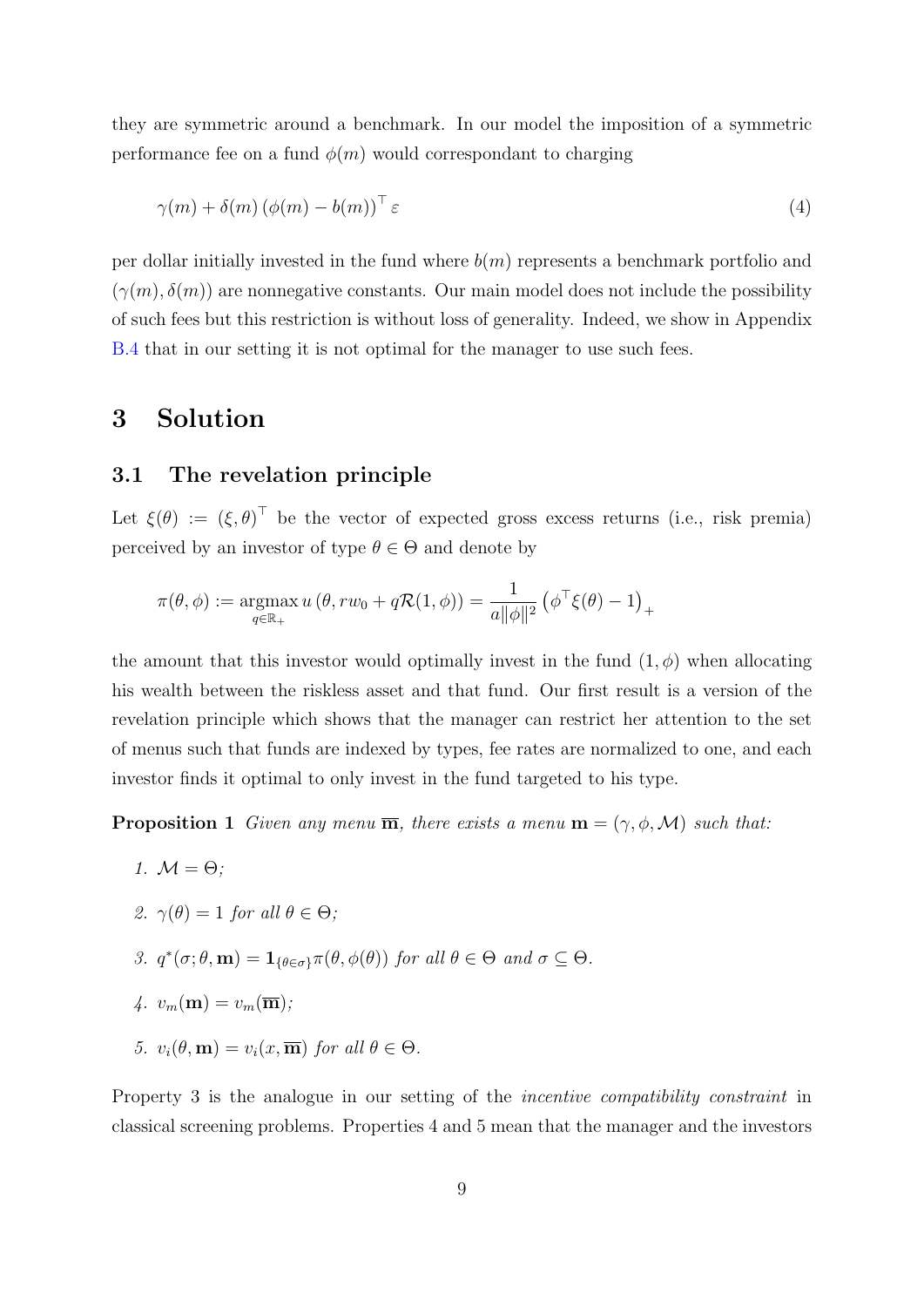they are symmetric around a benchmark. In our model the imposition of a symmetric performance fee on a fund $\phi(m)$ would correspondant to charging

$$\gamma(m) + \delta(m) \left(\phi(m) - b(m)\right)^\top \varepsilon \tag{4}$$

per dollar initially invested in the fund where $b(m)$ represents a benchmark portfolio and $(\gamma(m), \delta(m))$ are nonnegative constants. Our main model does not include the possibility of such fees but this restriction is without loss of generality. Indeed, we show in Appendix B.4 that in our setting it is not optimal for the manager to use such fees.

# 3 Solution

## 3.1 The revelation principle

Let $\xi(\theta) := (\xi, \theta)^\top$ be the vector of expected gross excess returns (i.e., risk premia) perceived by an investor of type $\theta \in \Theta$ and denote by

$$\pi(\theta, \phi) := \underset{q \in \mathbb{R}_+}{\operatorname{argmax}}\, u\left(\theta, rw_0 + q\mathcal{R}(1, \phi)\right) = \frac{1}{a\|\phi\|^2}\left(\phi^\top \xi(\theta) - 1\right)_+$$

the amount that this investor would optimally invest in the fund $(1, \phi)$ when allocating his wealth between the riskless asset and that fund. Our first result is a version of the revelation principle which shows that the manager can restrict her attention to the set of menus such that funds are indexed by types, fee rates are normalized to one, and each investor finds it optimal to only invest in the fund targeted to his type.

**Proposition 1** *Given any menu* $\overline{\mathbf{m}}$*, there exists a menu* $\mathbf{m} = (\gamma, \phi, \mathcal{M})$ *such that:*

1. $\mathcal{M} = \Theta$;
2. $\gamma(\theta) = 1$ *for all* $\theta \in \Theta$;
3. $q^*(\sigma; \theta, \mathbf{m}) = \mathbf{1}_{\{\theta \in \sigma\}} \pi(\theta, \phi(\theta))$ *for all* $\theta \in \Theta$ *and* $\sigma \subseteq \Theta$.
4. $v_m(\mathbf{m}) = v_m(\overline{\mathbf{m}})$;
5. $v_i(\theta, \mathbf{m}) = v_i(x, \overline{\mathbf{m}})$ *for all* $\theta \in \Theta$.

Property 3 is the analogue in our setting of the *incentive compatibility constraint* in classical screening problems. Properties 4 and 5 mean that the manager and the investors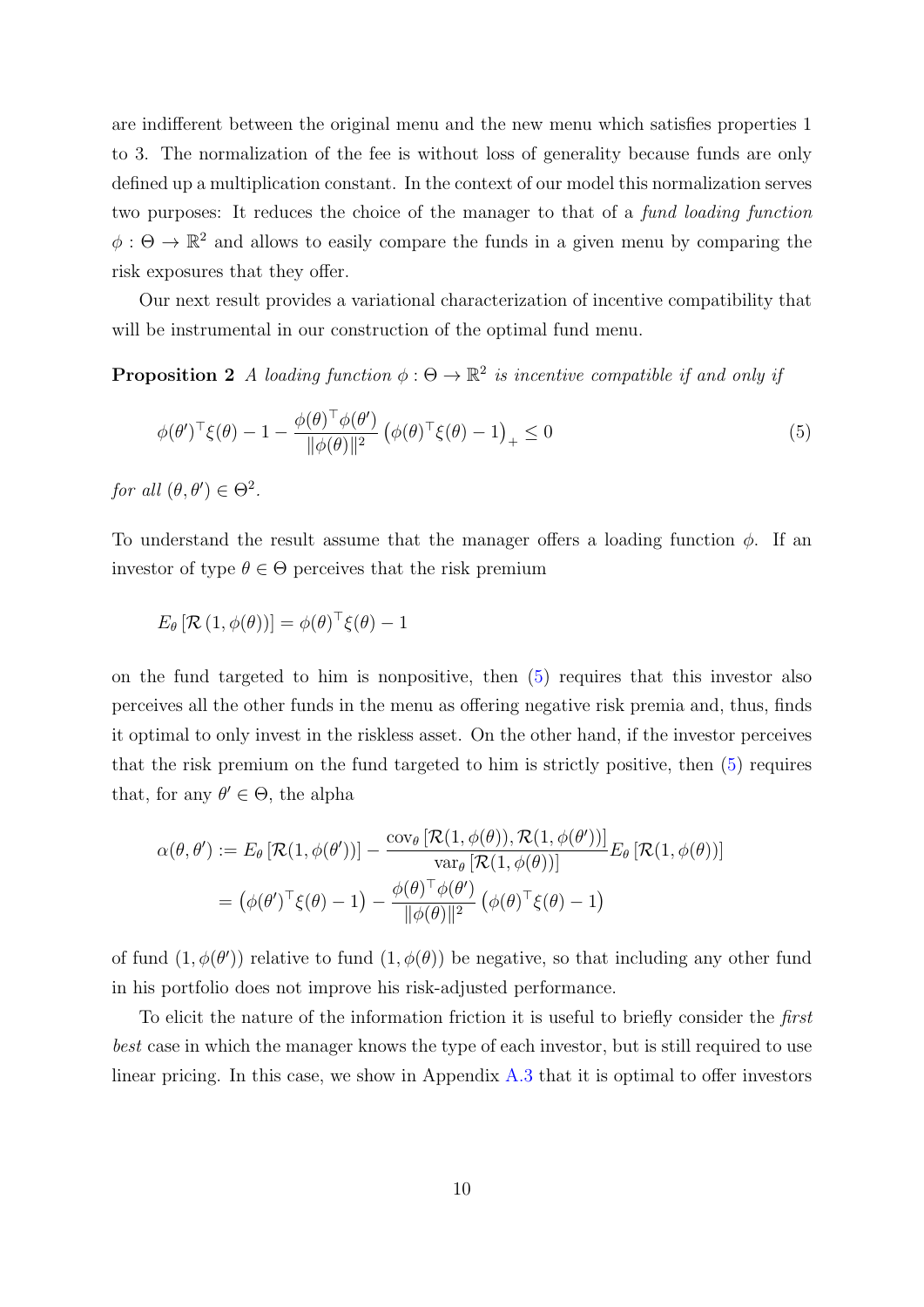are indifferent between the original menu and the new menu which satisfies properties 1 to 3. The normalization of the fee is without loss of generality because funds are only defined up a multiplication constant. In the context of our model this normalization serves two purposes: It reduces the choice of the manager to that of a *fund loading function* $\phi : \Theta \to \mathbb{R}^2$ and allows to easily compare the funds in a given menu by comparing the risk exposures that they offer.

Our next result provides a variational characterization of incentive compatibility that will be instrumental in our construction of the optimal fund menu.

**Proposition 2** *A loading function $\phi : \Theta \to \mathbb{R}^2$ is incentive compatible if and only if*

$$\phi(\theta')^\top \xi(\theta) - 1 - \frac{\phi(\theta)^\top \phi(\theta')}{\|\phi(\theta)\|^2} \left(\phi(\theta)^\top \xi(\theta) - 1\right)_+ \leq 0 \tag{5}$$

*for all $(\theta, \theta') \in \Theta^2$.*

To understand the result assume that the manager offers a loading function $\phi$. If an investor of type $\theta \in \Theta$ perceives that the risk premium

$$E_\theta \left[\mathcal{R}\left(1, \phi(\theta)\right)\right] = \phi(\theta)^\top \xi(\theta) - 1$$

on the fund targeted to him is nonpositive, then (5) requires that this investor also perceives all the other funds in the menu as offering negative risk premia and, thus, finds it optimal to only invest in the riskless asset. On the other hand, if the investor perceives that the risk premium on the fund targeted to him is strictly positive, then (5) requires that, for any $\theta' \in \Theta$, the alpha

$$\begin{aligned}
\alpha(\theta, \theta') &:= E_\theta \left[\mathcal{R}(1, \phi(\theta'))\right] - \frac{\text{cov}_\theta \left[\mathcal{R}(1, \phi(\theta)), \mathcal{R}(1, \phi(\theta'))\right]}{\text{var}_\theta \left[\mathcal{R}(1, \phi(\theta))\right]} E_\theta \left[\mathcal{R}(1, \phi(\theta))\right] \\
&= \left(\phi(\theta')^\top \xi(\theta) - 1\right) - \frac{\phi(\theta)^\top \phi(\theta')}{\|\phi(\theta)\|^2} \left(\phi(\theta)^\top \xi(\theta) - 1\right)
\end{aligned}$$

of fund $(1, \phi(\theta'))$ relative to fund $(1, \phi(\theta))$ be negative, so that including any other fund in his portfolio does not improve his risk-adjusted performance.

To elicit the nature of the information friction it is useful to briefly consider the *first best* case in which the manager knows the type of each investor, but is still required to use linear pricing. In this case, we show in Appendix A.3 that it is optimal to offer investors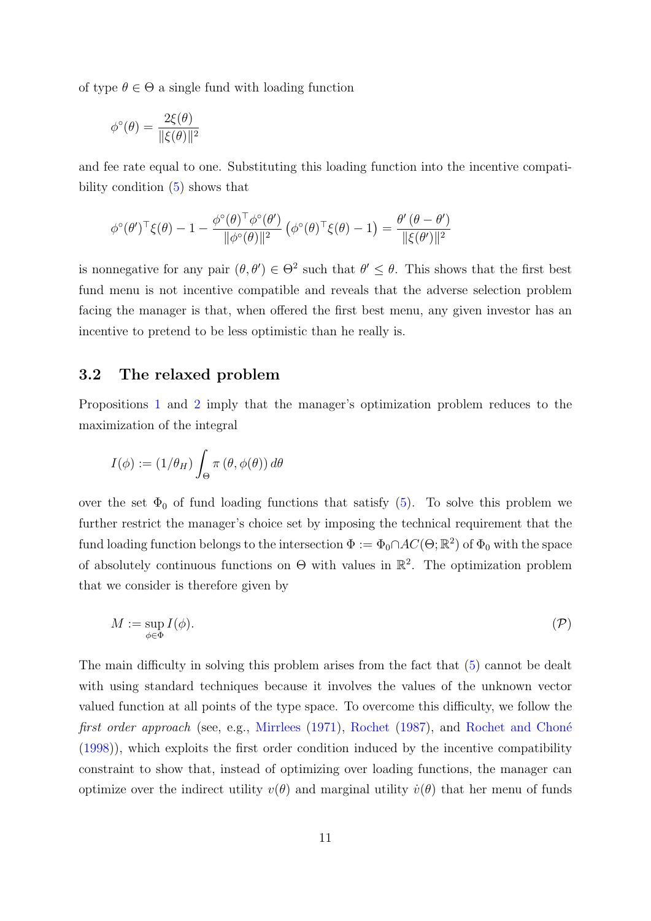of type $\theta \in \Theta$ a single fund with loading function

$$\phi^\circ(\theta) = \frac{2\xi(\theta)}{\|\xi(\theta)\|^2}$$

and fee rate equal to one. Substituting this loading function into the incentive compatibility condition (5) shows that

$$\phi^\circ(\theta')^\top \xi(\theta) - 1 - \frac{\phi^\circ(\theta)^\top \phi^\circ(\theta')}{\|\phi^\circ(\theta)\|^2} \left(\phi^\circ(\theta)^\top \xi(\theta) - 1\right) = \frac{\theta'\,(\theta - \theta')}{\|\xi(\theta')\|^2}$$

is nonnegative for any pair $(\theta, \theta') \in \Theta^2$ such that $\theta' \leq \theta$. This shows that the first best fund menu is not incentive compatible and reveals that the adverse selection problem facing the manager is that, when offered the first best menu, any given investor has an incentive to pretend to be less optimistic than he really is.

### 3.2 The relaxed problem

Propositions 1 and 2 imply that the manager's optimization problem reduces to the maximization of the integral

$$I(\phi) := (1/\theta_H) \int_\Theta \pi\left(\theta, \phi(\theta)\right) d\theta$$

over the set $\Phi_0$ of fund loading functions that satisfy (5). To solve this problem we further restrict the manager's choice set by imposing the technical requirement that the fund loading function belongs to the intersection $\Phi := \Phi_0 \cap AC(\Theta; \mathbb{R}^2)$ of $\Phi_0$ with the space of absolutely continuous functions on $\Theta$ with values in $\mathbb{R}^2$. The optimization problem that we consider is therefore given by

$$M := \sup_{\phi \in \Phi} I(\phi). \tag{$\mathcal{P}$}$$

The main difficulty in solving this problem arises from the fact that (5) cannot be dealt with using standard techniques because it involves the values of the unknown vector valued function at all points of the type space. To overcome this difficulty, we follow the *first order approach* (see, e.g., Mirrlees (1971), Rochet (1987), and Rochet and Choné (1998)), which exploits the first order condition induced by the incentive compatibility constraint to show that, instead of optimizing over loading functions, the manager can optimize over the indirect utility $v(\theta)$ and marginal utility $\dot{v}(\theta)$ that her menu of funds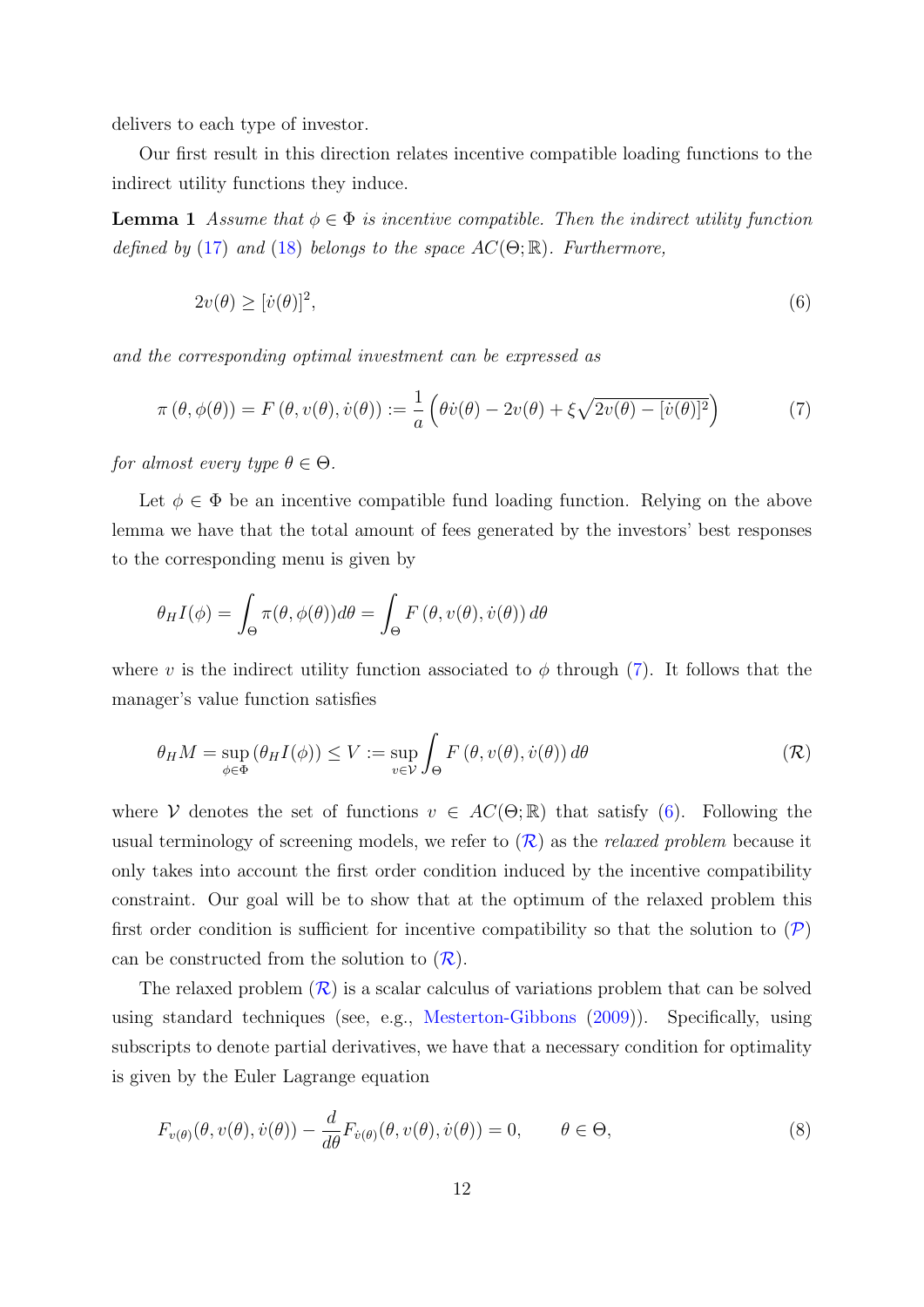delivers to each type of investor.

Our first result in this direction relates incentive compatible loading functions to the indirect utility functions they induce.

**Lemma 1** *Assume that $\phi \in \Phi$ is incentive compatible. Then the indirect utility function defined by (17) and (18) belongs to the space $AC(\Theta;\mathbb{R})$. Furthermore,*

$$2v(\theta) \geq [\dot{v}(\theta)]^2, \tag{6}$$

*and the corresponding optimal investment can be expressed as*

$$\pi\left(\theta, \phi(\theta)\right) = F\left(\theta, v(\theta), \dot{v}(\theta)\right) := \frac{1}{a}\left(\theta \dot{v}(\theta) - 2v(\theta) + \xi\sqrt{2v(\theta) - [\dot{v}(\theta)]^2}\right) \tag{7}$$

*for almost every type $\theta \in \Theta$.*

Let $\phi \in \Phi$ be an incentive compatible fund loading function. Relying on the above lemma we have that the total amount of fees generated by the investors' best responses to the corresponding menu is given by

$$\theta_H I(\phi) = \int_\Theta \pi(\theta, \phi(\theta)) d\theta = \int_\Theta F\left(\theta, v(\theta), \dot{v}(\theta)\right) d\theta$$

where $v$ is the indirect utility function associated to $\phi$ through (7). It follows that the manager's value function satisfies

$$\theta_H M = \sup_{\phi \in \Phi} \left(\theta_H I(\phi)\right) \leq V := \sup_{v \in \mathcal{V}} \int_\Theta F\left(\theta, v(\theta), \dot{v}(\theta)\right) d\theta \tag{$\mathcal{R}$}$$

where $\mathcal{V}$ denotes the set of functions $v \in AC(\Theta;\mathbb{R})$ that satisfy (6). Following the usual terminology of screening models, we refer to ($\mathcal{R}$) as the *relaxed problem* because it only takes into account the first order condition induced by the incentive compatibility constraint. Our goal will be to show that at the optimum of the relaxed problem this first order condition is sufficient for incentive compatibility so that the solution to ($\mathcal{P}$) can be constructed from the solution to ($\mathcal{R}$).

The relaxed problem ($\mathcal{R}$) is a scalar calculus of variations problem that can be solved using standard techniques (see, e.g., Mesterton-Gibbons (2009)). Specifically, using subscripts to denote partial derivatives, we have that a necessary condition for optimality is given by the Euler Lagrange equation

$$F_{v(\theta)}(\theta, v(\theta), \dot{v}(\theta)) - \frac{d}{d\theta} F_{\dot{v}(\theta)}(\theta, v(\theta), \dot{v}(\theta)) = 0, \qquad \theta \in \Theta, \tag{8}$$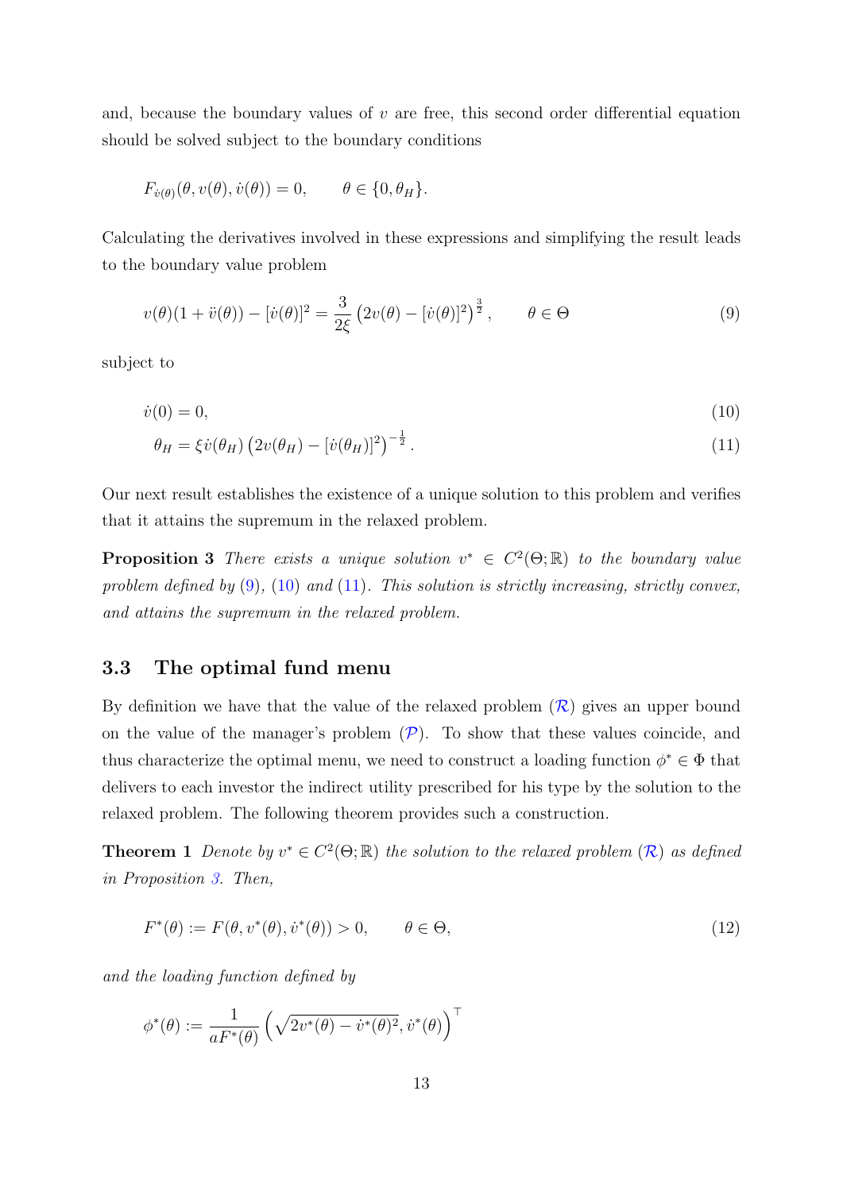and, because the boundary values of $v$ are free, this second order differential equation should be solved subject to the boundary conditions

$$F_{\dot{v}(\theta)}(\theta, v(\theta), \dot{v}(\theta)) = 0, \qquad \theta \in \{0, \theta_H\}.$$

Calculating the derivatives involved in these expressions and simplifying the result leads to the boundary value problem

$$v(\theta)(1 + \ddot{v}(\theta)) - [\dot{v}(\theta)]^2 = \frac{3}{2\xi}\left(2v(\theta) - [\dot{v}(\theta)]^2\right)^{\frac{3}{2}}, \qquad \theta \in \Theta \tag{9}$$

subject to

$$\dot{v}(0) = 0, \tag{10}$$

$$\theta_H = \xi \dot{v}(\theta_H)\left(2v(\theta_H) - [\dot{v}(\theta_H)]^2\right)^{-\frac{1}{2}}. \tag{11}$$

Our next result establishes the existence of a unique solution to this problem and verifies that it attains the supremum in the relaxed problem.

**Proposition 3** *There exists a unique solution $v^* \in C^2(\Theta; \mathbb{R})$ to the boundary value problem defined by (9), (10) and (11). This solution is strictly increasing, strictly convex, and attains the supremum in the relaxed problem.*

### 3.3 The optimal fund menu

By definition we have that the value of the relaxed problem ($\mathcal{R}$) gives an upper bound on the value of the manager's problem ($\mathcal{P}$). To show that these values coincide, and thus characterize the optimal menu, we need to construct a loading function $\phi^* \in \Phi$ that delivers to each investor the indirect utility prescribed for his type by the solution to the relaxed problem. The following theorem provides such a construction.

**Theorem 1** *Denote by $v^* \in C^2(\Theta; \mathbb{R})$ the solution to the relaxed problem ($\mathcal{R}$) as defined in Proposition 3. Then,*

$$F^*(\theta) := F(\theta, v^*(\theta), \dot{v}^*(\theta)) > 0, \qquad \theta \in \Theta, \tag{12}$$

*and the loading function defined by*

$$\phi^*(\theta) := \frac{1}{aF^*(\theta)}\left(\sqrt{2v^*(\theta) - \dot{v}^*(\theta)^2}, \dot{v}^*(\theta)\right)^\top$$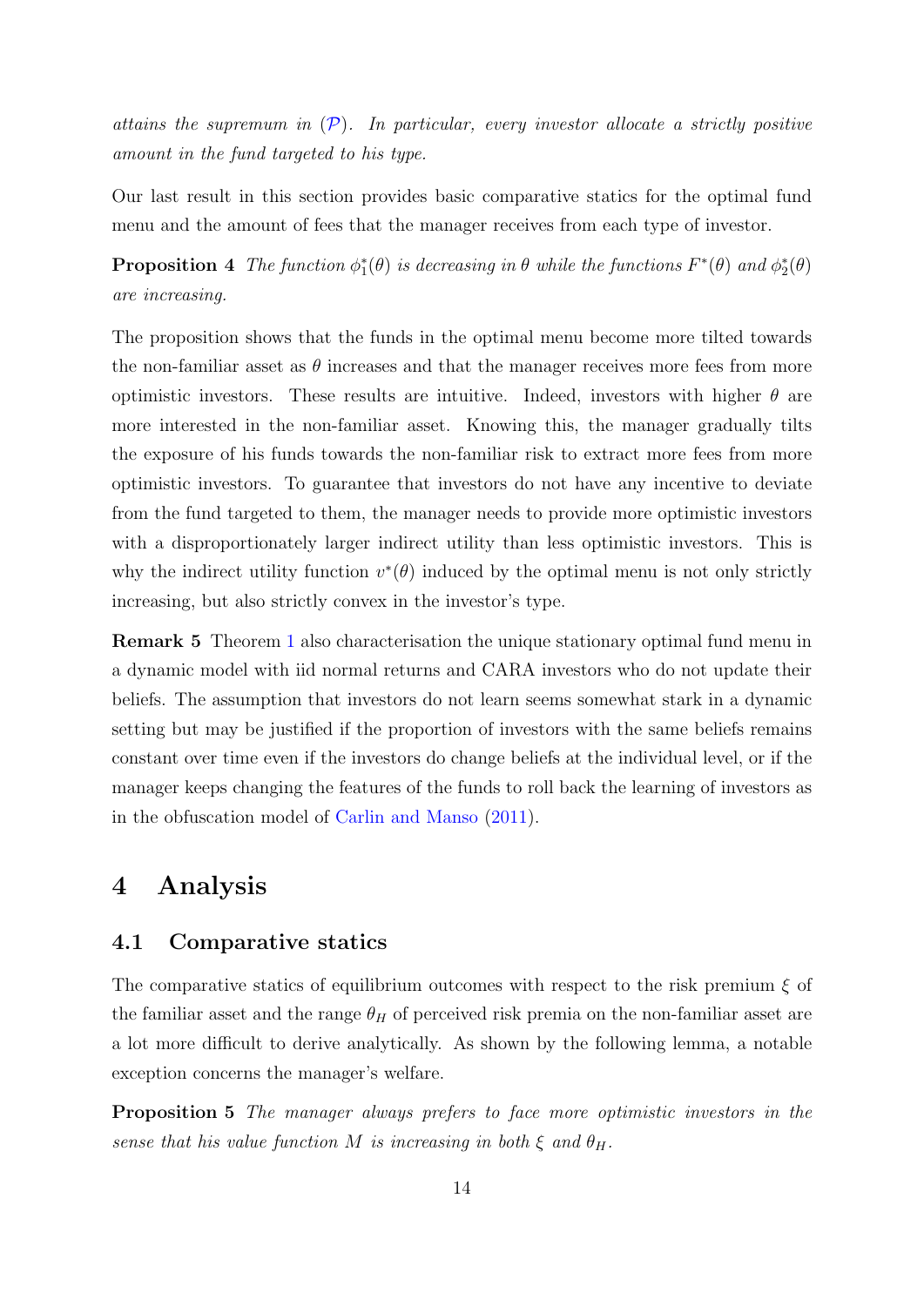*attains the supremum in ($\mathcal{P}$). In particular, every investor allocate a strictly positive amount in the fund targeted to his type.*

Our last result in this section provides basic comparative statics for the optimal fund menu and the amount of fees that the manager receives from each type of investor.

**Proposition 4** *The function $\phi_1^*(\theta)$ is decreasing in $\theta$ while the functions $F^*(\theta)$ and $\phi_2^*(\theta)$ are increasing.*

The proposition shows that the funds in the optimal menu become more tilted towards the non-familiar asset as $\theta$ increases and that the manager receives more fees from more optimistic investors. These results are intuitive. Indeed, investors with higher $\theta$ are more interested in the non-familiar asset. Knowing this, the manager gradually tilts the exposure of his funds towards the non-familiar risk to extract more fees from more optimistic investors. To guarantee that investors do not have any incentive to deviate from the fund targeted to them, the manager needs to provide more optimistic investors with a disproportionately larger indirect utility than less optimistic investors. This is why the indirect utility function $v^*(\theta)$ induced by the optimal menu is not only strictly increasing, but also strictly convex in the investor's type.

**Remark 5** Theorem 1 also characterisation the unique stationary optimal fund menu in a dynamic model with iid normal returns and CARA investors who do not update their beliefs. The assumption that investors do not learn seems somewhat stark in a dynamic setting but may be justified if the proportion of investors with the same beliefs remains constant over time even if the investors do change beliefs at the individual level, or if the manager keeps changing the features of the funds to roll back the learning of investors as in the obfuscation model of Carlin and Manso (2011).

# 4 Analysis

## 4.1 Comparative statics

The comparative statics of equilibrium outcomes with respect to the risk premium $\xi$ of the familiar asset and the range $\theta_H$ of perceived risk premia on the non-familiar asset are a lot more difficult to derive analytically. As shown by the following lemma, a notable exception concerns the manager's welfare.

**Proposition 5** *The manager always prefers to face more optimistic investors in the sense that his value function $M$ is increasing in both $\xi$ and $\theta_H$.*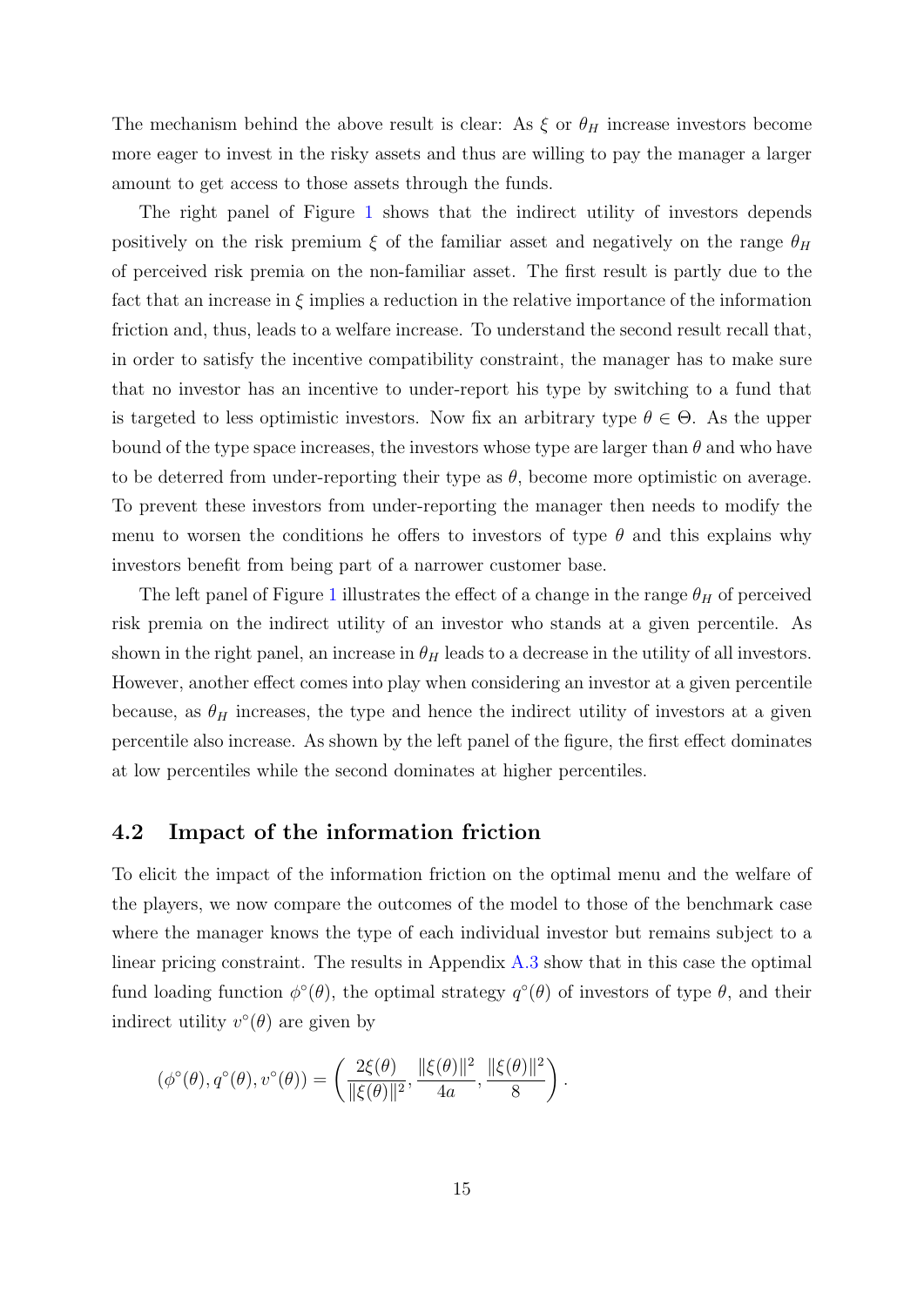The mechanism behind the above result is clear: As $\xi$ or $\theta_H$ increase investors become more eager to invest in the risky assets and thus are willing to pay the manager a larger amount to get access to those assets through the funds.

The right panel of Figure 1 shows that the indirect utility of investors depends positively on the risk premium $\xi$ of the familiar asset and negatively on the range $\theta_H$ of perceived risk premia on the non-familiar asset. The first result is partly due to the fact that an increase in $\xi$ implies a reduction in the relative importance of the information friction and, thus, leads to a welfare increase. To understand the second result recall that, in order to satisfy the incentive compatibility constraint, the manager has to make sure that no investor has an incentive to under-report his type by switching to a fund that is targeted to less optimistic investors. Now fix an arbitrary type $\theta \in \Theta$. As the upper bound of the type space increases, the investors whose type are larger than $\theta$ and who have to be deterred from under-reporting their type as $\theta$, become more optimistic on average. To prevent these investors from under-reporting the manager then needs to modify the menu to worsen the conditions he offers to investors of type $\theta$ and this explains why investors benefit from being part of a narrower customer base.

The left panel of Figure 1 illustrates the effect of a change in the range $\theta_H$ of perceived risk premia on the indirect utility of an investor who stands at a given percentile. As shown in the right panel, an increase in $\theta_H$ leads to a decrease in the utility of all investors. However, another effect comes into play when considering an investor at a given percentile because, as $\theta_H$ increases, the type and hence the indirect utility of investors at a given percentile also increase. As shown by the left panel of the figure, the first effect dominates at low percentiles while the second dominates at higher percentiles.

## 4.2 Impact of the information friction

To elicit the impact of the information friction on the optimal menu and the welfare of the players, we now compare the outcomes of the model to those of the benchmark case where the manager knows the type of each individual investor but remains subject to a linear pricing constraint. The results in Appendix A.3 show that in this case the optimal fund loading function $\phi^\circ(\theta)$, the optimal strategy $q^\circ(\theta)$ of investors of type $\theta$, and their indirect utility $v^\circ(\theta)$ are given by

$$(\phi^\circ(\theta), q^\circ(\theta), v^\circ(\theta)) = \left( \frac{2\xi(\theta)}{\|\xi(\theta)\|^2}, \frac{\|\xi(\theta)\|^2}{4a}, \frac{\|\xi(\theta)\|^2}{8} \right).$$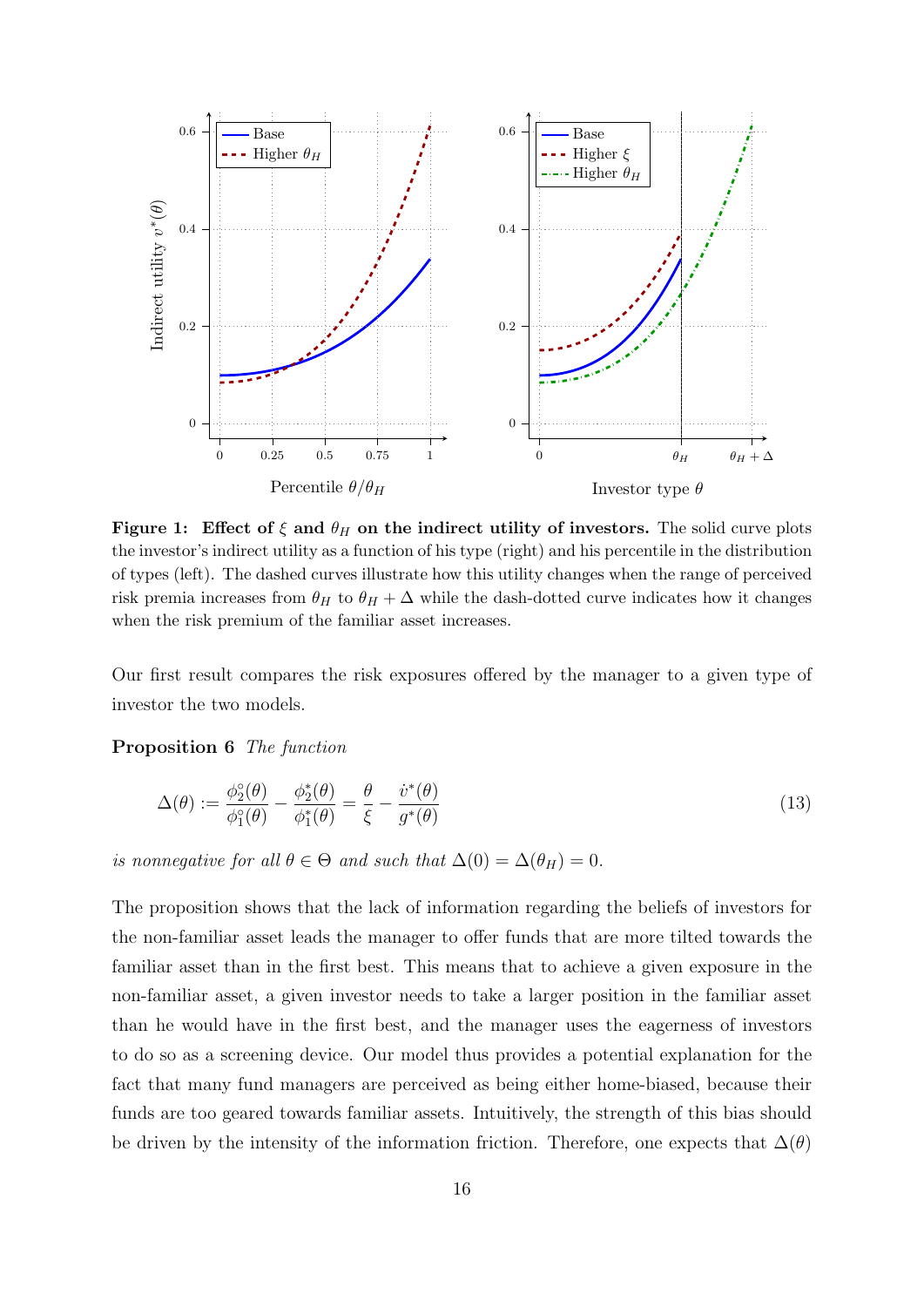**Figure 1: Effect of $\xi$ and $\theta_H$ on the indirect utility of investors.** The solid curve plots the investor's indirect utility as a function of his type (right) and his percentile in the distribution of types (left). The dashed curves illustrate how this utility changes when the range of perceived risk premia increases from $\theta_H$ to $\theta_H + \Delta$ while the dash-dotted curve indicates how it changes when the risk premium of the familiar asset increases.

Our first result compares the risk exposures offered by the manager to a given type of investor the two models.

**Proposition 6** *The function*

$$\Delta(\theta) := \frac{\phi_2^\circ(\theta)}{\phi_1^\circ(\theta)} - \frac{\phi_2^*(\theta)}{\phi_1^*(\theta)} = \frac{\theta}{\xi} - \frac{\dot{v}^*(\theta)}{g^*(\theta)} \tag{13}$$

*is nonnegative for all $\theta \in \Theta$ and such that $\Delta(0) = \Delta(\theta_H) = 0$.*

The proposition shows that the lack of information regarding the beliefs of investors for the non-familiar asset leads the manager to offer funds that are more tilted towards the familiar asset than in the first best. This means that to achieve a given exposure in the non-familiar asset, a given investor needs to take a larger position in the familiar asset than he would have in the first best, and the manager uses the eagerness of investors to do so as a screening device. Our model thus provides a potential explanation for the fact that many fund managers are perceived as being either home-biased, because their funds are too geared towards familiar assets. Intuitively, the strength of this bias should be driven by the intensity of the information friction. Therefore, one expects that $\Delta(\theta)$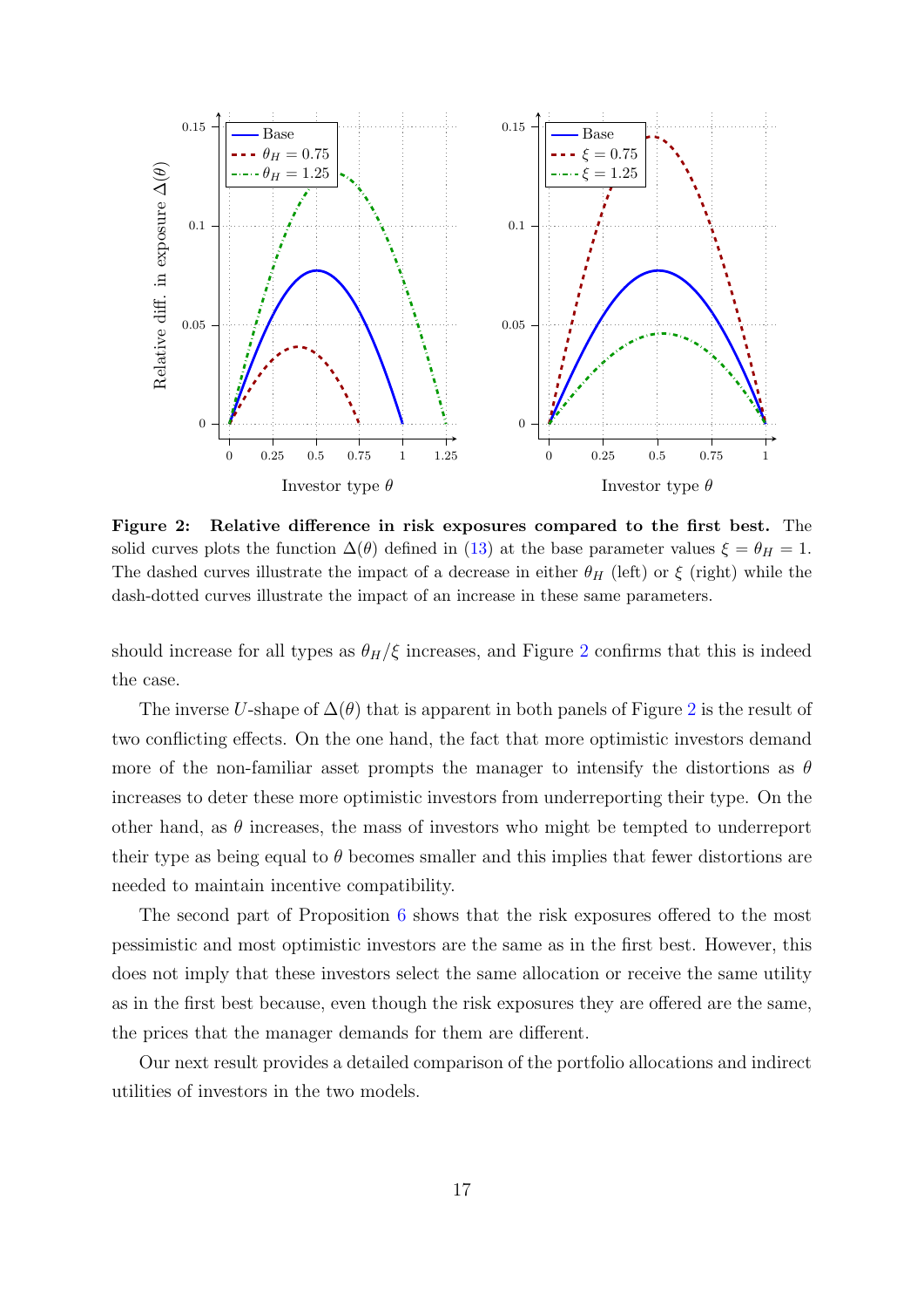**Figure 2: Relative difference in risk exposures compared to the first best.** The solid curves plots the function $\Delta(\theta)$ defined in (13) at the base parameter values $\xi = \theta_H = 1$. The dashed curves illustrate the impact of a decrease in either $\theta_H$ (left) or $\xi$ (right) while the dash-dotted curves illustrate the impact of an increase in these same parameters.

should increase for all types as $\theta_H/\xi$ increases, and Figure 2 confirms that this is indeed the case.

The inverse $U$-shape of $\Delta(\theta)$ that is apparent in both panels of Figure 2 is the result of two conflicting effects. On the one hand, the fact that more optimistic investors demand more of the non-familiar asset prompts the manager to intensify the distortions as $\theta$ increases to deter these more optimistic investors from underreporting their type. On the other hand, as $\theta$ increases, the mass of investors who might be tempted to underreport their type as being equal to $\theta$ becomes smaller and this implies that fewer distortions are needed to maintain incentive compatibility.

The second part of Proposition 6 shows that the risk exposures offered to the most pessimistic and most optimistic investors are the same as in the first best. However, this does not imply that these investors select the same allocation or receive the same utility as in the first best because, even though the risk exposures they are offered are the same, the prices that the manager demands for them are different.

Our next result provides a detailed comparison of the portfolio allocations and indirect utilities of investors in the two models.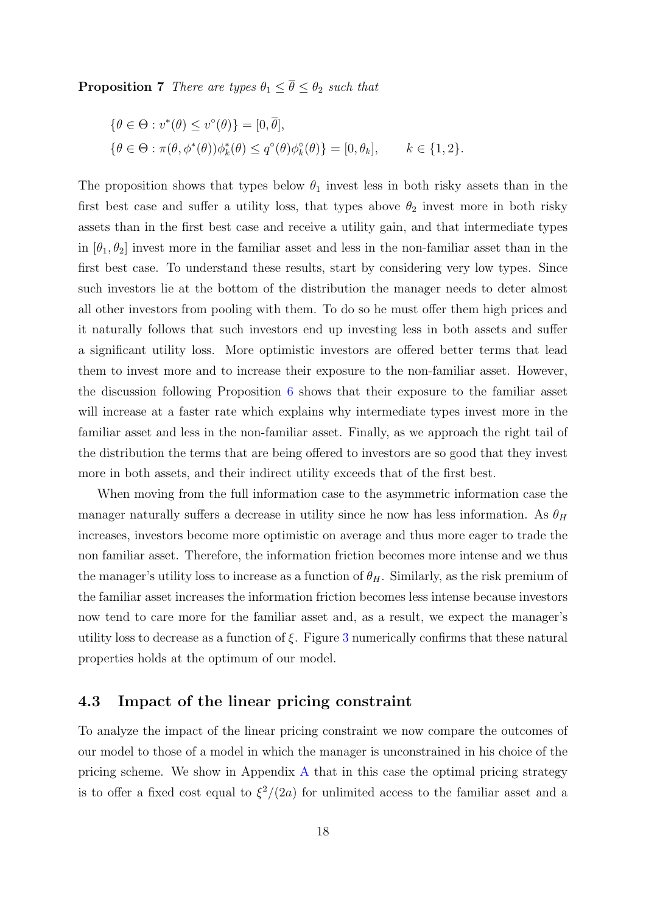**Proposition 7** *There are types $\theta_1 \leq \overline{\theta} \leq \theta_2$ such that*

$$\{\theta \in \Theta : v^*(\theta) \leq v^\circ(\theta)\} = [0, \overline{\theta}],$$

$$\{\theta \in \Theta : \pi(\theta, \phi^*(\theta))\phi_k^*(\theta) \leq q^\circ(\theta)\phi_k^\circ(\theta)\} = [0, \theta_k], \qquad k \in \{1, 2\}.$$

The proposition shows that types below $\theta_1$ invest less in both risky assets than in the first best case and suffer a utility loss, that types above $\theta_2$ invest more in both risky assets than in the first best case and receive a utility gain, and that intermediate types in $[\theta_1, \theta_2]$ invest more in the familiar asset and less in the non-familiar asset than in the first best case. To understand these results, start by considering very low types. Since such investors lie at the bottom of the distribution the manager needs to deter almost all other investors from pooling with them. To do so he must offer them high prices and it naturally follows that such investors end up investing less in both assets and suffer a significant utility loss. More optimistic investors are offered better terms that lead them to invest more and to increase their exposure to the non-familiar asset. However, the discussion following Proposition 6 shows that their exposure to the familiar asset will increase at a faster rate which explains why intermediate types invest more in the familiar asset and less in the non-familiar asset. Finally, as we approach the right tail of the distribution the terms that are being offered to investors are so good that they invest more in both assets, and their indirect utility exceeds that of the first best.

When moving from the full information case to the asymmetric information case the manager naturally suffers a decrease in utility since he now has less information. As $\theta_H$ increases, investors become more optimistic on average and thus more eager to trade the non familiar asset. Therefore, the information friction becomes more intense and we thus the manager's utility loss to increase as a function of $\theta_H$. Similarly, as the risk premium of the familiar asset increases the information friction becomes less intense because investors now tend to care more for the familiar asset and, as a result, we expect the manager's utility loss to decrease as a function of $\xi$. Figure 3 numerically confirms that these natural properties holds at the optimum of our model.

## 4.3 Impact of the linear pricing constraint

To analyze the impact of the linear pricing constraint we now compare the outcomes of our model to those of a model in which the manager is unconstrained in his choice of the pricing scheme. We show in Appendix A that in this case the optimal pricing strategy is to offer a fixed cost equal to $\xi^2/(2a)$ for unlimited access to the familiar asset and a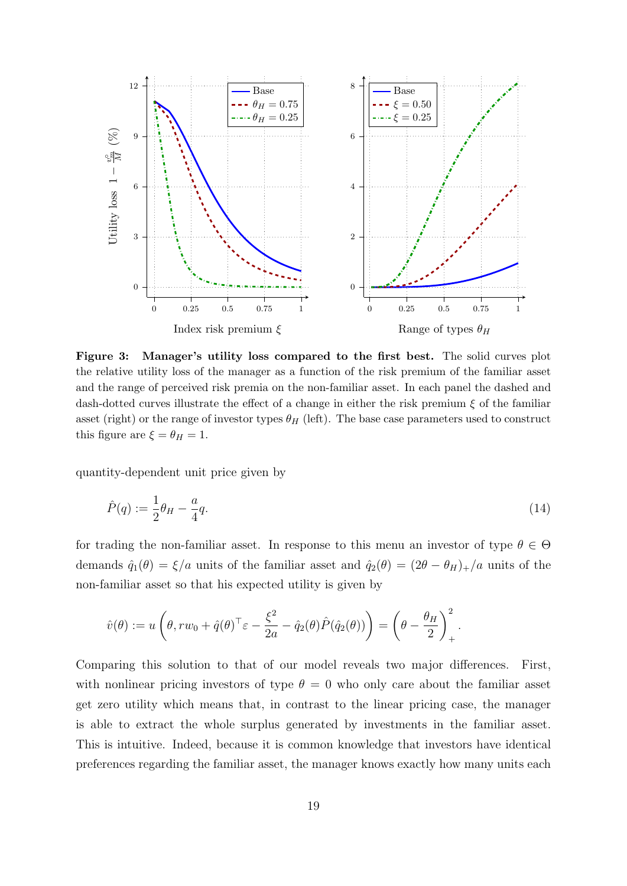**Figure 3: Manager's utility loss compared to the first best.** The solid curves plot the relative utility loss of the manager as a function of the risk premium of the familiar asset and the range of perceived risk premia on the non-familiar asset. In each panel the dashed and dash-dotted curves illustrate the effect of a change in either the risk premium $\xi$ of the familiar asset (right) or the range of investor types $\theta_H$ (left). The base case parameters used to construct this figure are $\xi = \theta_H = 1$.

quantity-dependent unit price given by

$$\hat{P}(q) := \frac{1}{2}\theta_H - \frac{a}{4}q. \tag{14}$$

for trading the non-familiar asset. In response to this menu an investor of type $\theta \in \Theta$ demands $\hat{q}_1(\theta) = \xi/a$ units of the familiar asset and $\hat{q}_2(\theta) = (2\theta - \theta_H)_+/a$ units of the non-familiar asset so that his expected utility is given by

$$\hat{v}(\theta) := u\left(\theta, rw_0 + \hat{q}(\theta)^\top \varepsilon - \frac{\xi^2}{2a} - \hat{q}_2(\theta)\hat{P}(\hat{q}_2(\theta))\right) = \left(\theta - \frac{\theta_H}{2}\right)_+^2.$$

Comparing this solution to that of our model reveals two major differences. First, with nonlinear pricing investors of type $\theta = 0$ who only care about the familiar asset get zero utility which means that, in contrast to the linear pricing case, the manager is able to extract the whole surplus generated by investments in the familiar asset. This is intuitive. Indeed, because it is common knowledge that investors have identical preferences regarding the familiar asset, the manager knows exactly how many units each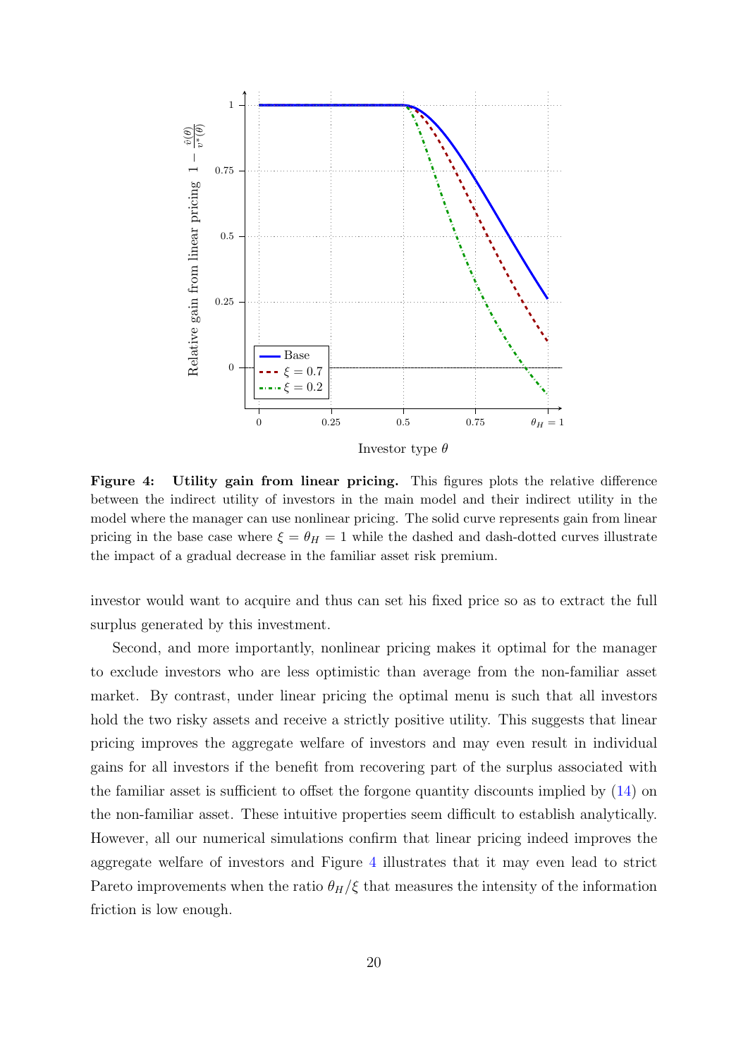**Figure 4: Utility gain from linear pricing.** This figures plots the relative difference between the indirect utility of investors in the main model and their indirect utility in the model where the manager can use nonlinear pricing. The solid curve represents gain from linear pricing in the base case where $\xi = \theta_H = 1$ while the dashed and dash-dotted curves illustrate the impact of a gradual decrease in the familiar asset risk premium.

investor would want to acquire and thus can set his fixed price so as to extract the full surplus generated by this investment.

Second, and more importantly, nonlinear pricing makes it optimal for the manager to exclude investors who are less optimistic than average from the non-familiar asset market. By contrast, under linear pricing the optimal menu is such that all investors hold the two risky assets and receive a strictly positive utility. This suggests that linear pricing improves the aggregate welfare of investors and may even result in individual gains for all investors if the benefit from recovering part of the surplus associated with the familiar asset is sufficient to offset the forgone quantity discounts implied by (14) on the non-familiar asset. These intuitive properties seem difficult to establish analytically. However, all our numerical simulations confirm that linear pricing indeed improves the aggregate welfare of investors and Figure 4 illustrates that it may even lead to strict Pareto improvements when the ratio $\theta_H/\xi$ that measures the intensity of the information friction is low enough.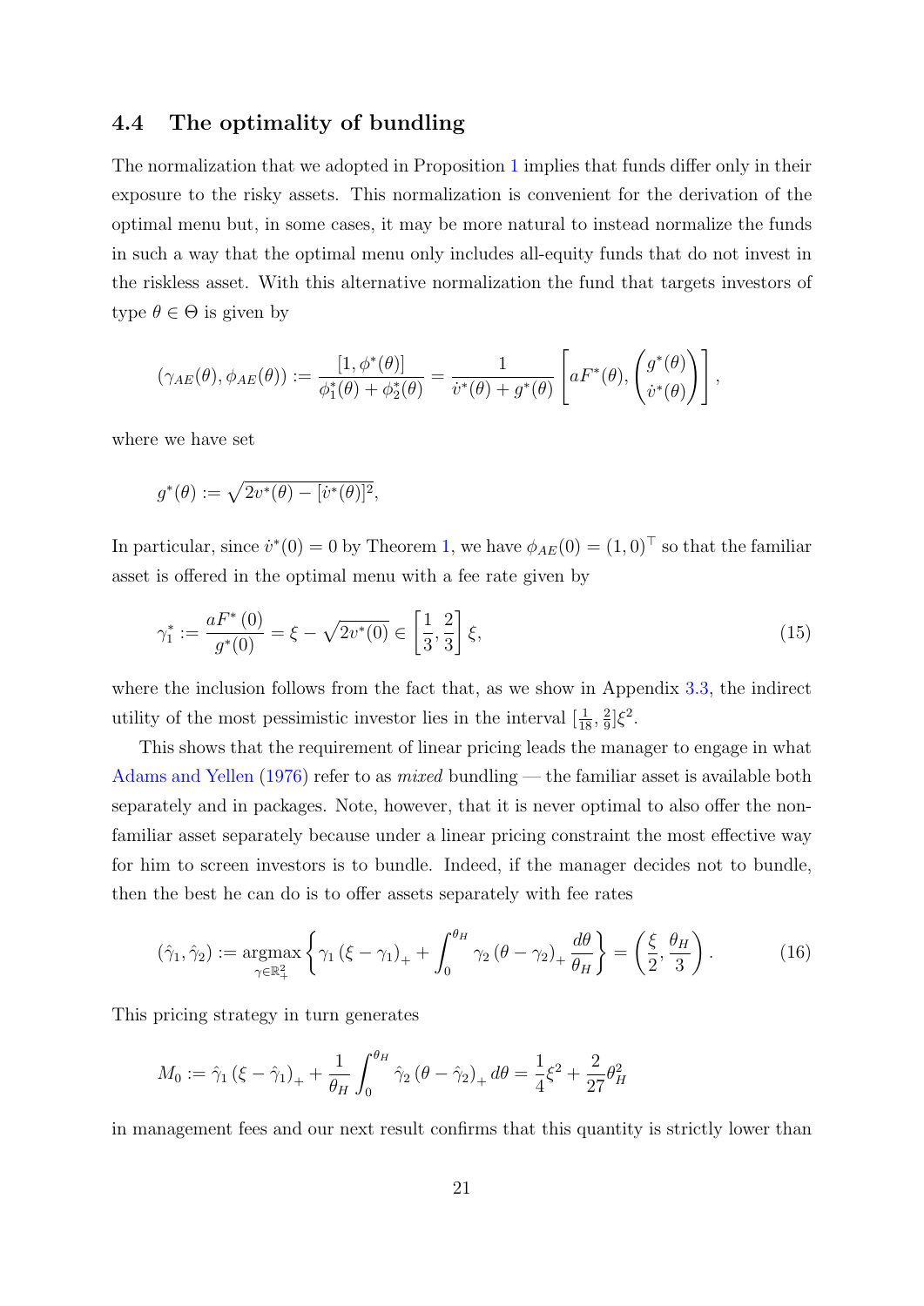### 4.4 The optimality of bundling

The normalization that we adopted in Proposition 1 implies that funds differ only in their exposure to the risky assets. This normalization is convenient for the derivation of the optimal menu but, in some cases, it may be more natural to instead normalize the funds in such a way that the optimal menu only includes all-equity funds that do not invest in the riskless asset. With this alternative normalization the fund that targets investors of type $\theta \in \Theta$ is given by

$$(\gamma_{AE}(\theta), \phi_{AE}(\theta)) := \frac{[1, \phi^*(\theta)]}{\phi_1^*(\theta) + \phi_2^*(\theta)} = \frac{1}{\dot{v}^*(\theta) + g^*(\theta)} \left[ aF^*(\theta), \begin{pmatrix} g^*(\theta) \\ \dot{v}^*(\theta) \end{pmatrix} \right],$$

where we have set

$$g^*(\theta) := \sqrt{2v^*(\theta) - [\dot{v}^*(\theta)]^2},$$

In particular, since $\dot{v}^*(0) = 0$ by Theorem 1, we have $\phi_{AE}(0) = (1, 0)^\top$ so that the familiar asset is offered in the optimal menu with a fee rate given by

$$\gamma_1^* := \frac{aF^*(0)}{g^*(0)} = \xi - \sqrt{2v^*(0)} \in \left[\frac{1}{3}, \frac{2}{3}\right] \xi, \tag{15}$$

where the inclusion follows from the fact that, as we show in Appendix 3.3, the indirect utility of the most pessimistic investor lies in the interval $[\frac{1}{18}, \frac{2}{9}]\xi^2$.

This shows that the requirement of linear pricing leads the manager to engage in what Adams and Yellen (1976) refer to as *mixed* bundling — the familiar asset is available both separately and in packages. Note, however, that it is never optimal to also offer the non-familiar asset separately because under a linear pricing constraint the most effective way for him to screen investors is to bundle. Indeed, if the manager decides not to bundle, then the best he can do is to offer assets separately with fee rates

$$(\hat{\gamma}_1, \hat{\gamma}_2) := \underset{\gamma \in \mathbb{R}_+^2}{\operatorname{argmax}} \left\{ \gamma_1 (\xi - \gamma_1)_+ + \int_0^{\theta_H} \gamma_2 (\theta - \gamma_2)_+ \frac{d\theta}{\theta_H} \right\} = \left( \frac{\xi}{2}, \frac{\theta_H}{3} \right). \tag{16}$$

This pricing strategy in turn generates

$$M_0 := \hat{\gamma}_1 (\xi - \hat{\gamma}_1)_+ + \frac{1}{\theta_H} \int_0^{\theta_H} \hat{\gamma}_2 (\theta - \hat{\gamma}_2)_+ d\theta = \frac{1}{4}\xi^2 + \frac{2}{27}\theta_H^2$$

in management fees and our next result confirms that this quantity is strictly lower than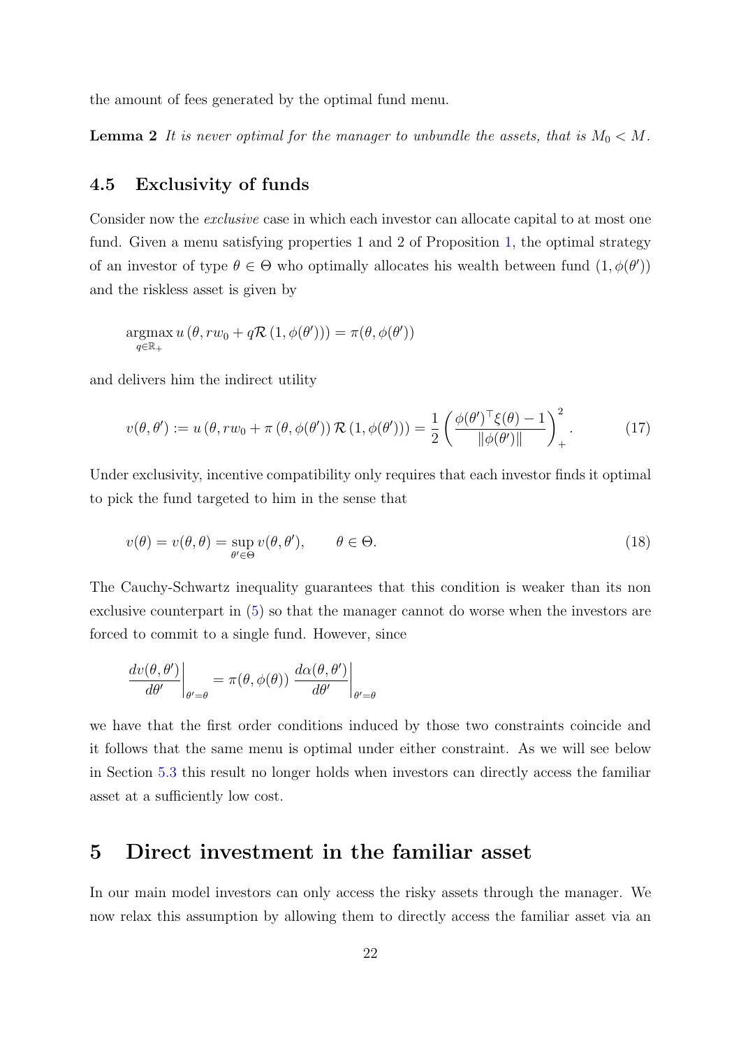the amount of fees generated by the optimal fund menu.

**Lemma 2** *It is never optimal for the manager to unbundle the assets, that is $M_0 < M$.*

## 4.5 Exclusivity of funds

Consider now the *exclusive* case in which each investor can allocate capital to at most one fund. Given a menu satisfying properties 1 and 2 of Proposition 1, the optimal strategy of an investor of type $\theta \in \Theta$ who optimally allocates his wealth between fund $(1, \phi(\theta'))$ and the riskless asset is given by

$$\operatorname*{argmax}_{q \in \mathbb{R}_+} u\left(\theta, rw_0 + q\mathcal{R}\left(1, \phi(\theta')\right)\right) = \pi(\theta, \phi(\theta'))$$

and delivers him the indirect utility

$$v(\theta, \theta') := u\left(\theta, rw_0 + \pi\left(\theta, \phi(\theta')\right)\mathcal{R}\left(1, \phi(\theta')\right)\right) = \frac{1}{2}\left(\frac{\phi(\theta')^\top \xi(\theta) - 1}{\|\phi(\theta')\|}\right)_+^2. \tag{17}$$

Under exclusivity, incentive compatibility only requires that each investor finds it optimal to pick the fund targeted to him in the sense that

$$v(\theta) = v(\theta, \theta) = \sup_{\theta' \in \Theta} v(\theta, \theta'), \qquad \theta \in \Theta. \tag{18}$$

The Cauchy-Schwartz inequality guarantees that this condition is weaker than its non exclusive counterpart in (5) so that the manager cannot do worse when the investors are forced to commit to a single fund. However, since

$$\left.\frac{dv(\theta, \theta')}{d\theta'}\right|_{\theta'=\theta} = \pi(\theta, \phi(\theta)) \left.\frac{d\alpha(\theta, \theta')}{d\theta'}\right|_{\theta'=\theta}$$

we have that the first order conditions induced by those two constraints coincide and it follows that the same menu is optimal under either constraint. As we will see below in Section 5.3 this result no longer holds when investors can directly access the familiar asset at a sufficiently low cost.

# 5 Direct investment in the familiar asset

In our main model investors can only access the risky assets through the manager. We now relax this assumption by allowing them to directly access the familiar asset via an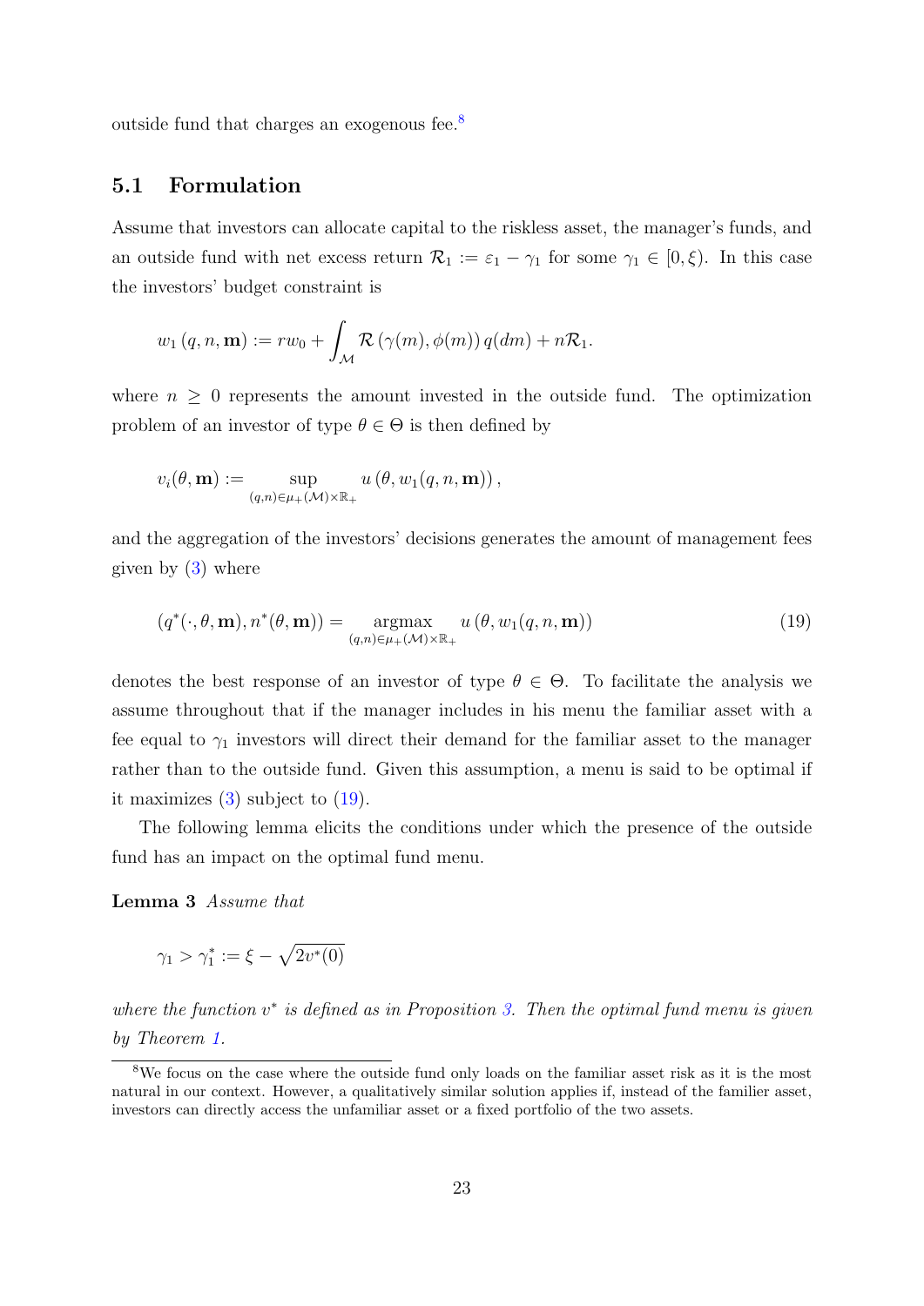outside fund that charges an exogenous fee.[8]

## 5.1 Formulation

Assume that investors can allocate capital to the riskless asset, the manager's funds, and an outside fund with net excess return $\mathcal{R}_1 := \varepsilon_1 - \gamma_1$ for some $\gamma_1 \in [0, \xi)$. In this case the investors' budget constraint is

$$w_1(q, n, \mathbf{m}) := rw_0 + \int_{\mathcal{M}} \mathcal{R}(\gamma(m), \phi(m))\, q(dm) + n\mathcal{R}_1.$$

where $n \geq 0$ represents the amount invested in the outside fund. The optimization problem of an investor of type $\theta \in \Theta$ is then defined by

$$v_i(\theta, \mathbf{m}) := \sup_{(q,n) \in \mu_+(\mathcal{M}) \times \mathbb{R}_+} u(\theta, w_1(q, n, \mathbf{m})),$$

and the aggregation of the investors' decisions generates the amount of management fees given by (3) where

$$(q^*(\cdot, \theta, \mathbf{m}), n^*(\theta, \mathbf{m})) = \underset{(q,n) \in \mu_+(\mathcal{M}) \times \mathbb{R}_+}{\operatorname{argmax}} u(\theta, w_1(q, n, \mathbf{m})) \tag{19}$$

denotes the best response of an investor of type $\theta \in \Theta$. To facilitate the analysis we assume throughout that if the manager includes in his menu the familiar asset with a fee equal to $\gamma_1$ investors will direct their demand for the familiar asset to the manager rather than to the outside fund. Given this assumption, a menu is said to be optimal if it maximizes (3) subject to (19).

The following lemma elicits the conditions under which the presence of the outside fund has an impact on the optimal fund menu.

**Lemma 3** *Assume that*

$$\gamma_1 > \gamma_1^* := \xi - \sqrt{2v^*(0)}$$

*where the function $v^*$ is defined as in Proposition 3. Then the optimal fund menu is given by Theorem 1.*

---

[8]We focus on the case where the outside fund only loads on the familiar asset risk as it is the most natural in our context. However, a qualitatively similar solution applies if, instead of the familier asset, investors can directly access the unfamiliar asset or a fixed portfolio of the two assets.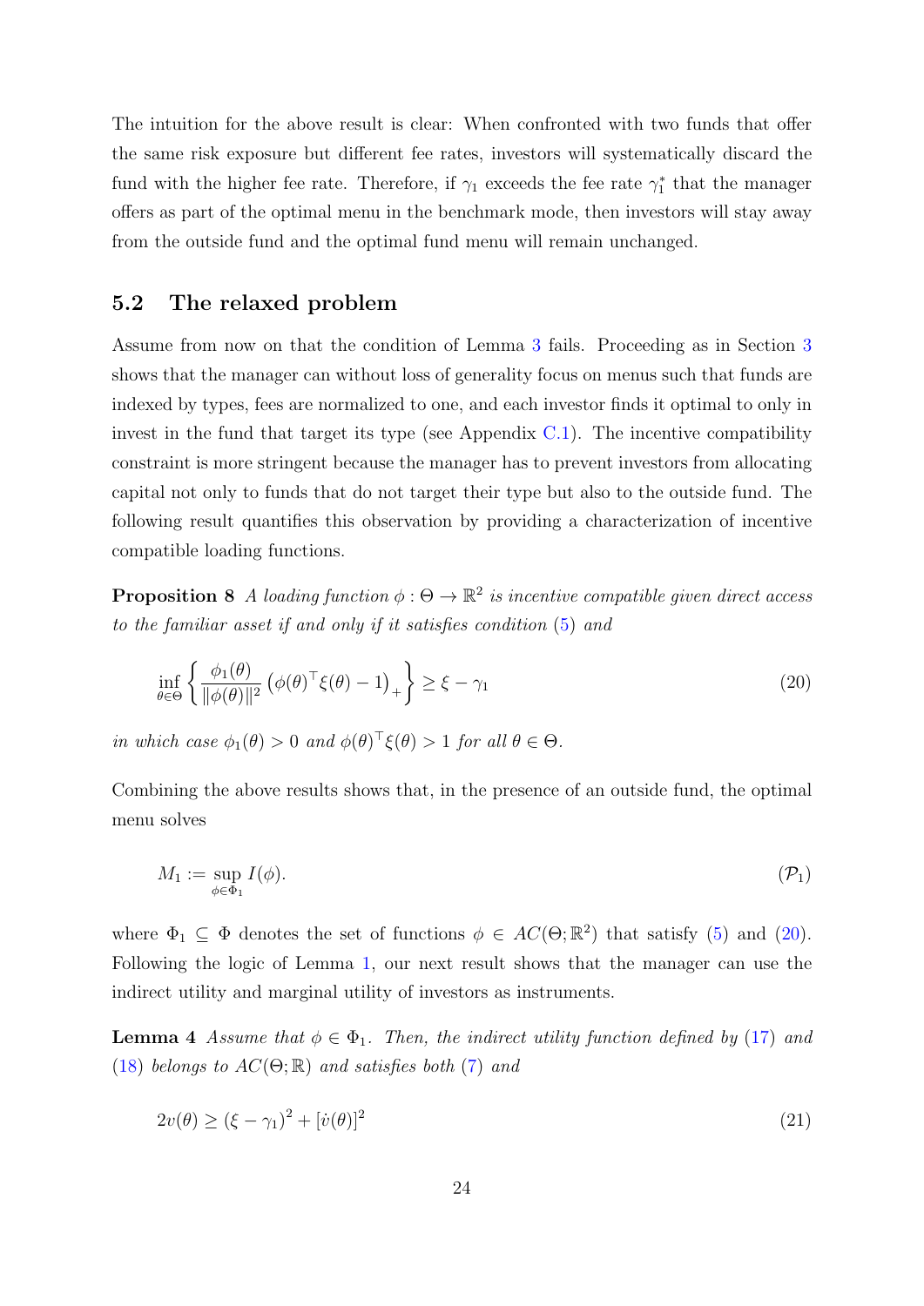The intuition for the above result is clear: When confronted with two funds that offer the same risk exposure but different fee rates, investors will systematically discard the fund with the higher fee rate. Therefore, if $\gamma_1$ exceeds the fee rate $\gamma_1^*$ that the manager offers as part of the optimal menu in the benchmark mode, then investors will stay away from the outside fund and the optimal fund menu will remain unchanged.

## 5.2 The relaxed problem

Assume from now on that the condition of Lemma 3 fails. Proceeding as in Section 3 shows that the manager can without loss of generality focus on menus such that funds are indexed by types, fees are normalized to one, and each investor finds it optimal to only in invest in the fund that target its type (see Appendix C.1). The incentive compatibility constraint is more stringent because the manager has to prevent investors from allocating capital not only to funds that do not target their type but also to the outside fund. The following result quantifies this observation by providing a characterization of incentive compatible loading functions.

**Proposition 8** *A loading function $\phi : \Theta \to \mathbb{R}^2$ is incentive compatible given direct access to the familiar asset if and only if it satisfies condition (5) and*

$$\inf_{\theta \in \Theta} \left\{ \frac{\phi_1(\theta)}{\|\phi(\theta)\|^2} \left( \phi(\theta)^\top \xi(\theta) - 1 \right)_+ \right\} \geq \xi - \gamma_1 \tag{20}$$

*in which case $\phi_1(\theta) > 0$ and $\phi(\theta)^\top \xi(\theta) > 1$ for all $\theta \in \Theta$.*

Combining the above results shows that, in the presence of an outside fund, the optimal menu solves

$$M_1 := \sup_{\phi \in \Phi_1} I(\phi). \tag{$\mathcal{P}_1$}$$

where $\Phi_1 \subseteq \Phi$ denotes the set of functions $\phi \in AC(\Theta; \mathbb{R}^2)$ that satisfy (5) and (20). Following the logic of Lemma 1, our next result shows that the manager can use the indirect utility and marginal utility of investors as instruments.

**Lemma 4** *Assume that $\phi \in \Phi_1$. Then, the indirect utility function defined by (17) and (18) belongs to $AC(\Theta; \mathbb{R})$ and satisfies both (7) and*

$$2v(\theta) \geq (\xi - \gamma_1)^2 + [\dot{v}(\theta)]^2 \tag{21}$$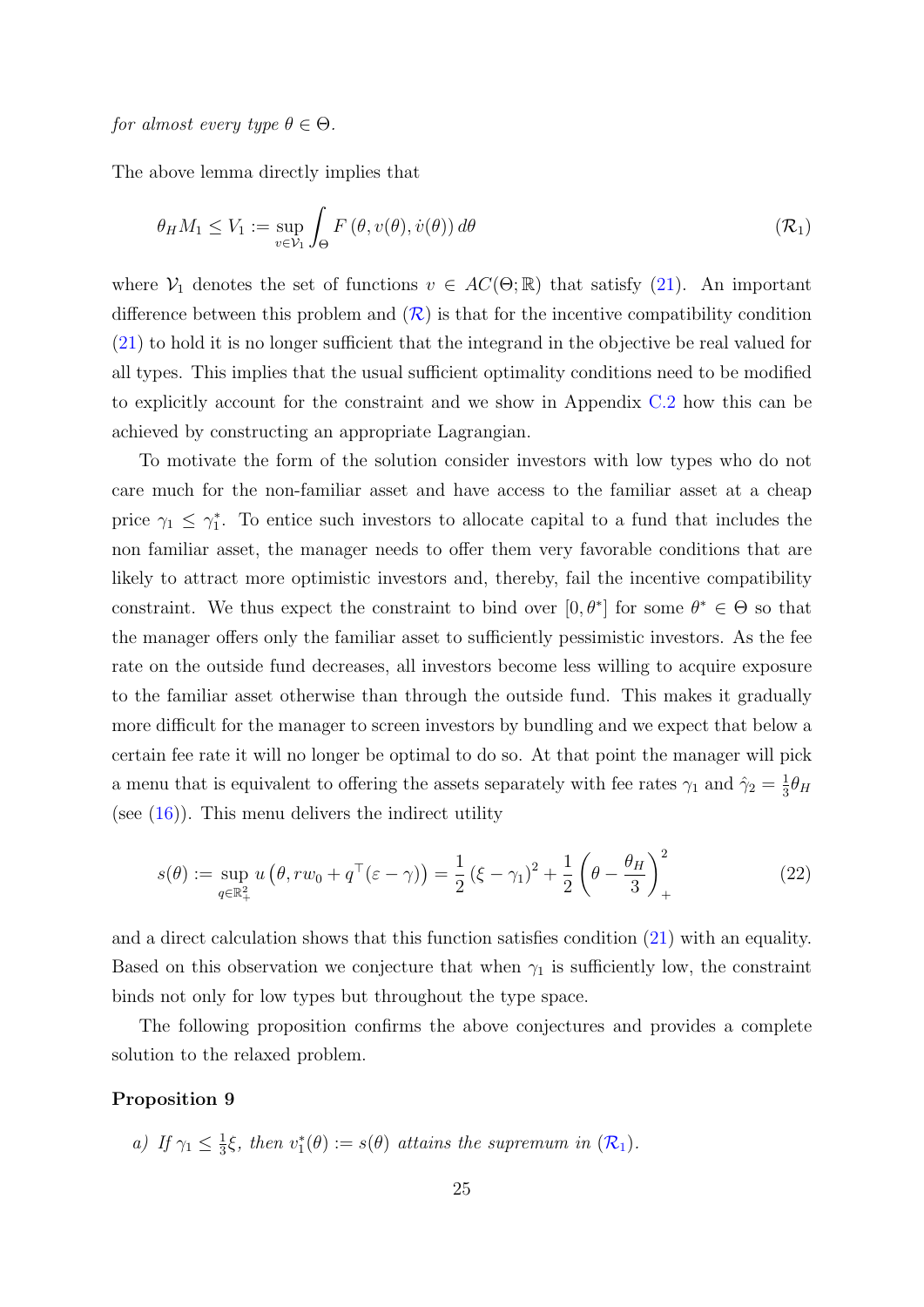*for almost every type* $\theta \in \Theta$.

The above lemma directly implies that

$$\theta_H M_1 \leq V_1 := \sup_{v \in \mathcal{V}_1} \int_\Theta F\left(\theta, v(\theta), \dot{v}(\theta)\right) d\theta \tag{$\mathcal{R}_1$}$$

where $\mathcal{V}_1$ denotes the set of functions $v \in AC(\Theta; \mathbb{R})$ that satisfy (21). An important difference between this problem and ($\mathcal{R}$) is that for the incentive compatibility condition (21) to hold it is no longer sufficient that the integrand in the objective be real valued for all types. This implies that the usual sufficient optimality conditions need to be modified to explicitly account for the constraint and we show in Appendix C.2 how this can be achieved by constructing an appropriate Lagrangian.

To motivate the form of the solution consider investors with low types who do not care much for the non-familiar asset and have access to the familiar asset at a cheap price $\gamma_1 \leq \gamma_1^*$. To entice such investors to allocate capital to a fund that includes the non familiar asset, the manager needs to offer them very favorable conditions that are likely to attract more optimistic investors and, thereby, fail the incentive compatibility constraint. We thus expect the constraint to bind over $[0, \theta^*]$ for some $\theta^* \in \Theta$ so that the manager offers only the familiar asset to sufficiently pessimistic investors. As the fee rate on the outside fund decreases, all investors become less willing to acquire exposure to the familiar asset otherwise than through the outside fund. This makes it gradually more difficult for the manager to screen investors by bundling and we expect that below a certain fee rate it will no longer be optimal to do so. At that point the manager will pick a menu that is equivalent to offering the assets separately with fee rates $\gamma_1$ and $\hat{\gamma}_2 = \frac{1}{3}\theta_H$ (see (16)). This menu delivers the indirect utility

$$s(\theta) := \sup_{q \in \mathbb{R}_+^2} u\left(\theta, rw_0 + q^\top(\varepsilon - \gamma)\right) = \frac{1}{2}\left(\xi - \gamma_1\right)^2 + \frac{1}{2}\left(\theta - \frac{\theta_H}{3}\right)_+^2 \tag{22}$$

and a direct calculation shows that this function satisfies condition (21) with an equality. Based on this observation we conjecture that when $\gamma_1$ is sufficiently low, the constraint binds not only for low types but throughout the type space.

The following proposition confirms the above conjectures and provides a complete solution to the relaxed problem.

**Proposition 9**

*a) If* $\gamma_1 \leq \frac{1}{3}\xi$*, then* $v_1^*(\theta) := s(\theta)$ *attains the supremum in* ($\mathcal{R}_1$).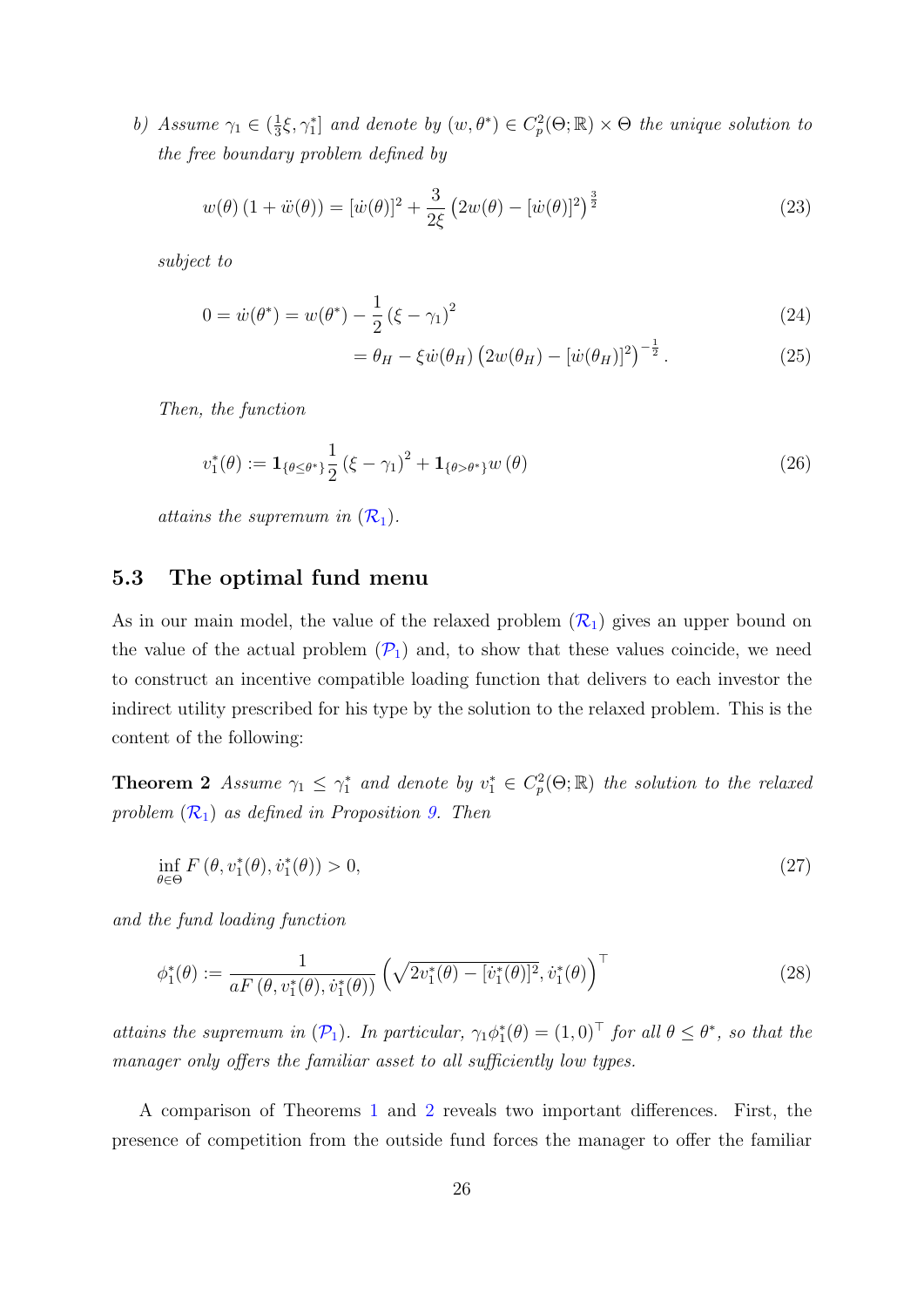*b) Assume $\gamma_1 \in (\frac{1}{3}\xi, \gamma_1^*]$ and denote by $(w, \theta^*) \in C_p^2(\Theta; \mathbb{R}) \times \Theta$ the unique solution to the free boundary problem defined by*

$$w(\theta)\left(1+\ddot{w}(\theta)\right) = [\dot{w}(\theta)]^2 + \frac{3}{2\xi}\left(2w(\theta) - [\dot{w}(\theta)]^2\right)^{\frac{3}{2}} \tag{23}$$

*subject to*

$$0 = \dot{w}(\theta^*) = w(\theta^*) - \frac{1}{2}\left(\xi - \gamma_1\right)^2 \tag{24}$$

$$= \theta_H - \xi \dot{w}(\theta_H)\left(2w(\theta_H) - [\dot{w}(\theta_H)]^2\right)^{-\frac{1}{2}}. \tag{25}$$

*Then, the function*

$$v_1^*(\theta) := \mathbf{1}_{\{\theta \leq \theta^*\}} \frac{1}{2}\left(\xi - \gamma_1\right)^2 + \mathbf{1}_{\{\theta > \theta^*\}} w\left(\theta\right) \tag{26}$$

*attains the supremum in ($\mathcal{R}_1$).*

## 5.3 The optimal fund menu

As in our main model, the value of the relaxed problem ($\mathcal{R}_1$) gives an upper bound on the value of the actual problem ($\mathcal{P}_1$) and, to show that these values coincide, we need to construct an incentive compatible loading function that delivers to each investor the indirect utility prescribed for his type by the solution to the relaxed problem. This is the content of the following:

**Theorem 2** *Assume $\gamma_1 \leq \gamma_1^*$ and denote by $v_1^* \in C_p^2(\Theta; \mathbb{R})$ the solution to the relaxed problem ($\mathcal{R}_1$) as defined in Proposition 9. Then*

$$\inf_{\theta \in \Theta} F\left(\theta, v_1^*(\theta), \dot{v}_1^*(\theta)\right) > 0, \tag{27}$$

*and the fund loading function*

$$\phi_1^*(\theta) := \frac{1}{aF\left(\theta, v_1^*(\theta), \dot{v}_1^*(\theta)\right)}\left(\sqrt{2v_1^*(\theta) - [\dot{v}_1^*(\theta)]^2}, \dot{v}_1^*(\theta)\right)^\top \tag{28}$$

*attains the supremum in ($\mathcal{P}_1$). In particular, $\gamma_1 \phi_1^*(\theta) = (1, 0)^\top$ for all $\theta \leq \theta^*$, so that the manager only offers the familiar asset to all sufficiently low types.*

A comparison of Theorems 1 and 2 reveals two important differences. First, the presence of competition from the outside fund forces the manager to offer the familiar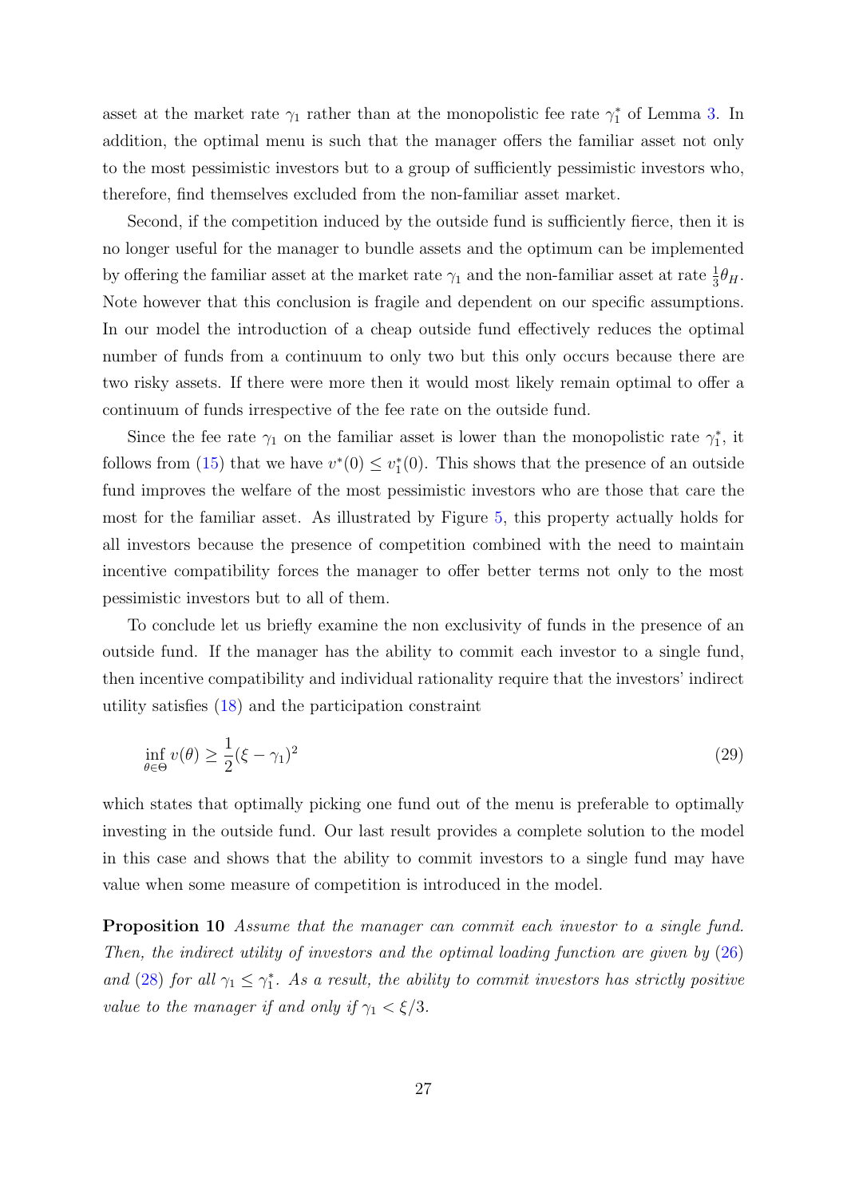asset at the market rate $\gamma_1$ rather than at the monopolistic fee rate $\gamma_1^*$ of Lemma 3. In addition, the optimal menu is such that the manager offers the familiar asset not only to the most pessimistic investors but to a group of sufficiently pessimistic investors who, therefore, find themselves excluded from the non-familiar asset market.

Second, if the competition induced by the outside fund is sufficiently fierce, then it is no longer useful for the manager to bundle assets and the optimum can be implemented by offering the familiar asset at the market rate $\gamma_1$ and the non-familiar asset at rate $\frac{1}{3}\theta_H$. Note however that this conclusion is fragile and dependent on our specific assumptions. In our model the introduction of a cheap outside fund effectively reduces the optimal number of funds from a continuum to only two but this only occurs because there are two risky assets. If there were more then it would most likely remain optimal to offer a continuum of funds irrespective of the fee rate on the outside fund.

Since the fee rate $\gamma_1$ on the familiar asset is lower than the monopolistic rate $\gamma_1^*$, it follows from (15) that we have $v^*(0) \leq v_1^*(0)$. This shows that the presence of an outside fund improves the welfare of the most pessimistic investors who are those that care the most for the familiar asset. As illustrated by Figure 5, this property actually holds for all investors because the presence of competition combined with the need to maintain incentive compatibility forces the manager to offer better terms not only to the most pessimistic investors but to all of them.

To conclude let us briefly examine the non exclusivity of funds in the presence of an outside fund. If the manager has the ability to commit each investor to a single fund, then incentive compatibility and individual rationality require that the investors' indirect utility satisfies (18) and the participation constraint

$$\inf_{\theta \in \Theta} v(\theta) \geq \frac{1}{2}(\xi - \gamma_1)^2 \tag{29}$$

which states that optimally picking one fund out of the menu is preferable to optimally investing in the outside fund. Our last result provides a complete solution to the model in this case and shows that the ability to commit investors to a single fund may have value when some measure of competition is introduced in the model.

**Proposition 10** *Assume that the manager can commit each investor to a single fund. Then, the indirect utility of investors and the optimal loading function are given by (26) and (28) for all $\gamma_1 \leq \gamma_1^*$. As a result, the ability to commit investors has strictly positive value to the manager if and only if $\gamma_1 < \xi/3$.*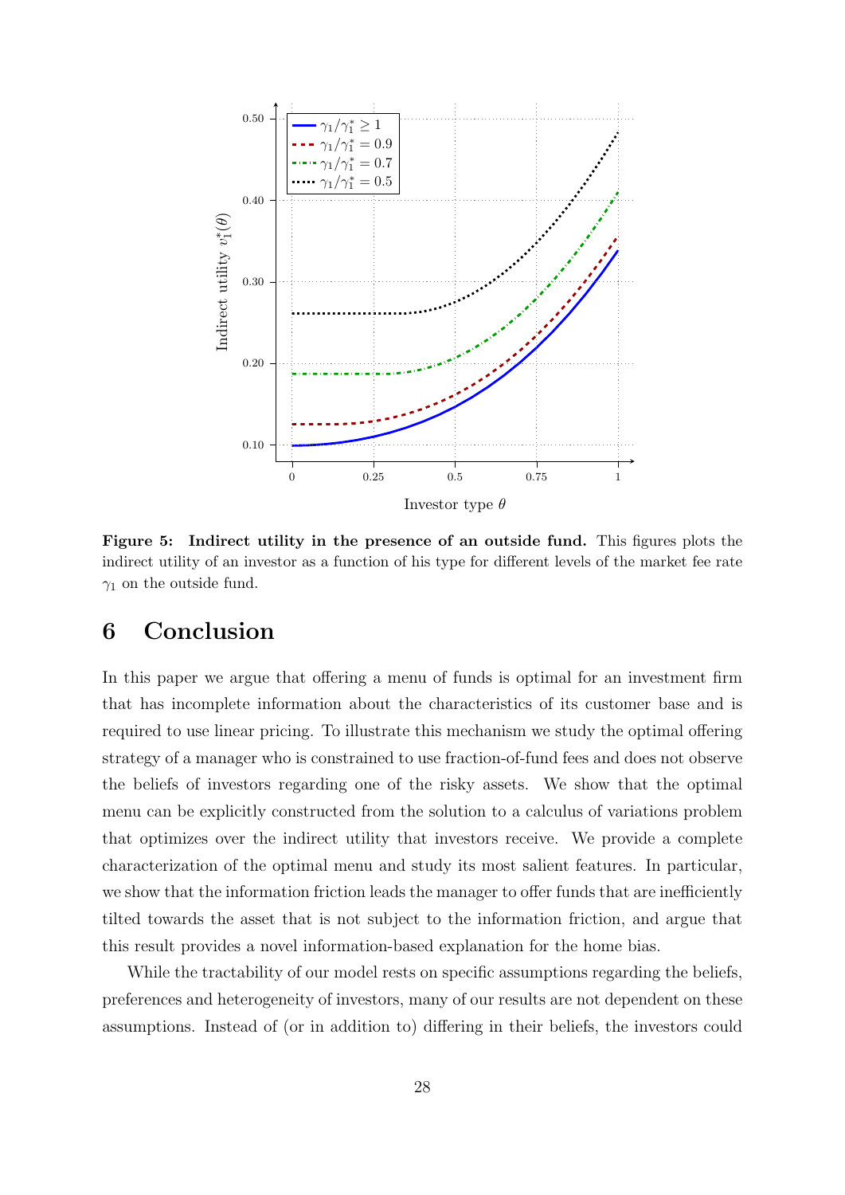**Figure 5: Indirect utility in the presence of an outside fund.** This figures plots the indirect utility of an investor as a function of his type for different levels of the market fee rate $\gamma_1$ on the outside fund.

## 6 Conclusion

In this paper we argue that offering a menu of funds is optimal for an investment firm that has incomplete information about the characteristics of its customer base and is required to use linear pricing. To illustrate this mechanism we study the optimal offering strategy of a manager who is constrained to use fraction-of-fund fees and does not observe the beliefs of investors regarding one of the risky assets. We show that the optimal menu can be explicitly constructed from the solution to a calculus of variations problem that optimizes over the indirect utility that investors receive. We provide a complete characterization of the optimal menu and study its most salient features. In particular, we show that the information friction leads the manager to offer funds that are inefficiently tilted towards the asset that is not subject to the information friction, and argue that this result provides a novel information-based explanation for the home bias.

While the tractability of our model rests on specific assumptions regarding the beliefs, preferences and heterogeneity of investors, many of our results are not dependent on these assumptions. Instead of (or in addition to) differing in their beliefs, the investors could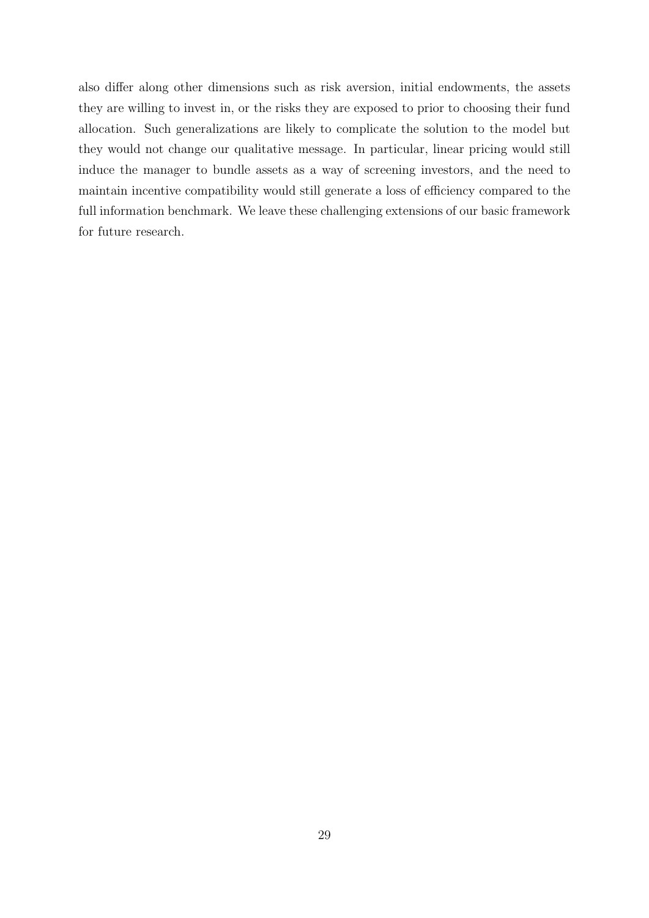also differ along other dimensions such as risk aversion, initial endowments, the assets they are willing to invest in, or the risks they are exposed to prior to choosing their fund allocation. Such generalizations are likely to complicate the solution to the model but they would not change our qualitative message. In particular, linear pricing would still induce the manager to bundle assets as a way of screening investors, and the need to maintain incentive compatibility would still generate a loss of efficiency compared to the full information benchmark. We leave these challenging extensions of our basic framework for future research.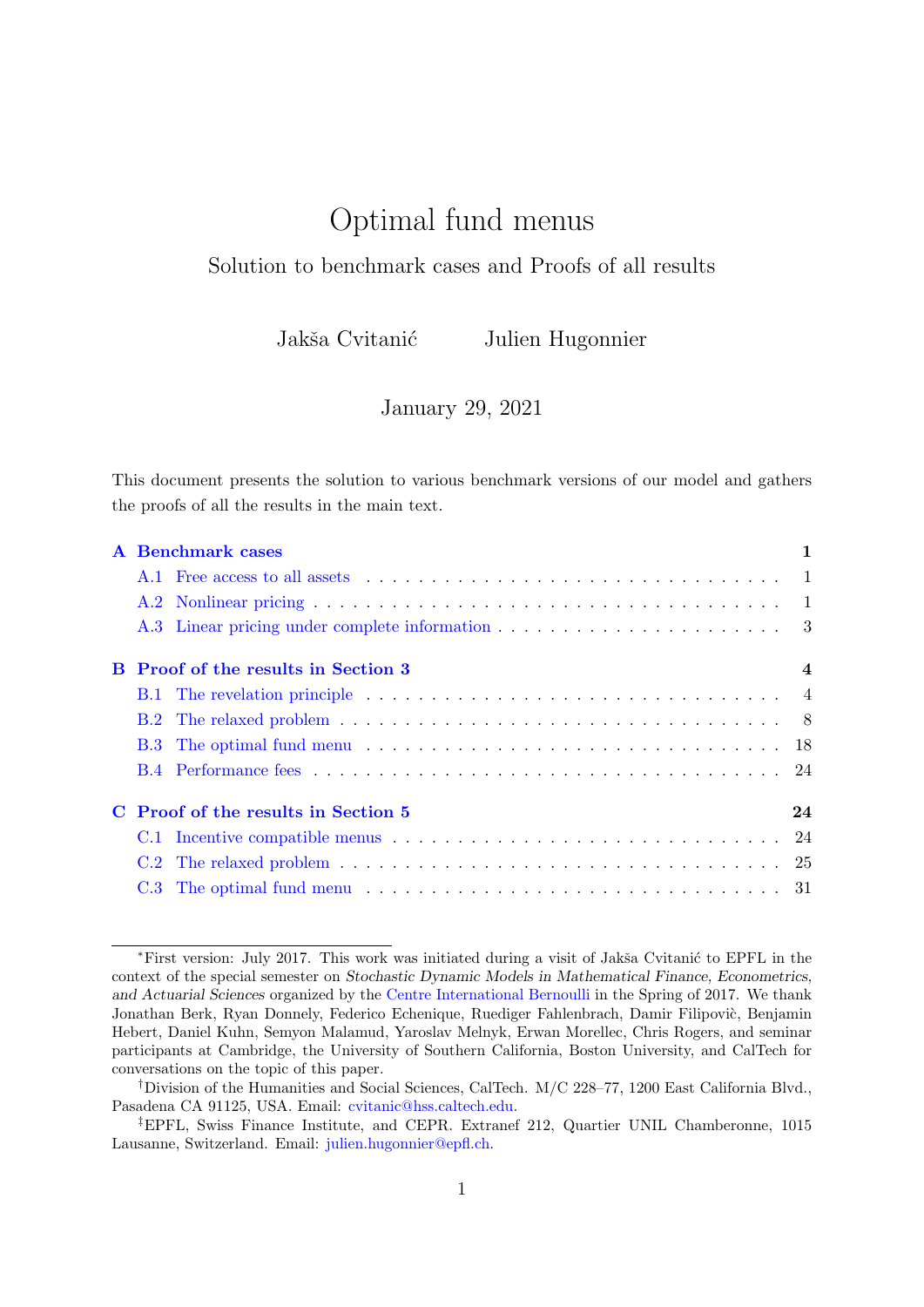# Optimal fund menus

Solution to benchmark cases and Proofs of all results

Jakša Cvitanić    Julien Hugonnier

January 29, 2021

This document presents the solution to various benchmark versions of our model and gathers the proofs of all the results in the main text.

**A Benchmark cases** **1**
- A.1 Free access to all assets . . . 1
- A.2 Nonlinear pricing . . . 1
- A.3 Linear pricing under complete information . . . 3

**B Proof of the results in Section 3** **4**
- B.1 The revelation principle . . . 4
- B.2 The relaxed problem . . . 8
- B.3 The optimal fund menu . . . 18
- B.4 Performance fees . . . 24

**C Proof of the results in Section 5** **24**
- C.1 Incentive compatible menus . . . 24
- C.2 The relaxed problem . . . 25
- C.3 The optimal fund menu . . . 31

---

*First version: July 2017. This work was initiated during a visit of Jakša Cvitanić to EPFL in the context of the special semester on *Stochastic Dynamic Models in Mathematical Finance, Econometrics, and Actuarial Sciences* organized by the Centre International Bernoulli in the Spring of 2017. We thank Jonathan Berk, Ryan Donnely, Federico Echenique, Ruediger Fahlenbrach, Damir Filipovič, Benjamin Hebert, Daniel Kuhn, Semyon Malamud, Yaroslav Melnyk, Erwan Morellec, Chris Rogers, and seminar participants at Cambridge, the University of Southern California, Boston University, and CalTech for conversations on the topic of this paper.

†Division of the Humanities and Social Sciences, CalTech. M/C 228–77, 1200 East California Blvd., Pasadena CA 91125, USA. Email: cvitanic@hss.caltech.edu.

‡EPFL, Swiss Finance Institute, and CEPR. Extranef 212, Quartier UNIL Chamberonne, 1015 Lausanne, Switzerland. Email: julien.hugonnier@epfl.ch.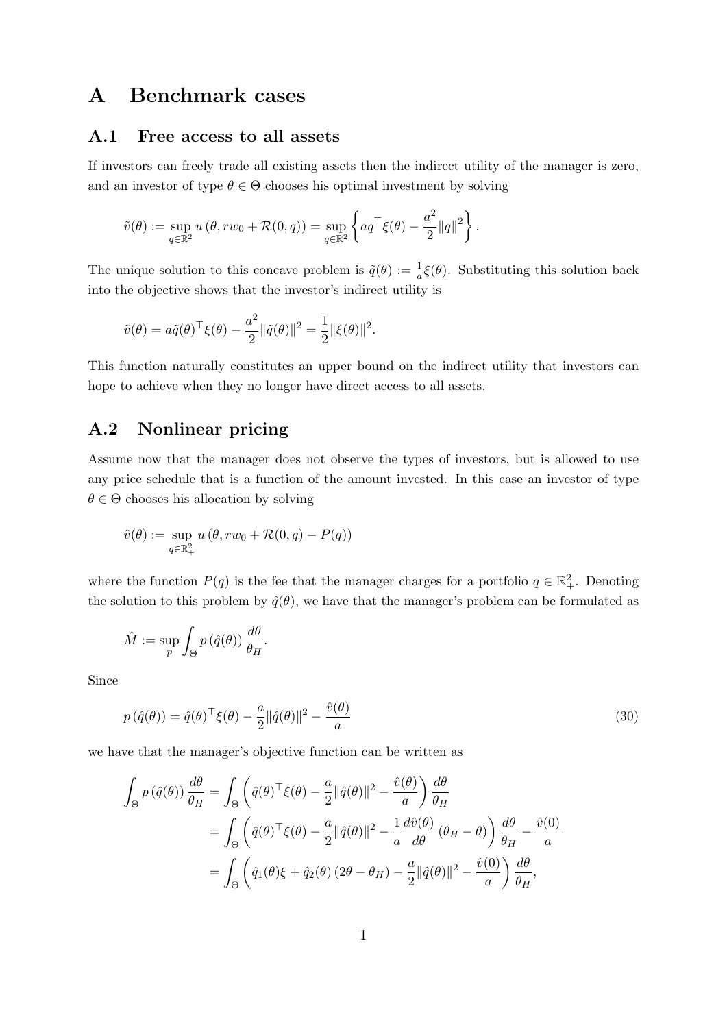# A Benchmark cases

## A.1 Free access to all assets

If investors can freely trade all existing assets then the indirect utility of the manager is zero, and an investor of type $\theta \in \Theta$ chooses his optimal investment by solving

$$\tilde{v}(\theta) := \sup_{q\in\mathbb{R}^2} u\left(\theta, rw_0 + \mathcal{R}(0,q)\right) = \sup_{q\in\mathbb{R}^2} \left\{ aq^\top \xi(\theta) - \frac{a^2}{2}\|q\|^2 \right\}.$$

The unique solution to this concave problem is $\tilde{q}(\theta) := \frac{1}{a}\xi(\theta)$. Substituting this solution back into the objective shows that the investor's indirect utility is

$$\tilde{v}(\theta) = a\tilde{q}(\theta)^\top \xi(\theta) - \frac{a^2}{2}\|\tilde{q}(\theta)\|^2 = \frac{1}{2}\|\xi(\theta)\|^2.$$

This function naturally constitutes an upper bound on the indirect utility that investors can hope to achieve when they no longer have direct access to all assets.

## A.2 Nonlinear pricing

Assume now that the manager does not observe the types of investors, but is allowed to use any price schedule that is a function of the amount invested. In this case an investor of type $\theta \in \Theta$ chooses his allocation by solving

$$\hat{v}(\theta) := \sup_{q\in\mathbb{R}^2_+} u\left(\theta, rw_0 + \mathcal{R}(0,q) - P(q)\right)$$

where the function $P(q)$ is the fee that the manager charges for a portfolio $q \in \mathbb{R}^2_+$. Denoting the solution to this problem by $\hat{q}(\theta)$, we have that the manager's problem can be formulated as

$$\hat{M} := \sup_p \int_\Theta p\left(\hat{q}(\theta)\right) \frac{d\theta}{\theta_H}.$$

Since

$$p\left(\hat{q}(\theta)\right) = \hat{q}(\theta)^\top \xi(\theta) - \frac{a}{2}\|\hat{q}(\theta)\|^2 - \frac{\hat{v}(\theta)}{a} \tag{30}$$

we have that the manager's objective function can be written as

$$\begin{aligned}
\int_\Theta p\left(\hat{q}(\theta)\right) \frac{d\theta}{\theta_H} &= \int_\Theta \left( \hat{q}(\theta)^\top \xi(\theta) - \frac{a}{2}\|\hat{q}(\theta)\|^2 - \frac{\hat{v}(\theta)}{a} \right) \frac{d\theta}{\theta_H} \\
&= \int_\Theta \left( \hat{q}(\theta)^\top \xi(\theta) - \frac{a}{2}\|\hat{q}(\theta)\|^2 - \frac{1}{a}\frac{d\hat{v}(\theta)}{d\theta}\left(\theta_H - \theta\right) \right) \frac{d\theta}{\theta_H} - \frac{\hat{v}(0)}{a} \\
&= \int_\Theta \left( \hat{q}_1(\theta)\xi + \hat{q}_2(\theta)\left(2\theta - \theta_H\right) - \frac{a}{2}\|\hat{q}(\theta)\|^2 - \frac{\hat{v}(0)}{a} \right) \frac{d\theta}{\theta_H},
\end{aligned}$$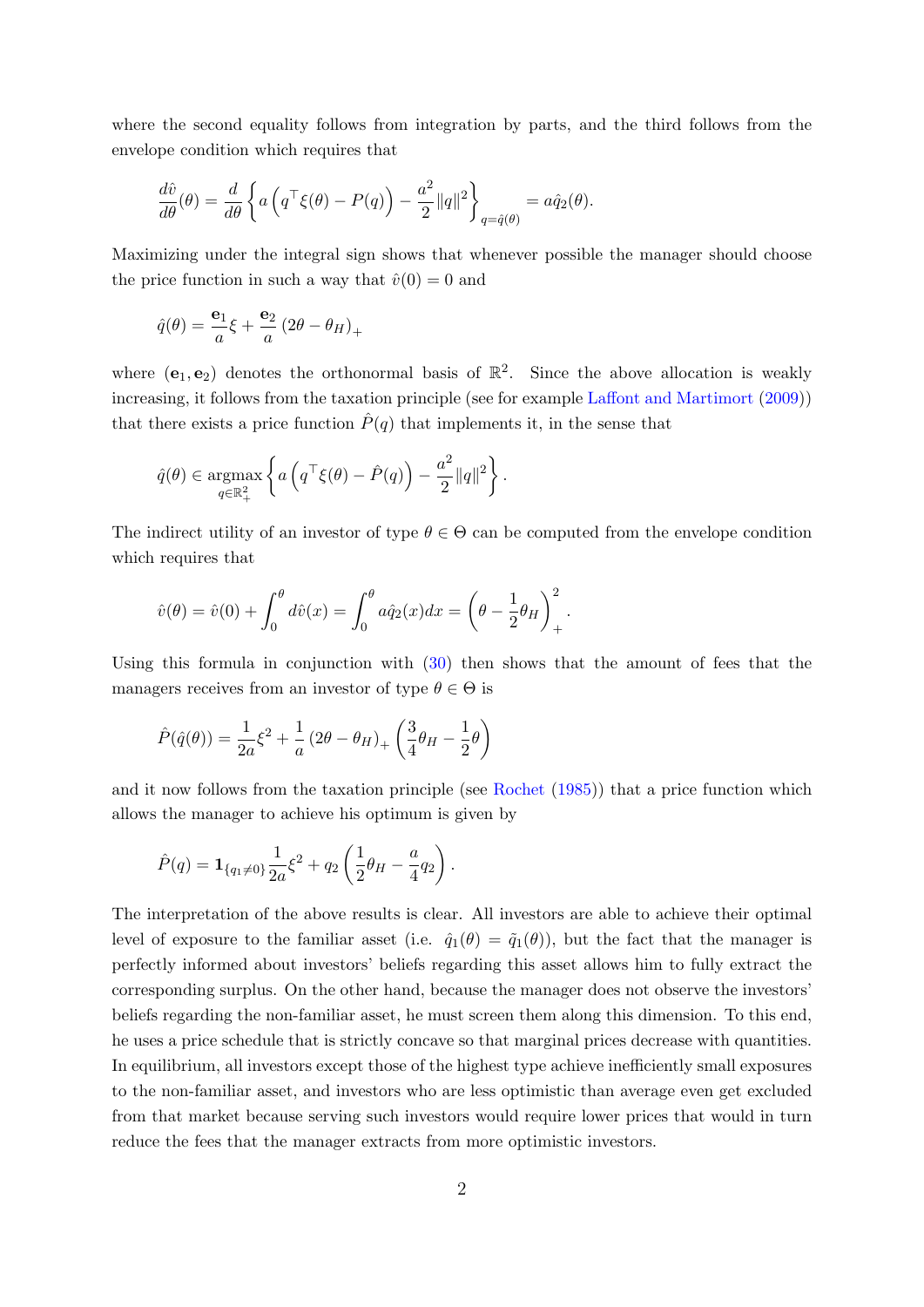where the second equality follows from integration by parts, and the third follows from the envelope condition which requires that

$$\frac{d\hat{v}}{d\theta}(\theta) = \frac{d}{d\theta}\left\{ a\left(q^\top \xi(\theta) - P(q)\right) - \frac{a^2}{2}\|q\|^2 \right\}_{q=\hat{q}(\theta)} = a\hat{q}_2(\theta).$$

Maximizing under the integral sign shows that whenever possible the manager should choose the price function in such a way that $\hat{v}(0) = 0$ and

$$\hat{q}(\theta) = \frac{\mathbf{e}_1}{a}\xi + \frac{\mathbf{e}_2}{a}\left(2\theta - \theta_H\right)_+$$

where $(\mathbf{e}_1, \mathbf{e}_2)$ denotes the orthonormal basis of $\mathbb{R}^2$. Since the above allocation is weakly increasing, it follows from the taxation principle (see for example Laffont and Martimort (2009)) that there exists a price function $\hat{P}(q)$ that implements it, in the sense that

$$\hat{q}(\theta) \in \underset{q \in \mathbb{R}^2_+}{\operatorname{argmax}} \left\{ a\left(q^\top \xi(\theta) - \hat{P}(q)\right) - \frac{a^2}{2}\|q\|^2 \right\}.$$

The indirect utility of an investor of type $\theta \in \Theta$ can be computed from the envelope condition which requires that

$$\hat{v}(\theta) = \hat{v}(0) + \int_0^\theta d\hat{v}(x) = \int_0^\theta a\hat{q}_2(x)dx = \left(\theta - \frac{1}{2}\theta_H\right)_+^2.$$

Using this formula in conjunction with (30) then shows that the amount of fees that the managers receives from an investor of type $\theta \in \Theta$ is

$$\hat{P}(\hat{q}(\theta)) = \frac{1}{2a}\xi^2 + \frac{1}{a}\left(2\theta - \theta_H\right)_+\left(\frac{3}{4}\theta_H - \frac{1}{2}\theta\right)$$

and it now follows from the taxation principle (see Rochet (1985)) that a price function which allows the manager to achieve his optimum is given by

$$\hat{P}(q) = \mathbf{1}_{\{q_1 \neq 0\}}\frac{1}{2a}\xi^2 + q_2\left(\frac{1}{2}\theta_H - \frac{a}{4}q_2\right).$$

The interpretation of the above results is clear. All investors are able to achieve their optimal level of exposure to the familiar asset (i.e. $\hat{q}_1(\theta) = \tilde{q}_1(\theta)$), but the fact that the manager is perfectly informed about investors' beliefs regarding this asset allows him to fully extract the corresponding surplus. On the other hand, because the manager does not observe the investors' beliefs regarding the non-familiar asset, he must screen them along this dimension. To this end, he uses a price schedule that is strictly concave so that marginal prices decrease with quantities. In equilibrium, all investors except those of the highest type achieve inefficiently small exposures to the non-familiar asset, and investors who are less optimistic than average even get excluded from that market because serving such investors would require lower prices that would in turn reduce the fees that the manager extracts from more optimistic investors.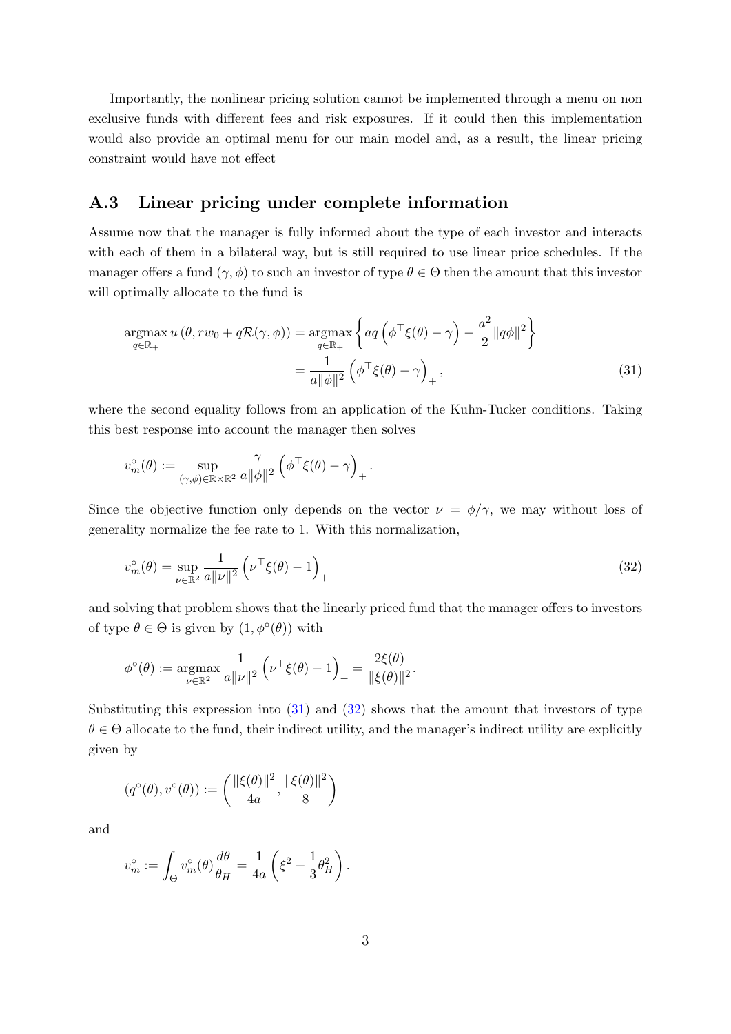Importantly, the nonlinear pricing solution cannot be implemented through a menu on non exclusive funds with different fees and risk exposures. If it could then this implementation would also provide an optimal menu for our main model and, as a result, the linear pricing constraint would have not effect

## A.3 Linear pricing under complete information

Assume now that the manager is fully informed about the type of each investor and interacts with each of them in a bilateral way, but is still required to use linear price schedules. If the manager offers a fund $(\gamma, \phi)$ to such an investor of type $\theta \in \Theta$ then the amount that this investor will optimally allocate to the fund is

$$
\begin{aligned}
\operatorname*{argmax}_{q \in \mathbb{R}_+} u\left(\theta, rw_0 + q\mathcal{R}(\gamma, \phi)\right) &= \operatorname*{argmax}_{q \in \mathbb{R}_+} \left\{ aq\left(\phi^\top \xi(\theta) - \gamma\right) - \frac{a^2}{2}\|q\phi\|^2 \right\} \\
&= \frac{1}{a\|\phi\|^2}\left(\phi^\top \xi(\theta) - \gamma\right)_+,
\end{aligned} \tag{31}
$$

where the second equality follows from an application of the Kuhn-Tucker conditions. Taking this best response into account the manager then solves

$$
v_m^\circ(\theta) := \sup_{(\gamma,\phi) \in \mathbb{R} \times \mathbb{R}^2} \frac{\gamma}{a\|\phi\|^2}\left(\phi^\top \xi(\theta) - \gamma\right)_+.
$$

Since the objective function only depends on the vector $\nu = \phi/\gamma$, we may without loss of generality normalize the fee rate to 1. With this normalization,

$$
v_m^\circ(\theta) = \sup_{\nu \in \mathbb{R}^2} \frac{1}{a\|\nu\|^2}\left(\nu^\top \xi(\theta) - 1\right)_+ \tag{32}
$$

and solving that problem shows that the linearly priced fund that the manager offers to investors of type $\theta \in \Theta$ is given by $(1, \phi^\circ(\theta))$ with

$$
\phi^\circ(\theta) := \operatorname*{argmax}_{\nu \in \mathbb{R}^2} \frac{1}{a\|\nu\|^2}\left(\nu^\top \xi(\theta) - 1\right)_+ = \frac{2\xi(\theta)}{\|\xi(\theta)\|^2}.
$$

Substituting this expression into (31) and (32) shows that the amount that investors of type $\theta \in \Theta$ allocate to the fund, their indirect utility, and the manager's indirect utility are explicitly given by

$$
(q^\circ(\theta), v^\circ(\theta)) := \left(\frac{\|\xi(\theta)\|^2}{4a}, \frac{\|\xi(\theta)\|^2}{8}\right)
$$

and

$$
v_m^\circ := \int_\Theta v_m^\circ(\theta)\frac{d\theta}{\theta_H} = \frac{1}{4a}\left(\xi^2 + \frac{1}{3}\theta_H^2\right).
$$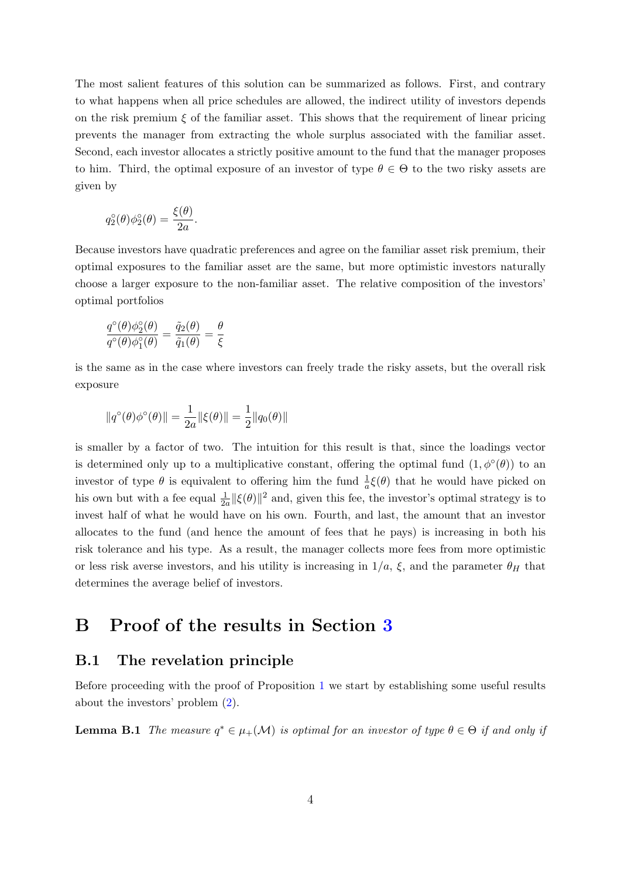The most salient features of this solution can be summarized as follows. First, and contrary to what happens when all price schedules are allowed, the indirect utility of investors depends on the risk premium $\xi$ of the familiar asset. This shows that the requirement of linear pricing prevents the manager from extracting the whole surplus associated with the familiar asset. Second, each investor allocates a strictly positive amount to the fund that the manager proposes to him. Third, the optimal exposure of an investor of type $\theta \in \Theta$ to the two risky assets are given by

$$q_2^\circ(\theta)\phi_2^\circ(\theta) = \frac{\xi(\theta)}{2a}.$$

Because investors have quadratic preferences and agree on the familiar asset risk premium, their optimal exposures to the familiar asset are the same, but more optimistic investors naturally choose a larger exposure to the non-familiar asset. The relative composition of the investors' optimal portfolios

$$\frac{q^\circ(\theta)\phi_2^\circ(\theta)}{q^\circ(\theta)\phi_1^\circ(\theta)} = \frac{\tilde{q}_2(\theta)}{\tilde{q}_1(\theta)} = \frac{\theta}{\xi}$$

is the same as in the case where investors can freely trade the risky assets, but the overall risk exposure

$$\|q^\circ(\theta)\phi^\circ(\theta)\| = \frac{1}{2a}\|\xi(\theta)\| = \frac{1}{2}\|q_0(\theta)\|$$

is smaller by a factor of two. The intuition for this result is that, since the loadings vector is determined only up to a multiplicative constant, offering the optimal fund $(1, \phi^\circ(\theta))$ to an investor of type $\theta$ is equivalent to offering him the fund $\frac{1}{a}\xi(\theta)$ that he would have picked on his own but with a fee equal $\frac{1}{2a}\|\xi(\theta)\|^2$ and, given this fee, the investor's optimal strategy is to invest half of what he would have on his own. Fourth, and last, the amount that an investor allocates to the fund (and hence the amount of fees that he pays) is increasing in both his risk tolerance and his type. As a result, the manager collects more fees from more optimistic or less risk averse investors, and his utility is increasing in $1/a$, $\xi$, and the parameter $\theta_H$ that determines the average belief of investors.

# B Proof of the results in Section 3

## B.1 The revelation principle

Before proceeding with the proof of Proposition 1 we start by establishing some useful results about the investors' problem (2).

**Lemma B.1** *The measure $q^* \in \mu_+(\mathcal{M})$ is optimal for an investor of type $\theta \in \Theta$ if and only if*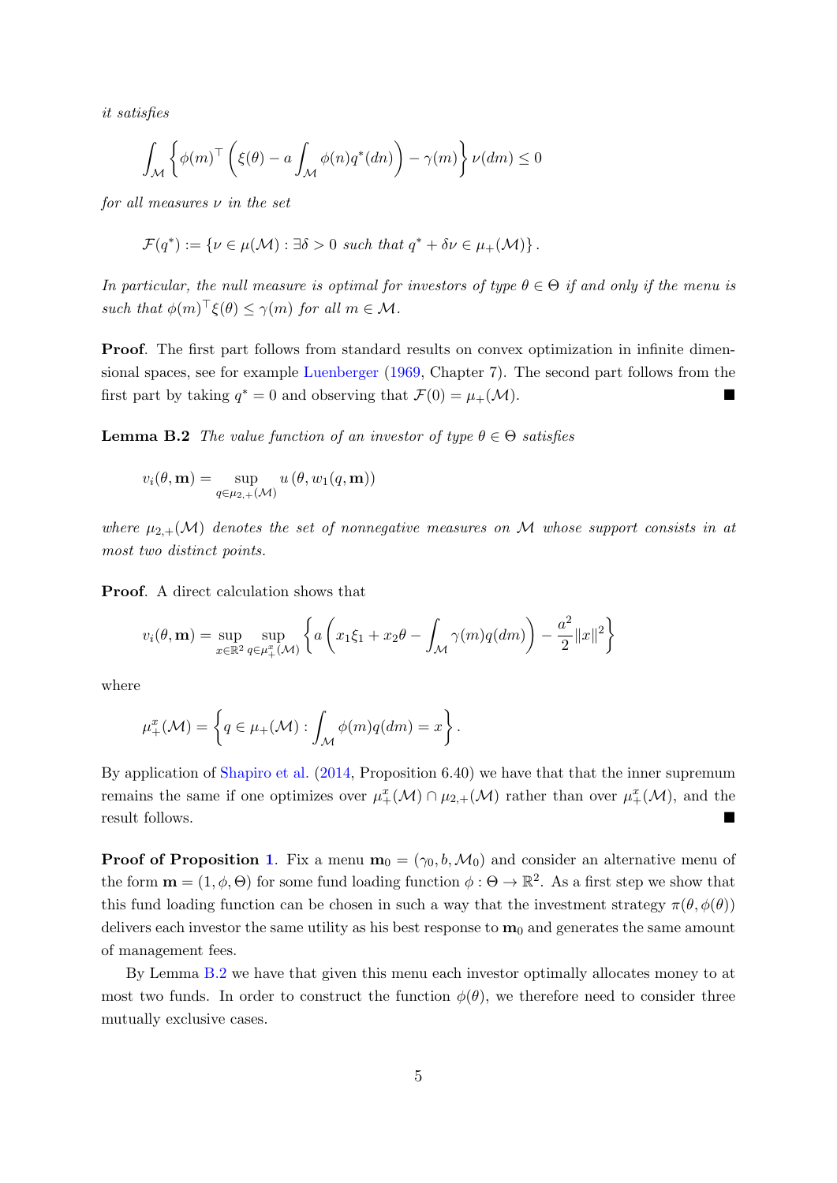*it satisfies*

$$\int_{\mathcal{M}} \left\{ \phi(m)^\top \left( \xi(\theta) - a \int_{\mathcal{M}} \phi(n) q^*(dn) \right) - \gamma(m) \right\} \nu(dm) \leq 0$$

*for all measures* $\nu$ *in the set*

$$\mathcal{F}(q^*) := \{ \nu \in \mu(\mathcal{M}) : \exists \delta > 0 \text{ such that } q^* + \delta\nu \in \mu_+(\mathcal{M}) \}.$$

*In particular, the null measure is optimal for investors of type* $\theta \in \Theta$ *if and only if the menu is such that* $\phi(m)^\top \xi(\theta) \leq \gamma(m)$ *for all* $m \in \mathcal{M}$.

**Proof**. The first part follows from standard results on convex optimization in infinite dimensional spaces, see for example Luenberger (1969, Chapter 7). The second part follows from the first part by taking $q^* = 0$ and observing that $\mathcal{F}(0) = \mu_+(\mathcal{M})$. ■

**Lemma B.2** *The value function of an investor of type* $\theta \in \Theta$ *satisfies*

$$v_i(\theta, \mathbf{m}) = \sup_{q \in \mu_{2,+}(\mathcal{M})} u\left(\theta, w_1(q, \mathbf{m})\right)$$

*where* $\mu_{2,+}(\mathcal{M})$ *denotes the set of nonnegative measures on* $\mathcal{M}$ *whose support consists in at most two distinct points.*

**Proof**. A direct calculation shows that

$$v_i(\theta, \mathbf{m}) = \sup_{x \in \mathbb{R}^2} \sup_{q \in \mu_+^x(\mathcal{M})} \left\{ a\left( x_1\xi_1 + x_2\theta - \int_{\mathcal{M}} \gamma(m) q(dm) \right) - \frac{a^2}{2}\|x\|^2 \right\}$$

where

$$\mu_+^x(\mathcal{M}) = \left\{ q \in \mu_+(\mathcal{M}) : \int_{\mathcal{M}} \phi(m) q(dm) = x \right\}.$$

By application of Shapiro et al. (2014, Proposition 6.40) we have that that the inner supremum remains the same if one optimizes over $\mu_+^x(\mathcal{M}) \cap \mu_{2,+}(\mathcal{M})$ rather than over $\mu_+^x(\mathcal{M})$, and the result follows. ■

**Proof of Proposition 1**. Fix a menu $\mathbf{m}_0 = (\gamma_0, b, \mathcal{M}_0)$ and consider an alternative menu of the form $\mathbf{m} = (1, \phi, \Theta)$ for some fund loading function $\phi : \Theta \to \mathbb{R}^2$. As a first step we show that this fund loading function can be chosen in such a way that the investment strategy $\pi(\theta, \phi(\theta))$ delivers each investor the same utility as his best response to $\mathbf{m}_0$ and generates the same amount of management fees.

By Lemma B.2 we have that given this menu each investor optimally allocates money to at most two funds. In order to construct the function $\phi(\theta)$, we therefore need to consider three mutually exclusive cases.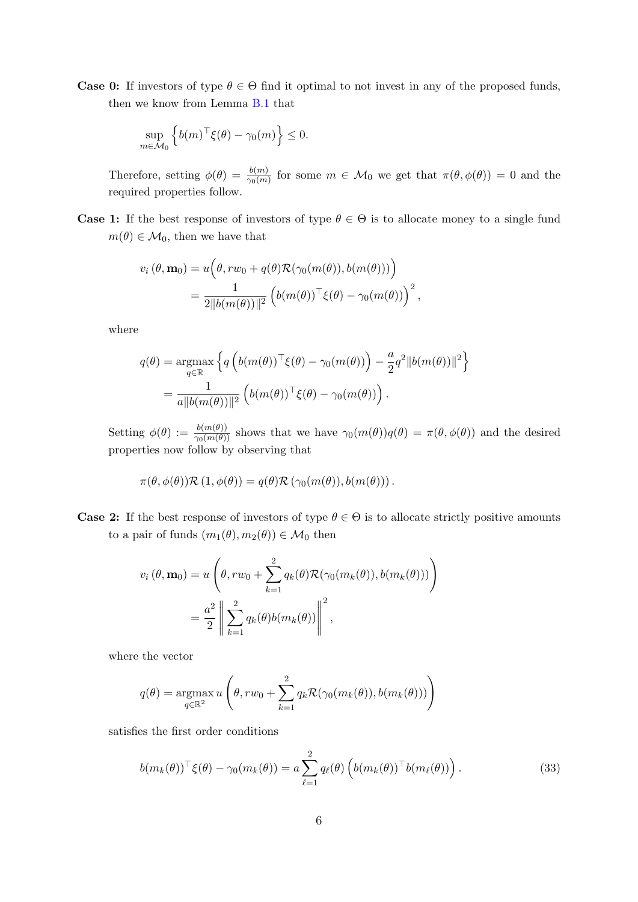**Case 0:** If investors of type $\theta \in \Theta$ find it optimal to not invest in any of the proposed funds, then we know from Lemma B.1 that

$$\sup_{m \in \mathcal{M}_0} \left\{ b(m)^\top \xi(\theta) - \gamma_0(m) \right\} \leq 0.$$

Therefore, setting $\phi(\theta) = \frac{b(m)}{\gamma_0(m)}$ for some $m \in \mathcal{M}_0$ we get that $\pi(\theta, \phi(\theta)) = 0$ and the required properties follow.

**Case 1:** If the best response of investors of type $\theta \in \Theta$ is to allocate money to a single fund $m(\theta) \in \mathcal{M}_0$, then we have that

$$\begin{aligned} v_i(\theta, \mathbf{m}_0) &= u\Big(\theta, rw_0 + q(\theta)\mathcal{R}(\gamma_0(m(\theta)), b(m(\theta)))\Big) \\ &= \frac{1}{2\|b(m(\theta))\|^2} \Big(b(m(\theta))^\top \xi(\theta) - \gamma_0(m(\theta))\Big)^2, \end{aligned}$$

where

$$\begin{aligned} q(\theta) &= \operatorname*{argmax}_{q \in \mathbb{R}} \left\{ q\left(b(m(\theta))^\top \xi(\theta) - \gamma_0(m(\theta))\right) - \frac{a}{2} q^2 \|b(m(\theta))\|^2 \right\} \\ &= \frac{1}{a\|b(m(\theta))\|^2} \left(b(m(\theta))^\top \xi(\theta) - \gamma_0(m(\theta))\right). \end{aligned}$$

Setting $\phi(\theta) := \frac{b(m(\theta))}{\gamma_0(m(\theta))}$ shows that we have $\gamma_0(m(\theta))q(\theta) = \pi(\theta, \phi(\theta))$ and the desired properties now follow by observing that

$$\pi(\theta, \phi(\theta))\mathcal{R}(1, \phi(\theta)) = q(\theta)\mathcal{R}(\gamma_0(m(\theta)), b(m(\theta))).$$

**Case 2:** If the best response of investors of type $\theta \in \Theta$ is to allocate strictly positive amounts to a pair of funds $(m_1(\theta), m_2(\theta)) \in \mathcal{M}_0$ then

$$\begin{aligned} v_i(\theta, \mathbf{m}_0) &= u\left(\theta, rw_0 + \sum_{k=1}^{2} q_k(\theta)\mathcal{R}(\gamma_0(m_k(\theta)), b(m_k(\theta)))\right) \\ &= \frac{a^2}{2} \left\| \sum_{k=1}^{2} q_k(\theta) b(m_k(\theta)) \right\|^2, \end{aligned}$$

where the vector

$$q(\theta) = \operatorname*{argmax}_{q \in \mathbb{R}^2} u\left(\theta, rw_0 + \sum_{k=1}^{2} q_k \mathcal{R}(\gamma_0(m_k(\theta)), b(m_k(\theta)))\right)$$

satisfies the first order conditions

$$b(m_k(\theta))^\top \xi(\theta) - \gamma_0(m_k(\theta)) = a \sum_{\ell=1}^{2} q_\ell(\theta) \left(b(m_k(\theta))^\top b(m_\ell(\theta))\right). \tag{33}$$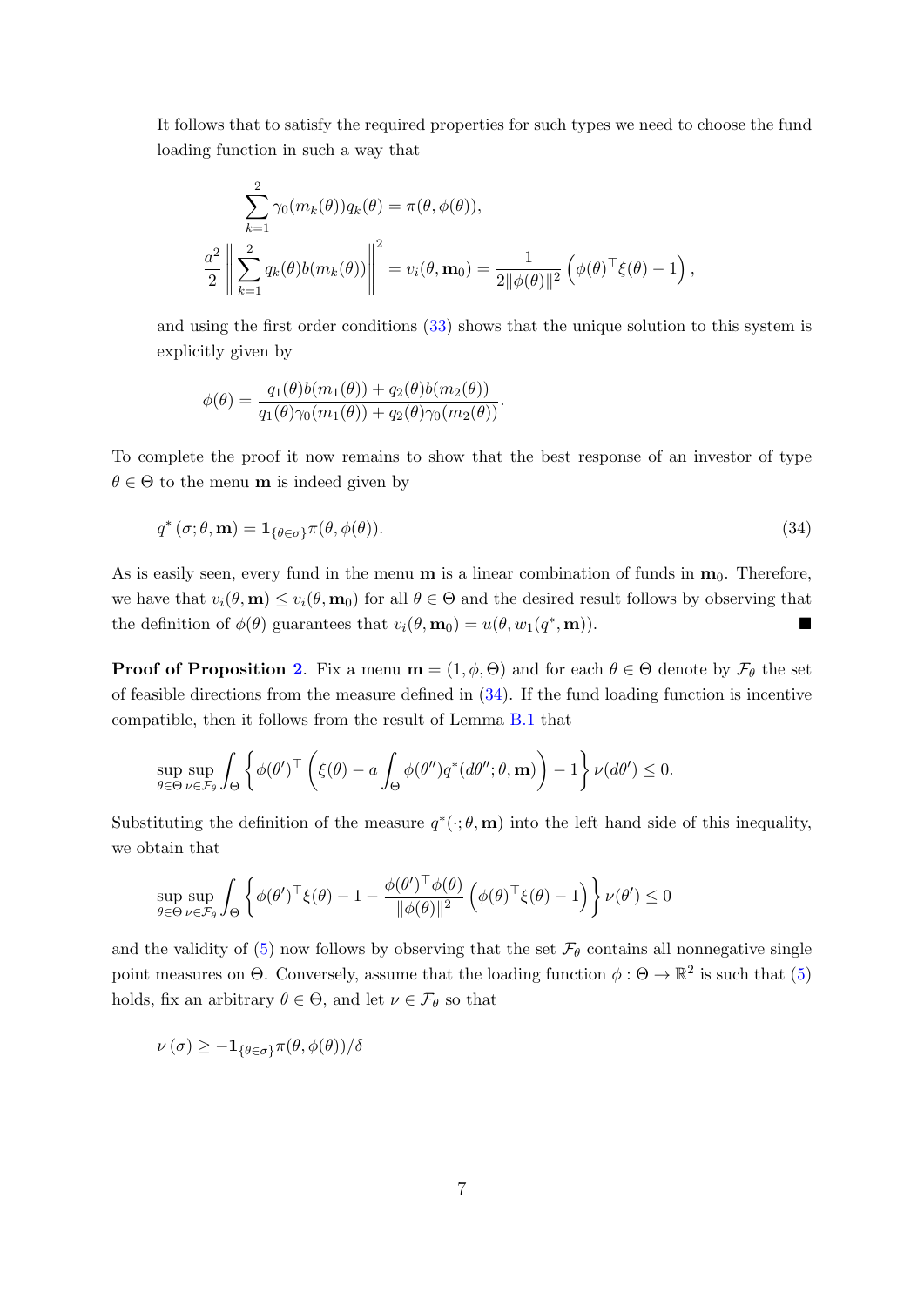It follows that to satisfy the required properties for such types we need to choose the fund loading function in such a way that

$$
\begin{aligned}
\sum_{k=1}^{2} \gamma_0(m_k(\theta)) q_k(\theta) &= \pi(\theta, \phi(\theta)), \\
\frac{a^2}{2} \left\| \sum_{k=1}^{2} q_k(\theta) b(m_k(\theta)) \right\|^2 &= v_i(\theta, \mathbf{m}_0) = \frac{1}{2\|\phi(\theta)\|^2} \left( \phi(\theta)^\top \xi(\theta) - 1 \right),
\end{aligned}
$$

and using the first order conditions (33) shows that the unique solution to this system is explicitly given by

$$
\phi(\theta) = \frac{q_1(\theta) b(m_1(\theta)) + q_2(\theta) b(m_2(\theta))}{q_1(\theta)\gamma_0(m_1(\theta)) + q_2(\theta)\gamma_0(m_2(\theta))}.
$$

To complete the proof it now remains to show that the best response of an investor of type $\theta \in \Theta$ to the menu $\mathbf{m}$ is indeed given by

$$
q^*(\sigma; \theta, \mathbf{m}) = \mathbf{1}_{\{\theta \in \sigma\}} \pi(\theta, \phi(\theta)). \tag{34}
$$

As is easily seen, every fund in the menu $\mathbf{m}$ is a linear combination of funds in $\mathbf{m}_0$. Therefore, we have that $v_i(\theta, \mathbf{m}) \leq v_i(\theta, \mathbf{m}_0)$ for all $\theta \in \Theta$ and the desired result follows by observing that the definition of $\phi(\theta)$ guarantees that $v_i(\theta, \mathbf{m}_0) = u(\theta, w_1(q^*, \mathbf{m}))$. ∎

**Proof of Proposition 2**. Fix a menu $\mathbf{m} = (1, \phi, \Theta)$ and for each $\theta \in \Theta$ denote by $\mathcal{F}_\theta$ the set of feasible directions from the measure defined in (34). If the fund loading function is incentive compatible, then it follows from the result of Lemma B.1 that

$$
\sup_{\theta \in \Theta} \sup_{\nu \in \mathcal{F}_\theta} \int_\Theta \left\{ \phi(\theta')^\top \left( \xi(\theta) - a \int_\Theta \phi(\theta'') q^*(d\theta''; \theta, \mathbf{m}) \right) - 1 \right\} \nu(d\theta') \leq 0.
$$

Substituting the definition of the measure $q^*(\cdot; \theta, \mathbf{m})$ into the left hand side of this inequality, we obtain that

$$
\sup_{\theta \in \Theta} \sup_{\nu \in \mathcal{F}_\theta} \int_\Theta \left\{ \phi(\theta')^\top \xi(\theta) - 1 - \frac{\phi(\theta')^\top \phi(\theta)}{\|\phi(\theta)\|^2} \left( \phi(\theta)^\top \xi(\theta) - 1 \right) \right\} \nu(\theta') \leq 0
$$

and the validity of (5) now follows by observing that the set $\mathcal{F}_\theta$ contains all nonnegative single point measures on $\Theta$. Conversely, assume that the loading function $\phi : \Theta \to \mathbb{R}^2$ is such that (5) holds, fix an arbitrary $\theta \in \Theta$, and let $\nu \in \mathcal{F}_\theta$ so that

$$
\nu(\sigma) \geq -\mathbf{1}_{\{\theta \in \sigma\}} \pi(\theta, \phi(\theta)) / \delta
$$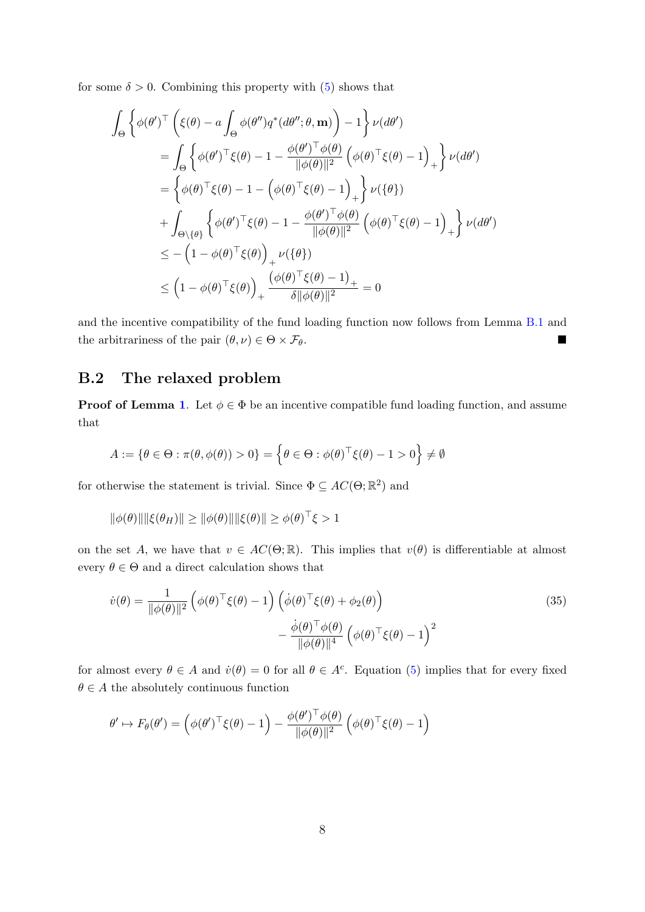for some $\delta > 0$. Combining this property with (5) shows that

$$
\begin{aligned}
\int_\Theta & \left\{ \phi(\theta')^\top \left( \xi(\theta) - a \int_\Theta \phi(\theta'') q^*(d\theta''; \theta, \mathbf{m}) \right) - 1 \right\} \nu(d\theta') \\
&= \int_\Theta \left\{ \phi(\theta')^\top \xi(\theta) - 1 - \frac{\phi(\theta')^\top \phi(\theta)}{\|\phi(\theta)\|^2} \left( \phi(\theta)^\top \xi(\theta) - 1 \right)_+ \right\} \nu(d\theta') \\
&= \left\{ \phi(\theta)^\top \xi(\theta) - 1 - \left( \phi(\theta)^\top \xi(\theta) - 1 \right)_+ \right\} \nu(\{\theta\}) \\
&\quad + \int_{\Theta \setminus \{\theta\}} \left\{ \phi(\theta')^\top \xi(\theta) - 1 - \frac{\phi(\theta')^\top \phi(\theta)}{\|\phi(\theta)\|^2} \left( \phi(\theta)^\top \xi(\theta) - 1 \right)_+ \right\} \nu(d\theta') \\
&\leq - \left( 1 - \phi(\theta)^\top \xi(\theta) \right)_+ \nu(\{\theta\}) \\
&\leq \left( 1 - \phi(\theta)^\top \xi(\theta) \right)_+ \frac{\left( \phi(\theta)^\top \xi(\theta) - 1 \right)_+}{\delta \|\phi(\theta)\|^2} = 0
\end{aligned}
$$

and the incentive compatibility of the fund loading function now follows from Lemma B.1 and the arbitrariness of the pair $(\theta, \nu) \in \Theta \times \mathcal{F}_\theta$. ■

## B.2 The relaxed problem

**Proof of Lemma 1**. Let $\phi \in \Phi$ be an incentive compatible fund loading function, and assume that

$$
A := \{\theta \in \Theta : \pi(\theta, \phi(\theta)) > 0\} = \left\{ \theta \in \Theta : \phi(\theta)^\top \xi(\theta) - 1 > 0 \right\} \neq \emptyset
$$

for otherwise the statement is trivial. Since $\Phi \subseteq AC(\Theta; \mathbb{R}^2)$ and

$$
\|\phi(\theta)\| \|\xi(\theta_H)\| \geq \|\phi(\theta)\| \|\xi(\theta)\| \geq \phi(\theta)^\top \xi > 1
$$

on the set $A$, we have that $v \in AC(\Theta; \mathbb{R})$. This implies that $v(\theta)$ is differentiable at almost every $\theta \in \Theta$ and a direct calculation shows that

$$
\begin{aligned}
\dot{v}(\theta) = \frac{1}{\|\phi(\theta)\|^2} \left( \phi(\theta)^\top \xi(\theta) - 1 \right) \left( \dot{\phi}(\theta)^\top \xi(\theta) + \phi_2(\theta) \right) & \\
- \frac{\dot{\phi}(\theta)^\top \phi(\theta)}{\|\phi(\theta)\|^4} \left( \phi(\theta)^\top \xi(\theta) - 1 \right)^2 &
\end{aligned}
\tag{35}
$$

for almost every $\theta \in A$ and $\dot{v}(\theta) = 0$ for all $\theta \in A^c$. Equation (5) implies that for every fixed $\theta \in A$ the absolutely continuous function

$$
\theta' \mapsto F_\theta(\theta') = \left( \phi(\theta')^\top \xi(\theta) - 1 \right) - \frac{\phi(\theta')^\top \phi(\theta)}{\|\phi(\theta)\|^2} \left( \phi(\theta)^\top \xi(\theta) - 1 \right)
$$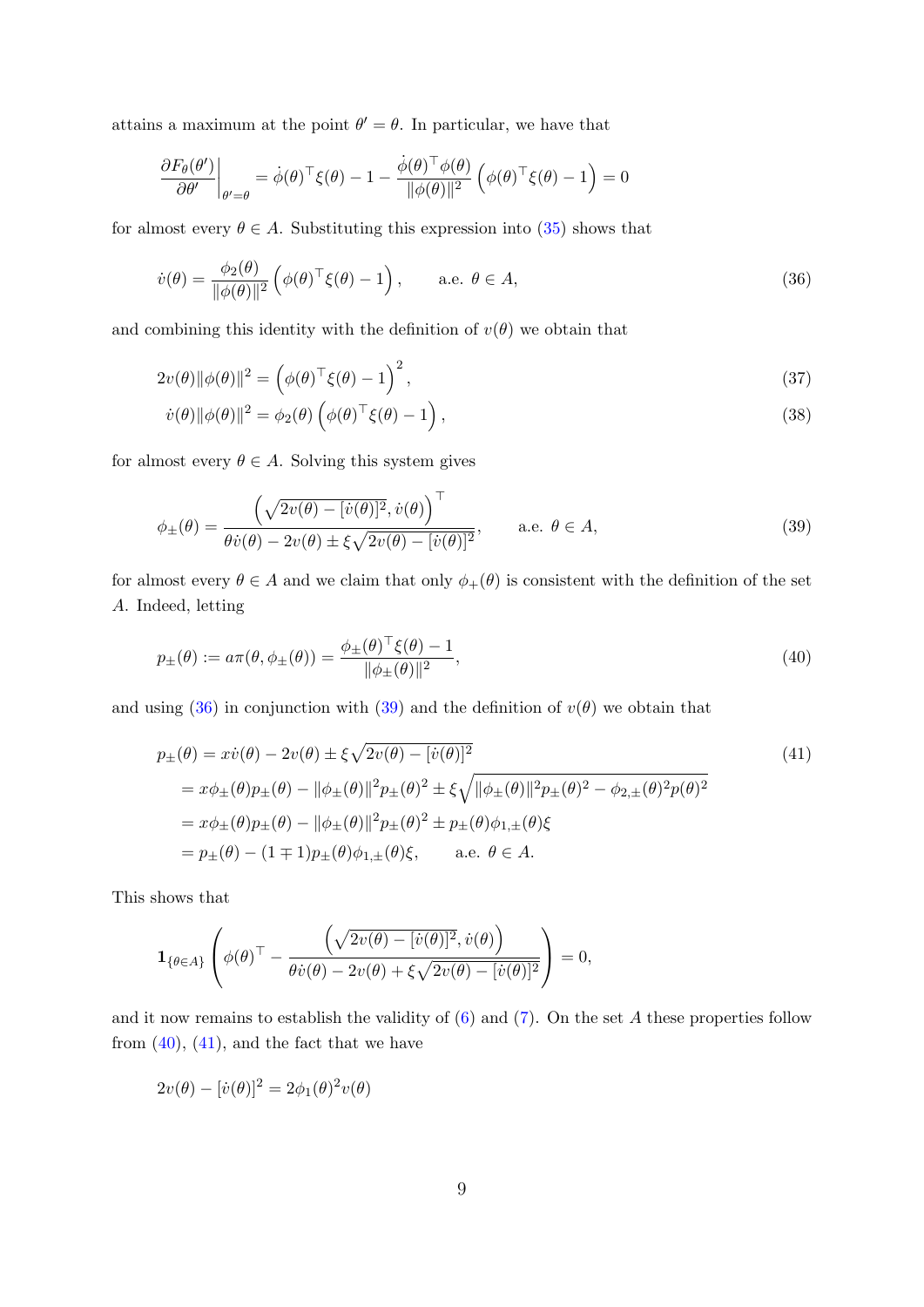attains a maximum at the point $\theta' = \theta$. In particular, we have that

$$\left.\frac{\partial F_\theta(\theta')}{\partial \theta'}\right|_{\theta'=\theta} = \dot{\phi}(\theta)^\top \xi(\theta) - 1 - \frac{\dot{\phi}(\theta)^\top \phi(\theta)}{\|\phi(\theta)\|^2}\left(\phi(\theta)^\top \xi(\theta) - 1\right) = 0$$

for almost every $\theta \in A$. Substituting this expression into (35) shows that

$$\dot{v}(\theta) = \frac{\phi_2(\theta)}{\|\phi(\theta)\|^2}\left(\phi(\theta)^\top \xi(\theta) - 1\right), \qquad \text{a.e. } \theta \in A, \tag{36}$$

and combining this identity with the definition of $v(\theta)$ we obtain that

$$2v(\theta)\|\phi(\theta)\|^2 = \left(\phi(\theta)^\top \xi(\theta) - 1\right)^2, \tag{37}$$

$$\dot{v}(\theta)\|\phi(\theta)\|^2 = \phi_2(\theta)\left(\phi(\theta)^\top \xi(\theta) - 1\right), \tag{38}$$

for almost every $\theta \in A$. Solving this system gives

$$\phi_\pm(\theta) = \frac{\left(\sqrt{2v(\theta) - [\dot{v}(\theta)]^2}, \dot{v}(\theta)\right)^\top}{\theta\dot{v}(\theta) - 2v(\theta) \pm \xi\sqrt{2v(\theta) - [\dot{v}(\theta)]^2}}, \qquad \text{a.e. } \theta \in A, \tag{39}$$

for almost every $\theta \in A$ and we claim that only $\phi_+(\theta)$ is consistent with the definition of the set $A$. Indeed, letting

$$p_\pm(\theta) := a\pi(\theta, \phi_\pm(\theta)) = \frac{\phi_\pm(\theta)^\top \xi(\theta) - 1}{\|\phi_\pm(\theta)\|^2}, \tag{40}$$

and using (36) in conjunction with (39) and the definition of $v(\theta)$ we obtain that

$$\begin{aligned} p_\pm(\theta) &= x\dot{v}(\theta) - 2v(\theta) \pm \xi\sqrt{2v(\theta) - [\dot{v}(\theta)]^2} \\ &= x\phi_\pm(\theta)p_\pm(\theta) - \|\phi_\pm(\theta)\|^2 p_\pm(\theta)^2 \pm \xi\sqrt{\|\phi_\pm(\theta)\|^2 p_\pm(\theta)^2 - \phi_{2,\pm}(\theta)^2 p(\theta)^2} \\ &= x\phi_\pm(\theta)p_\pm(\theta) - \|\phi_\pm(\theta)\|^2 p_\pm(\theta)^2 \pm p_\pm(\theta)\phi_{1,\pm}(\theta)\xi \\ &= p_\pm(\theta) - (1 \mp 1)p_\pm(\theta)\phi_{1,\pm}(\theta)\xi, \qquad \text{a.e. } \theta \in A. \end{aligned} \tag{41}$$

This shows that

$$\mathbf{1}_{\{\theta \in A\}}\left(\phi(\theta)^\top - \frac{\left(\sqrt{2v(\theta) - [\dot{v}(\theta)]^2}, \dot{v}(\theta)\right)}{\theta\dot{v}(\theta) - 2v(\theta) + \xi\sqrt{2v(\theta) - [\dot{v}(\theta)]^2}}\right) = 0,$$

and it now remains to establish the validity of (6) and (7). On the set $A$ these properties follow from (40), (41), and the fact that we have

$$2v(\theta) - [\dot{v}(\theta)]^2 = 2\phi_1(\theta)^2 v(\theta)$$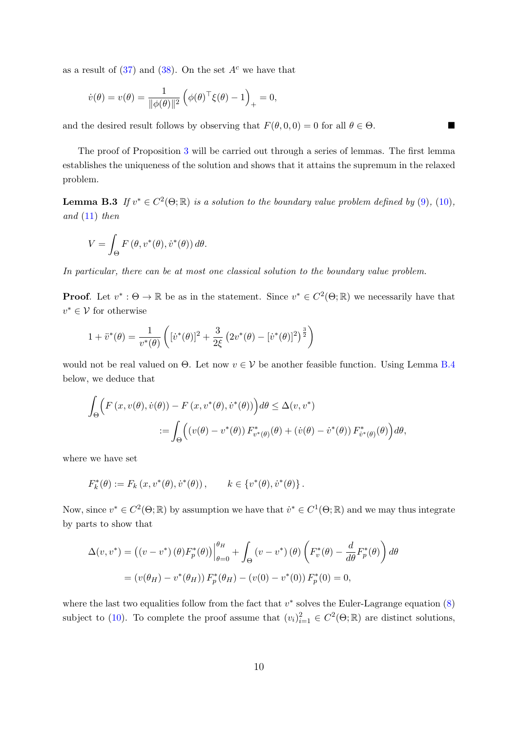as a result of (37) and (38). On the set $A^c$ we have that

$$\dot{v}(\theta) = v(\theta) = \frac{1}{\|\phi(\theta)\|^2}\left(\phi(\theta)^\top \xi(\theta) - 1\right)_+ = 0,$$

and the desired result follows by observing that $F(\theta, 0, 0) = 0$ for all $\theta \in \Theta$. ■

The proof of Proposition 3 will be carried out through a series of lemmas. The first lemma establishes the uniqueness of the solution and shows that it attains the supremum in the relaxed problem.

**Lemma B.3** *If $v^* \in C^2(\Theta;\mathbb{R})$ is a solution to the boundary value problem defined by (9), (10), and (11) then*

$$V = \int_\Theta F\left(\theta, v^*(\theta), \dot{v}^*(\theta)\right) d\theta.$$

*In particular, there can be at most one classical solution to the boundary value problem.*

**Proof**. Let $v^* : \Theta \to \mathbb{R}$ be as in the statement. Since $v^* \in C^2(\Theta;\mathbb{R})$ we necessarily have that $v^* \in \mathcal{V}$ for otherwise

$$1 + \ddot{v}^*(\theta) = \frac{1}{v^*(\theta)}\left([\dot{v}^*(\theta)]^2 + \frac{3}{2\xi}\left(2v^*(\theta) - [\dot{v}^*(\theta)]^2\right)^{\frac{3}{2}}\right)$$

would not be real valued on $\Theta$. Let now $v \in \mathcal{V}$ be another feasible function. Using Lemma B.4 below, we deduce that

$$\begin{aligned}
\int_\Theta \Big(F\left(x, v(\theta), \dot{v}(\theta)\right) - F\left(x, v^*(\theta), \dot{v}^*(\theta)\right)\Big) d\theta &\leq \Delta(v, v^*) \\
&:= \int_\Theta \Big(\left(v(\theta) - v^*(\theta)\right) F^*_{v^*(\theta)}(\theta) + \left(\dot{v}(\theta) - \dot{v}^*(\theta)\right) F^*_{\dot{v}^*(\theta)}(\theta)\Big) d\theta,
\end{aligned}$$

where we have set

$$F^*_k(\theta) := F_k\left(x, v^*(\theta), \dot{v}^*(\theta)\right), \qquad k \in \{v^*(\theta), \dot{v}^*(\theta)\}.$$

Now, since $v^* \in C^2(\Theta;\mathbb{R})$ by assumption we have that $\dot{v}^* \in C^1(\Theta;\mathbb{R})$ and we may thus integrate by parts to show that

$$\begin{aligned}
\Delta(v, v^*) &= \left(\left(v - v^*\right)(\theta) F^*_p(\theta)\right)\Big|_{\theta=0}^{\theta_H} + \int_\Theta \left(v - v^*\right)(\theta)\left(F^*_v(\theta) - \frac{d}{d\theta}F^*_p(\theta)\right) d\theta \\
&= \left(v(\theta_H) - v^*(\theta_H)\right) F^*_p(\theta_H) - \left(v(0) - v^*(0)\right) F^*_p(0) = 0,
\end{aligned}$$

where the last two equalities follow from the fact that $v^*$ solves the Euler-Lagrange equation (8) subject to (10). To complete the proof assume that $(v_i)_{i=1}^2 \in C^2(\Theta;\mathbb{R})$ are distinct solutions,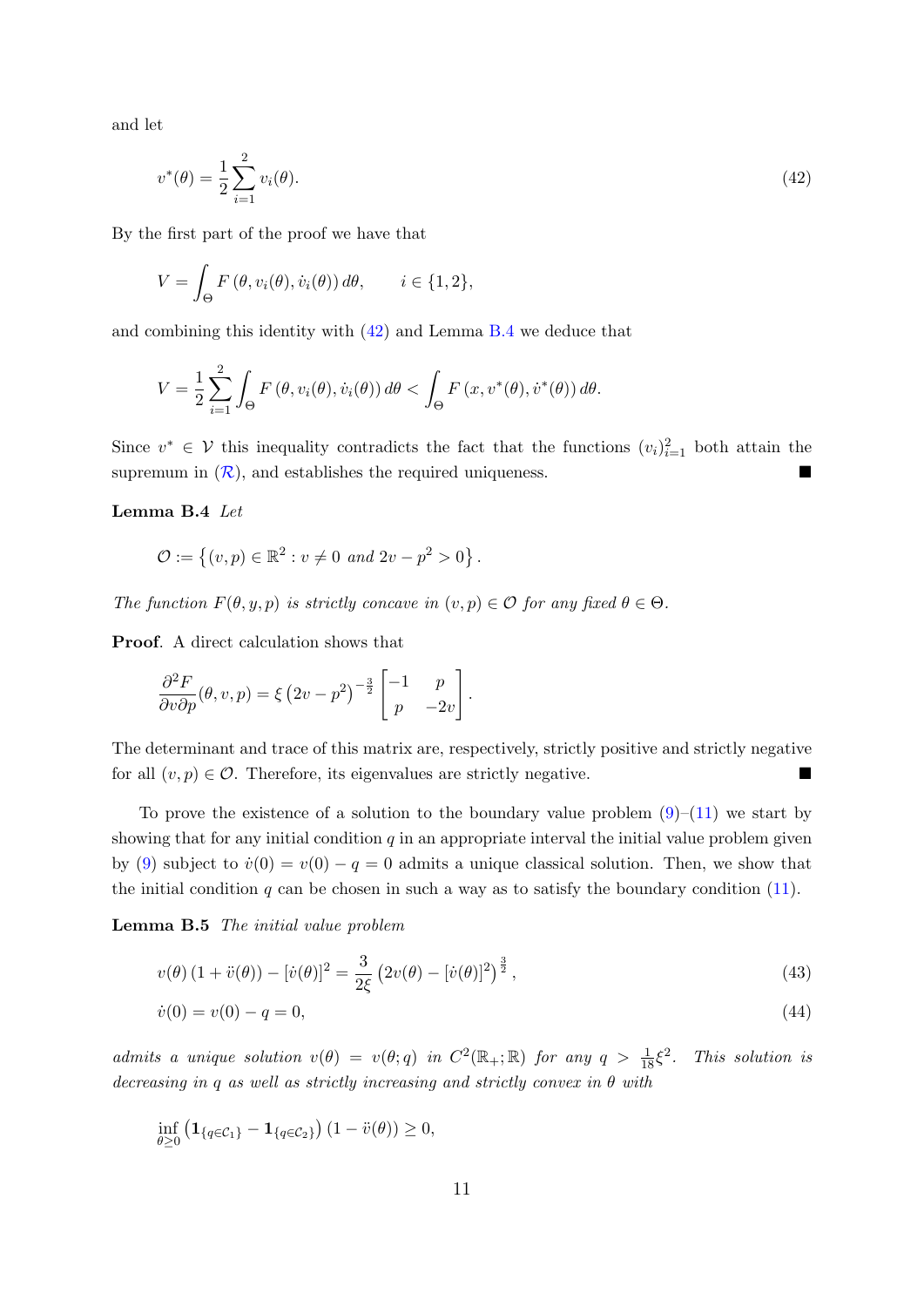and let

$$v^*(\theta) = \frac{1}{2}\sum_{i=1}^{2} v_i(\theta). \tag{42}$$

By the first part of the proof we have that

$$V = \int_\Theta F\left(\theta, v_i(\theta), \dot{v}_i(\theta)\right) d\theta, \qquad i \in \{1, 2\},$$

and combining this identity with (42) and Lemma B.4 we deduce that

$$V = \frac{1}{2}\sum_{i=1}^{2}\int_\Theta F\left(\theta, v_i(\theta), \dot{v}_i(\theta)\right) d\theta < \int_\Theta F\left(x, v^*(\theta), \dot{v}^*(\theta)\right) d\theta.$$

Since $v^* \in \mathcal{V}$ this inequality contradicts the fact that the functions $(v_i)_{i=1}^2$ both attain the supremum in ($\mathcal{R}$), and establishes the required uniqueness. ■

**Lemma B.4** *Let*

$$\mathcal{O} := \left\{(v, p) \in \mathbb{R}^2 : v \neq 0 \text{ and } 2v - p^2 > 0\right\}.$$

*The function $F(\theta, y, p)$ is strictly concave in $(v, p) \in \mathcal{O}$ for any fixed $\theta \in \Theta$.*

**Proof**. A direct calculation shows that

$$\frac{\partial^2 F}{\partial v \partial p}(\theta, v, p) = \xi\left(2v - p^2\right)^{-\frac{3}{2}} \begin{bmatrix} -1 & p \\ p & -2v \end{bmatrix}.$$

The determinant and trace of this matrix are, respectively, strictly positive and strictly negative for all $(v, p) \in \mathcal{O}$. Therefore, its eigenvalues are strictly negative. ■

To prove the existence of a solution to the boundary value problem (9)–(11) we start by showing that for any initial condition $q$ in an appropriate interval the initial value problem given by (9) subject to $\dot{v}(0) = v(0) - q = 0$ admits a unique classical solution. Then, we show that the initial condition $q$ can be chosen in such a way as to satisfy the boundary condition (11).

**Lemma B.5** *The initial value problem*

$$v(\theta)\left(1 + \ddot{v}(\theta)\right) - [\dot{v}(\theta)]^2 = \frac{3}{2\xi}\left(2v(\theta) - [\dot{v}(\theta)]^2\right)^{\frac{3}{2}}, \tag{43}$$

$$\dot{v}(0) = v(0) - q = 0, \tag{44}$$

*admits a unique solution $v(\theta) = v(\theta; q)$ in $C^2(\mathbb{R}_+; \mathbb{R})$ for any $q > \frac{1}{18}\xi^2$. This solution is decreasing in $q$ as well as strictly increasing and strictly convex in $\theta$ with*

$$\inf_{\theta \geq 0}\left(\mathbf{1}_{\{q \in \mathcal{C}_1\}} - \mathbf{1}_{\{q \in \mathcal{C}_2\}}\right)\left(1 - \ddot{v}(\theta)\right) \geq 0,$$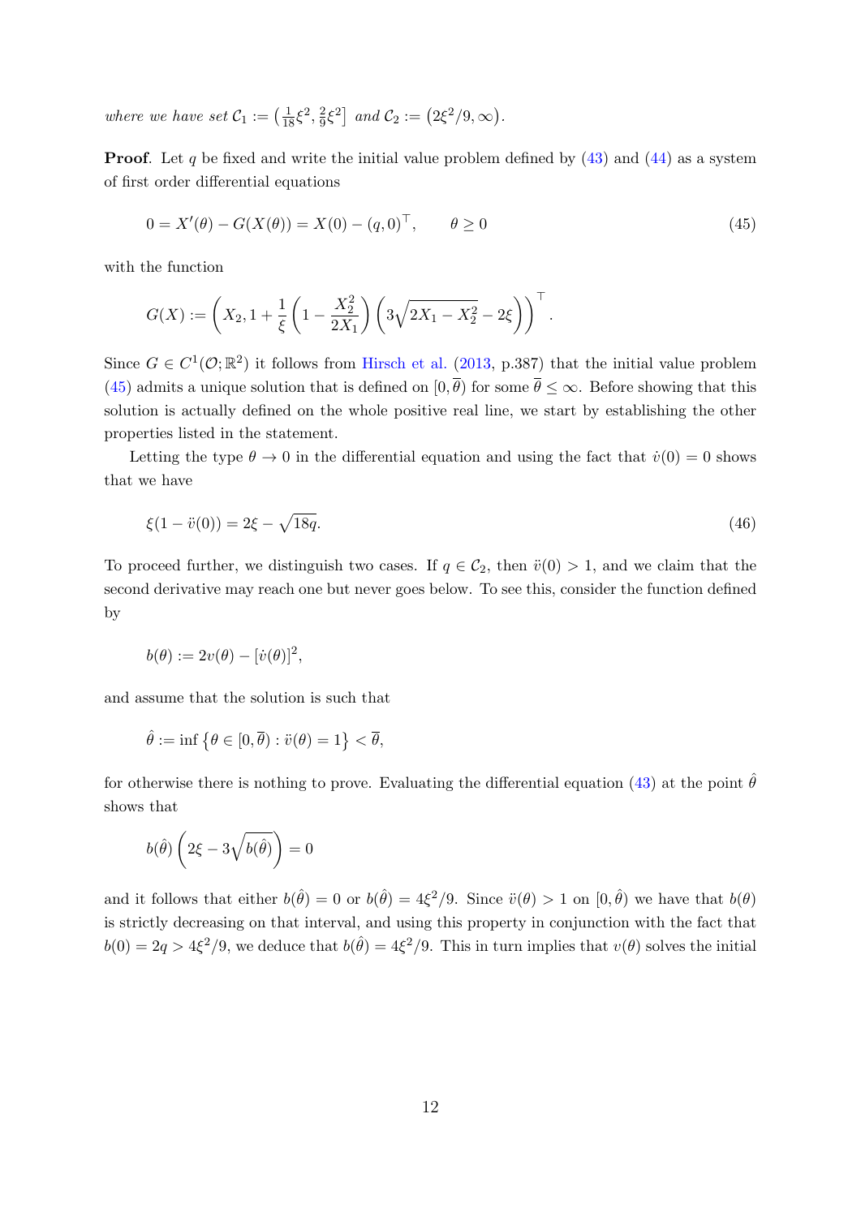*where we have set* $\mathcal{C}_1 := \left(\frac{1}{18}\xi^2, \frac{2}{9}\xi^2\right]$ *and* $\mathcal{C}_2 := \left(2\xi^2/9, \infty\right)$.

**Proof**. Let $q$ be fixed and write the initial value problem defined by (43) and (44) as a system of first order differential equations

$$0 = X'(\theta) - G(X(\theta)) = X(0) - (q, 0)^\top, \qquad \theta \geq 0 \tag{45}$$

with the function

$$G(X) := \left( X_2, 1 + \frac{1}{\xi}\left(1 - \frac{X_2^2}{2X_1}\right)\left(3\sqrt{2X_1 - X_2^2} - 2\xi\right)\right)^\top.$$

Since $G \in C^1(\mathcal{O}; \mathbb{R}^2)$ it follows from Hirsch et al. (2013, p.387) that the initial value problem (45) admits a unique solution that is defined on $[0, \overline{\theta})$ for some $\overline{\theta} \leq \infty$. Before showing that this solution is actually defined on the whole positive real line, we start by establishing the other properties listed in the statement.

Letting the type $\theta \to 0$ in the differential equation and using the fact that $\dot{v}(0) = 0$ shows that we have

$$\xi(1 - \ddot{v}(0)) = 2\xi - \sqrt{18q}. \tag{46}$$

To proceed further, we distinguish two cases. If $q \in \mathcal{C}_2$, then $\ddot{v}(0) > 1$, and we claim that the second derivative may reach one but never goes below. To see this, consider the function defined by

$$b(\theta) := 2v(\theta) - [\dot{v}(\theta)]^2,$$

and assume that the solution is such that

$$\hat{\theta} := \inf\left\{\theta \in [0, \overline{\theta}) : \ddot{v}(\theta) = 1\right\} < \overline{\theta},$$

for otherwise there is nothing to prove. Evaluating the differential equation (43) at the point $\hat{\theta}$ shows that

$$b(\hat{\theta})\left(2\xi - 3\sqrt{b(\hat{\theta})}\right) = 0$$

and it follows that either $b(\hat{\theta}) = 0$ or $b(\hat{\theta}) = 4\xi^2/9$. Since $\ddot{v}(\theta) > 1$ on $[0, \hat{\theta})$ we have that $b(\theta)$ is strictly decreasing on that interval, and using this property in conjunction with the fact that $b(0) = 2q > 4\xi^2/9$, we deduce that $b(\hat{\theta}) = 4\xi^2/9$. This in turn implies that $v(\theta)$ solves the initial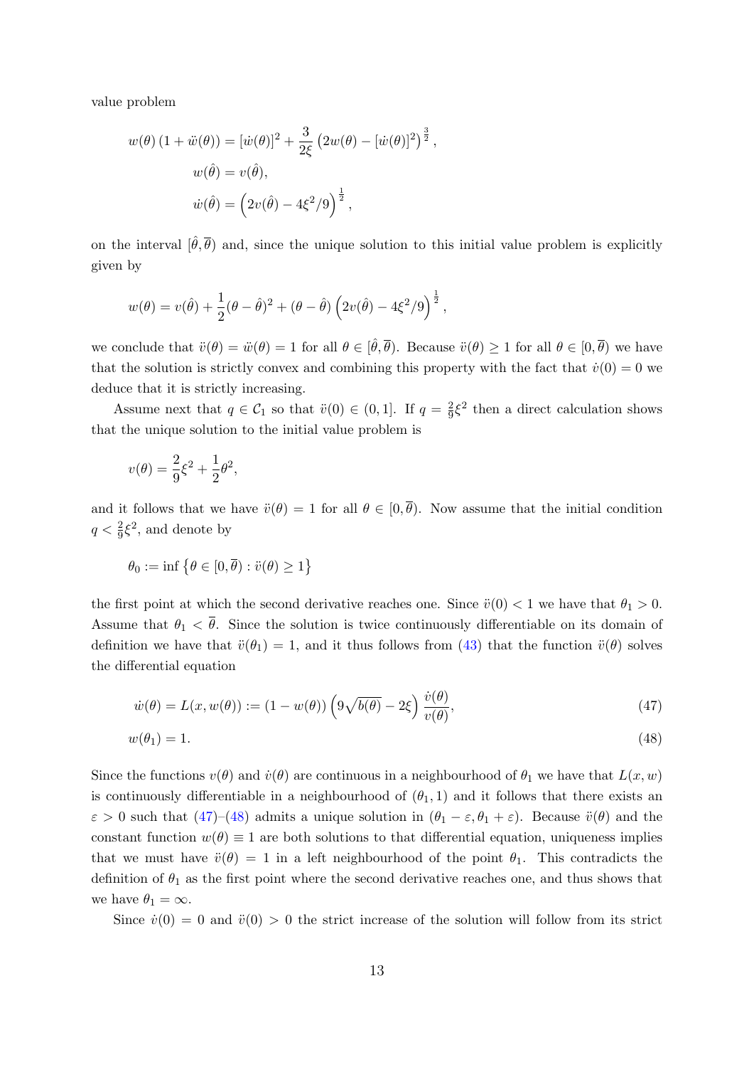value problem

$$
\begin{aligned}
w(\theta)\left(1+\ddot{w}(\theta)\right) &= [\dot{w}(\theta)]^2 + \frac{3}{2\xi}\left(2w(\theta) - [\dot{w}(\theta)]^2\right)^{\frac{3}{2}},\\
w(\hat{\theta}) &= v(\hat{\theta}),\\
\dot{w}(\hat{\theta}) &= \left(2v(\hat{\theta}) - 4\xi^2/9\right)^{\frac{1}{2}},
\end{aligned}
$$

on the interval $[\hat{\theta}, \overline{\theta})$ and, since the unique solution to this initial value problem is explicitly given by

$$
w(\theta) = v(\hat{\theta}) + \frac{1}{2}(\theta - \hat{\theta})^2 + (\theta - \hat{\theta})\left(2v(\hat{\theta}) - 4\xi^2/9\right)^{\frac{1}{2}},
$$

we conclude that $\ddot{v}(\theta) = \ddot{w}(\theta) = 1$ for all $\theta \in [\hat{\theta}, \overline{\theta})$. Because $\ddot{v}(\theta) \geq 1$ for all $\theta \in [0, \overline{\theta})$ we have that the solution is strictly convex and combining this property with the fact that $\dot{v}(0) = 0$ we deduce that it is strictly increasing.

Assume next that $q \in \mathcal{C}_1$ so that $\ddot{v}(0) \in (0, 1]$. If $q = \frac{2}{9}\xi^2$ then a direct calculation shows that the unique solution to the initial value problem is

$$
v(\theta) = \frac{2}{9}\xi^2 + \frac{1}{2}\theta^2,
$$

and it follows that we have $\ddot{v}(\theta) = 1$ for all $\theta \in [0, \overline{\theta})$. Now assume that the initial condition $q < \frac{2}{9}\xi^2$, and denote by

$$
\theta_0 := \inf\left\{\theta \in [0, \overline{\theta}) : \ddot{v}(\theta) \geq 1\right\}
$$

the first point at which the second derivative reaches one. Since $\ddot{v}(0) < 1$ we have that $\theta_1 > 0$. Assume that $\theta_1 < \overline{\theta}$. Since the solution is twice continuously differentiable on its domain of definition we have that $\ddot{v}(\theta_1) = 1$, and it thus follows from (43) that the function $\ddot{v}(\theta)$ solves the differential equation

$$
\dot{w}(\theta) = L(x, w(\theta)) := (1 - w(\theta))\left(9\sqrt{b(\theta)} - 2\xi\right)\frac{\dot{v}(\theta)}{v(\theta)}, \tag{47}
$$

$$
w(\theta_1) = 1. \tag{48}
$$

Since the functions $v(\theta)$ and $\dot{v}(\theta)$ are continuous in a neighbourhood of $\theta_1$ we have that $L(x, w)$ is continuously differentiable in a neighbourhood of $(\theta_1, 1)$ and it follows that there exists an $\varepsilon > 0$ such that (47)–(48) admits a unique solution in $(\theta_1 - \varepsilon, \theta_1 + \varepsilon)$. Because $\ddot{v}(\theta)$ and the constant function $w(\theta) \equiv 1$ are both solutions to that differential equation, uniqueness implies that we must have $\ddot{v}(\theta) = 1$ in a left neighbourhood of the point $\theta_1$. This contradicts the definition of $\theta_1$ as the first point where the second derivative reaches one, and thus shows that we have $\theta_1 = \infty$.

Since $\dot{v}(0) = 0$ and $\ddot{v}(0) > 0$ the strict increase of the solution will follow from its strict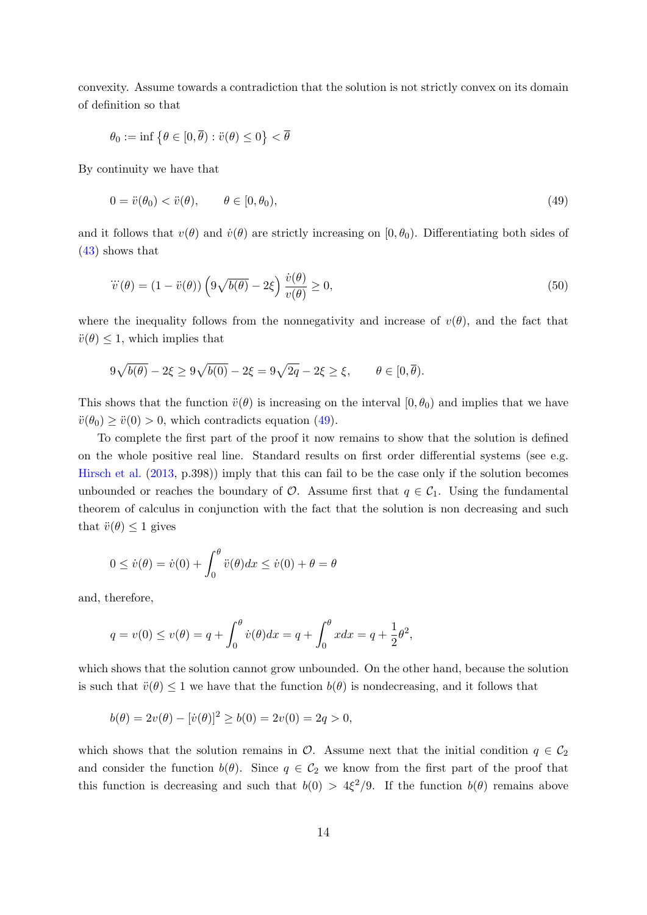convexity. Assume towards a contradiction that the solution is not strictly convex on its domain of definition so that

$$\theta_0 := \inf \left\{ \theta \in [0, \overline{\theta}) : \ddot{v}(\theta) \leq 0 \right\} < \overline{\theta}$$

By continuity we have that

$$0 = \ddot{v}(\theta_0) < \ddot{v}(\theta), \qquad \theta \in [0, \theta_0), \tag{49}$$

and it follows that $v(\theta)$ and $\dot{v}(\theta)$ are strictly increasing on $[0, \theta_0)$. Differentiating both sides of (43) shows that

$$\dddot{v}(\theta) = (1 - \ddot{v}(\theta)) \left( 9\sqrt{b(\theta)} - 2\xi \right) \frac{\dot{v}(\theta)}{v(\theta)} \geq 0, \tag{50}$$

where the inequality follows from the nonnegativity and increase of $v(\theta)$, and the fact that $\ddot{v}(\theta) \leq 1$, which implies that

$$9\sqrt{b(\theta)} - 2\xi \geq 9\sqrt{b(0)} - 2\xi = 9\sqrt{2q} - 2\xi \geq \xi, \qquad \theta \in [0, \overline{\theta}).$$

This shows that the function $\ddot{v}(\theta)$ is increasing on the interval $[0, \theta_0)$ and implies that we have $\ddot{v}(\theta_0) \geq \ddot{v}(0) > 0$, which contradicts equation (49).

To complete the first part of the proof it now remains to show that the solution is defined on the whole positive real line. Standard results on first order differential systems (see e.g. Hirsch et al. (2013, p.398)) imply that this can fail to be the case only if the solution becomes unbounded or reaches the boundary of $\mathcal{O}$. Assume first that $q \in \mathcal{C}_1$. Using the fundamental theorem of calculus in conjunction with the fact that the solution is non decreasing and such that $\ddot{v}(\theta) \leq 1$ gives

$$0 \leq \dot{v}(\theta) = \dot{v}(0) + \int_0^\theta \ddot{v}(\theta) dx \leq \dot{v}(0) + \theta = \theta$$

and, therefore,

$$q = v(0) \leq v(\theta) = q + \int_0^\theta \dot{v}(\theta) dx = q + \int_0^\theta x dx = q + \frac{1}{2}\theta^2,$$

which shows that the solution cannot grow unbounded. On the other hand, because the solution is such that $\ddot{v}(\theta) \leq 1$ we have that the function $b(\theta)$ is nondecreasing, and it follows that

$$b(\theta) = 2v(\theta) - [\dot{v}(\theta)]^2 \geq b(0) = 2v(0) = 2q > 0,$$

which shows that the solution remains in $\mathcal{O}$. Assume next that the initial condition $q \in \mathcal{C}_2$ and consider the function $b(\theta)$. Since $q \in \mathcal{C}_2$ we know from the first part of the proof that this function is decreasing and such that $b(0) > 4\xi^2/9$. If the function $b(\theta)$ remains above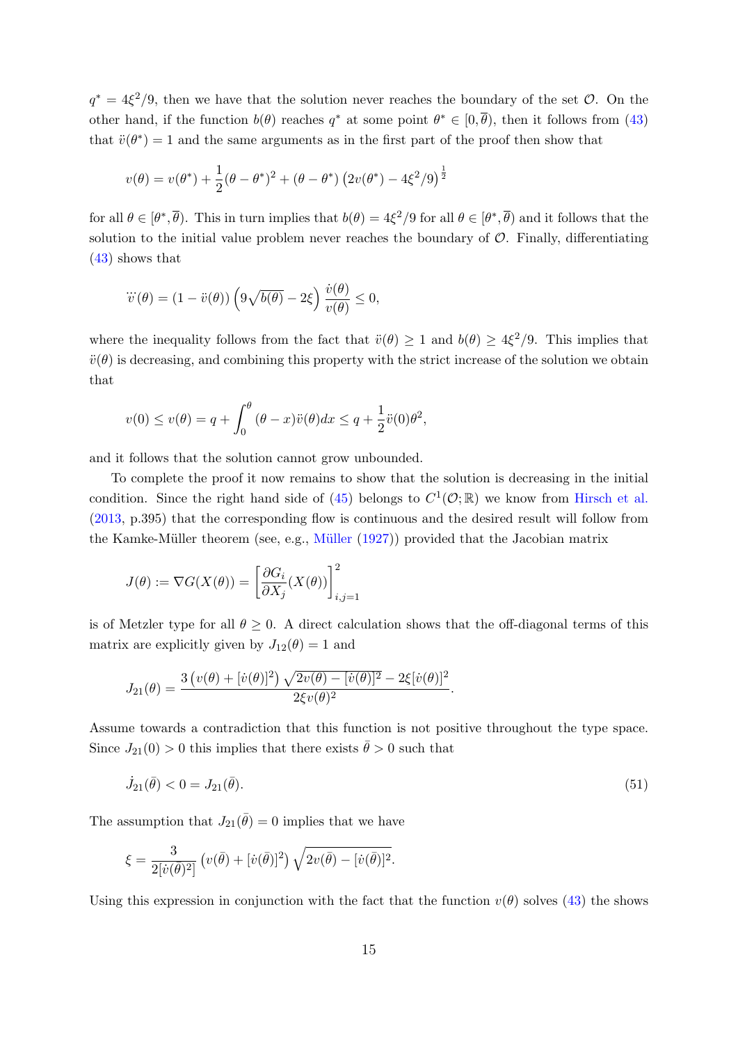$q^* = 4\xi^2/9$, then we have that the solution never reaches the boundary of the set $\mathcal{O}$. On the other hand, if the function $b(\theta)$ reaches $q^*$ at some point $\theta^* \in [0, \overline{\theta})$, then it follows from (43) that $\ddot{v}(\theta^*) = 1$ and the same arguments as in the first part of the proof then show that

$$v(\theta) = v(\theta^*) + \frac{1}{2}(\theta - \theta^*)^2 + (\theta - \theta^*)\left(2v(\theta^*) - 4\xi^2/9\right)^{\frac{1}{2}}$$

for all $\theta \in [\theta^*, \overline{\theta})$. This in turn implies that $b(\theta) = 4\xi^2/9$ for all $\theta \in [\theta^*, \overline{\theta})$ and it follows that the solution to the initial value problem never reaches the boundary of $\mathcal{O}$. Finally, differentiating (43) shows that

$$\dddot{v}(\theta) = (1 - \ddot{v}(\theta))\left(9\sqrt{b(\theta)} - 2\xi\right)\frac{\dot{v}(\theta)}{v(\theta)} \leq 0,$$

where the inequality follows from the fact that $\ddot{v}(\theta) \geq 1$ and $b(\theta) \geq 4\xi^2/9$. This implies that $\ddot{v}(\theta)$ is decreasing, and combining this property with the strict increase of the solution we obtain that

$$v(0) \leq v(\theta) = q + \int_0^\theta (\theta - x)\ddot{v}(\theta)dx \leq q + \frac{1}{2}\ddot{v}(0)\theta^2,$$

and it follows that the solution cannot grow unbounded.

To complete the proof it now remains to show that the solution is decreasing in the initial condition. Since the right hand side of (45) belongs to $C^1(\mathcal{O}; \mathbb{R})$ we know from Hirsch et al. (2013, p.395) that the corresponding flow is continuous and the desired result will follow from the Kamke-Müller theorem (see, e.g., Müller (1927)) provided that the Jacobian matrix

$$J(\theta) := \nabla G(X(\theta)) = \left[\frac{\partial G_i}{\partial X_j}(X(\theta))\right]_{i,j=1}^2$$

is of Metzler type for all $\theta \geq 0$. A direct calculation shows that the off-diagonal terms of this matrix are explicitly given by $J_{12}(\theta) = 1$ and

$$J_{21}(\theta) = \frac{3\left(v(\theta) + [\dot{v}(\theta)]^2\right)\sqrt{2v(\theta) - [\dot{v}(\theta)]^2} - 2\xi[\dot{v}(\theta)]^2}{2\xi v(\theta)^2}.$$

Assume towards a contradiction that this function is not positive throughout the type space. Since $J_{21}(0) > 0$ this implies that there exists $\bar{\theta} > 0$ such that

$$\dot{J}_{21}(\bar{\theta}) < 0 = J_{21}(\bar{\theta}). \tag{51}$$

The assumption that $J_{21}(\bar{\theta}) = 0$ implies that we have

$$\xi = \frac{3}{2[\dot{v}(\bar{\theta})^2]}\left(v(\bar{\theta}) + [\dot{v}(\bar{\theta})]^2\right)\sqrt{2v(\bar{\theta}) - [\dot{v}(\bar{\theta})]^2}.$$

Using this expression in conjunction with the fact that the function $v(\theta)$ solves (43) the shows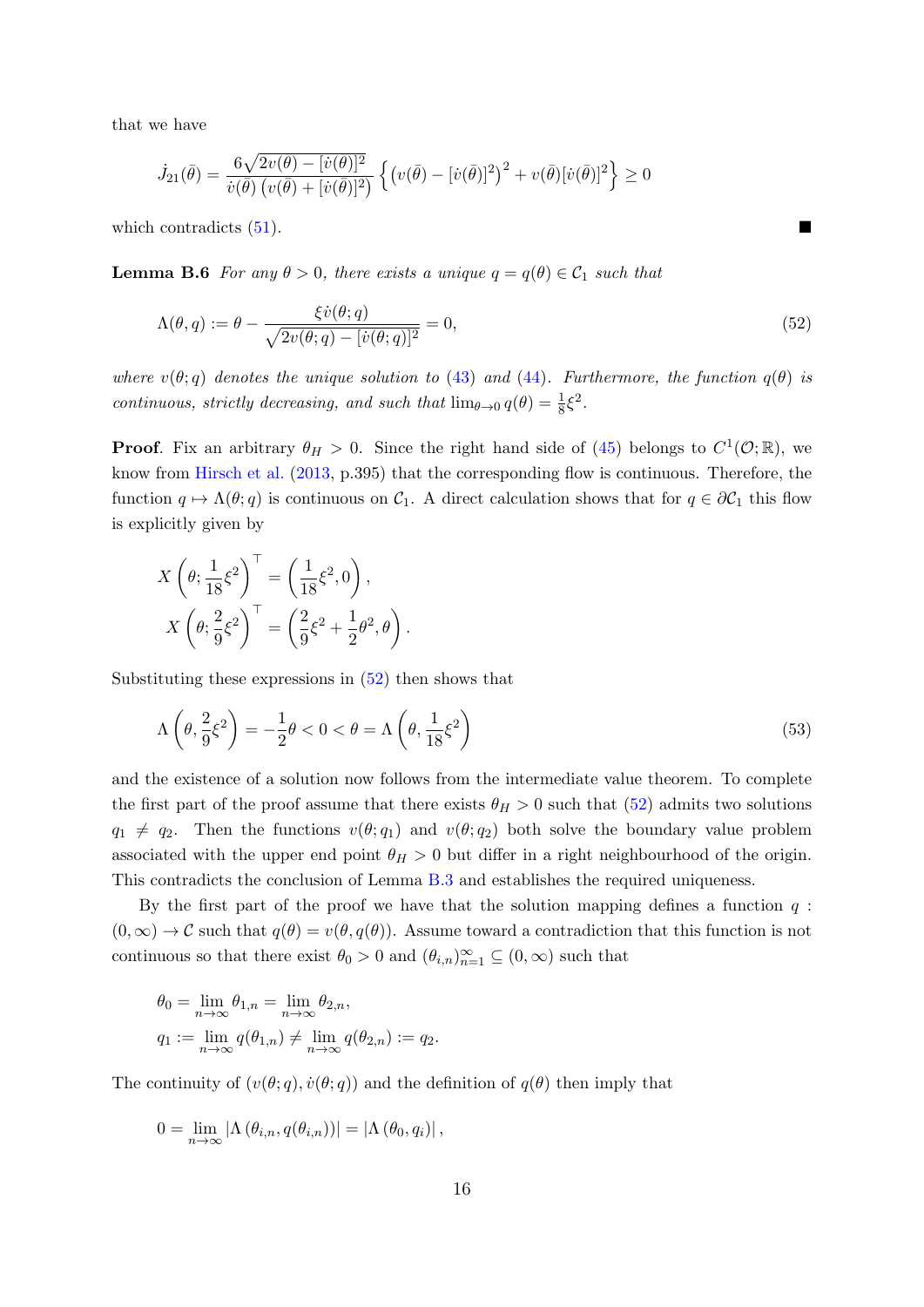that we have

$$\dot{J}_{21}(\bar{\theta}) = \frac{6\sqrt{2v(\theta) - [\dot{v}(\theta)]^2}}{\dot{v}(\bar{\theta})\left(v(\bar{\theta}) + [\dot{v}(\bar{\theta})]^2\right)} \left\{ \left(v(\bar{\theta}) - [\dot{v}(\bar{\theta})]^2\right)^2 + v(\bar{\theta})[\dot{v}(\bar{\theta})]^2 \right\} \geq 0$$

which contradicts (51). ■

**Lemma B.6** *For any $\theta > 0$, there exists a unique $q = q(\theta) \in \mathcal{C}_1$ such that*

$$\Lambda(\theta, q) := \theta - \frac{\xi \dot{v}(\theta; q)}{\sqrt{2v(\theta; q) - [\dot{v}(\theta; q)]^2}} = 0, \tag{52}$$

*where $v(\theta; q)$ denotes the unique solution to (43) and (44). Furthermore, the function $q(\theta)$ is continuous, strictly decreasing, and such that $\lim_{\theta \to 0} q(\theta) = \frac{1}{8}\xi^2$.*

**Proof**. Fix an arbitrary $\theta_H > 0$. Since the right hand side of (45) belongs to $C^1(\mathcal{O}; \mathbb{R})$, we know from Hirsch et al. (2013, p.395) that the corresponding flow is continuous. Therefore, the function $q \mapsto \Lambda(\theta; q)$ is continuous on $\mathcal{C}_1$. A direct calculation shows that for $q \in \partial\mathcal{C}_1$ this flow is explicitly given by

$$X\left(\theta; \frac{1}{18}\xi^2\right)^\top = \left(\frac{1}{18}\xi^2, 0\right),$$

$$X\left(\theta; \frac{2}{9}\xi^2\right)^\top = \left(\frac{2}{9}\xi^2 + \frac{1}{2}\theta^2, \theta\right).$$

Substituting these expressions in (52) then shows that

$$\Lambda\left(\theta, \frac{2}{9}\xi^2\right) = -\frac{1}{2}\theta < 0 < \theta = \Lambda\left(\theta, \frac{1}{18}\xi^2\right) \tag{53}$$

and the existence of a solution now follows from the intermediate value theorem. To complete the first part of the proof assume that there exists $\theta_H > 0$ such that (52) admits two solutions $q_1 \neq q_2$. Then the functions $v(\theta; q_1)$ and $v(\theta; q_2)$ both solve the boundary value problem associated with the upper end point $\theta_H > 0$ but differ in a right neighbourhood of the origin. This contradicts the conclusion of Lemma B.3 and establishes the required uniqueness.

By the first part of the proof we have that the solution mapping defines a function $q : (0, \infty) \to \mathcal{C}$ such that $q(\theta) = v(\theta, q(\theta))$. Assume toward a contradiction that this function is not continuous so that there exist $\theta_0 > 0$ and $(\theta_{i,n})_{n=1}^\infty \subseteq (0, \infty)$ such that

$$\theta_0 = \lim_{n\to\infty} \theta_{1,n} = \lim_{n\to\infty} \theta_{2,n},$$

$$q_1 := \lim_{n\to\infty} q(\theta_{1,n}) \neq \lim_{n\to\infty} q(\theta_{2,n}) := q_2.$$

The continuity of $(v(\theta; q), \dot{v}(\theta; q))$ and the definition of $q(\theta)$ then imply that

$$0 = \lim_{n\to\infty} |\Lambda(\theta_{i,n}, q(\theta_{i,n}))| = |\Lambda(\theta_0, q_i)|,$$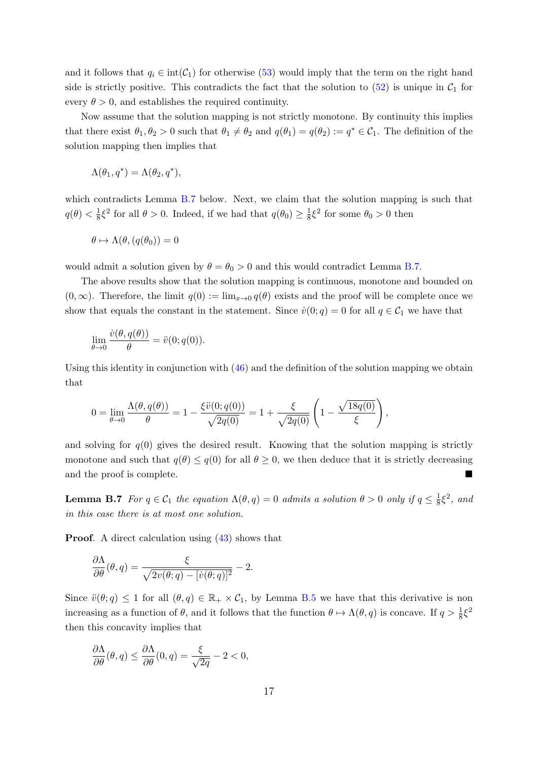and it follows that $q_i \in \mathrm{int}(\mathcal{C}_1)$ for otherwise (53) would imply that the term on the right hand side is strictly positive. This contradicts the fact that the solution to (52) is unique in $\mathcal{C}_1$ for every $\theta > 0$, and establishes the required continuity.

Now assume that the solution mapping is not strictly monotone. By continuity this implies that there exist $\theta_1, \theta_2 > 0$ such that $\theta_1 \neq \theta_2$ and $q(\theta_1) = q(\theta_2) := q^* \in \mathcal{C}_1$. The definition of the solution mapping then implies that

$$\Lambda(\theta_1, q^*) = \Lambda(\theta_2, q^*),$$

which contradicts Lemma B.7 below. Next, we claim that the solution mapping is such that $q(\theta) < \frac{1}{8}\xi^2$ for all $\theta > 0$. Indeed, if we had that $q(\theta_0) \geq \frac{1}{8}\xi^2$ for some $\theta_0 > 0$ then

$$\theta \mapsto \Lambda(\theta, (q(\theta_0)) = 0$$

would admit a solution given by $\theta = \theta_0 > 0$ and this would contradict Lemma B.7.

The above results show that the solution mapping is continuous, monotone and bounded on $(0, \infty)$. Therefore, the limit $q(0) := \lim_{x \to 0} q(\theta)$ exists and the proof will be complete once we show that equals the constant in the statement. Since $\dot{v}(0; q) = 0$ for all $q \in \mathcal{C}_1$ we have that

$$\lim_{\theta \to 0} \frac{\dot{v}(\theta, q(\theta))}{\theta} = \ddot{v}(0; q(0)).$$

Using this identity in conjunction with (46) and the definition of the solution mapping we obtain that

$$0 = \lim_{\theta \to 0} \frac{\Lambda(\theta, q(\theta))}{\theta} = 1 - \frac{\xi \ddot{v}(0; q(0))}{\sqrt{2q(0)}} = 1 + \frac{\xi}{\sqrt{2q(0)}} \left( 1 - \frac{\sqrt{18q(0)}}{\xi} \right),$$

and solving for $q(0)$ gives the desired result. Knowing that the solution mapping is strictly monotone and such that $q(\theta) \leq q(0)$ for all $\theta \geq 0$, we then deduce that it is strictly decreasing and the proof is complete. ■

**Lemma B.7** *For $q \in \mathcal{C}_1$ the equation $\Lambda(\theta, q) = 0$ admits a solution $\theta > 0$ only if $q \leq \frac{1}{8}\xi^2$, and in this case there is at most one solution.*

**Proof**. A direct calculation using (43) shows that

$$\frac{\partial \Lambda}{\partial \theta}(\theta, q) = \frac{\xi}{\sqrt{2v(\theta; q) - [\dot{v}(\theta; q)]^2}} - 2.$$

Since $\ddot{v}(\theta; q) \leq 1$ for all $(\theta, q) \in \mathbb{R}_+ \times \mathcal{C}_1$, by Lemma B.5 we have that this derivative is non increasing as a function of $\theta$, and it follows that the function $\theta \mapsto \Lambda(\theta, q)$ is concave. If $q > \frac{1}{8}\xi^2$ then this concavity implies that

$$\frac{\partial \Lambda}{\partial \theta}(\theta, q) \leq \frac{\partial \Lambda}{\partial \theta}(0, q) = \frac{\xi}{\sqrt{2q}} - 2 < 0,$$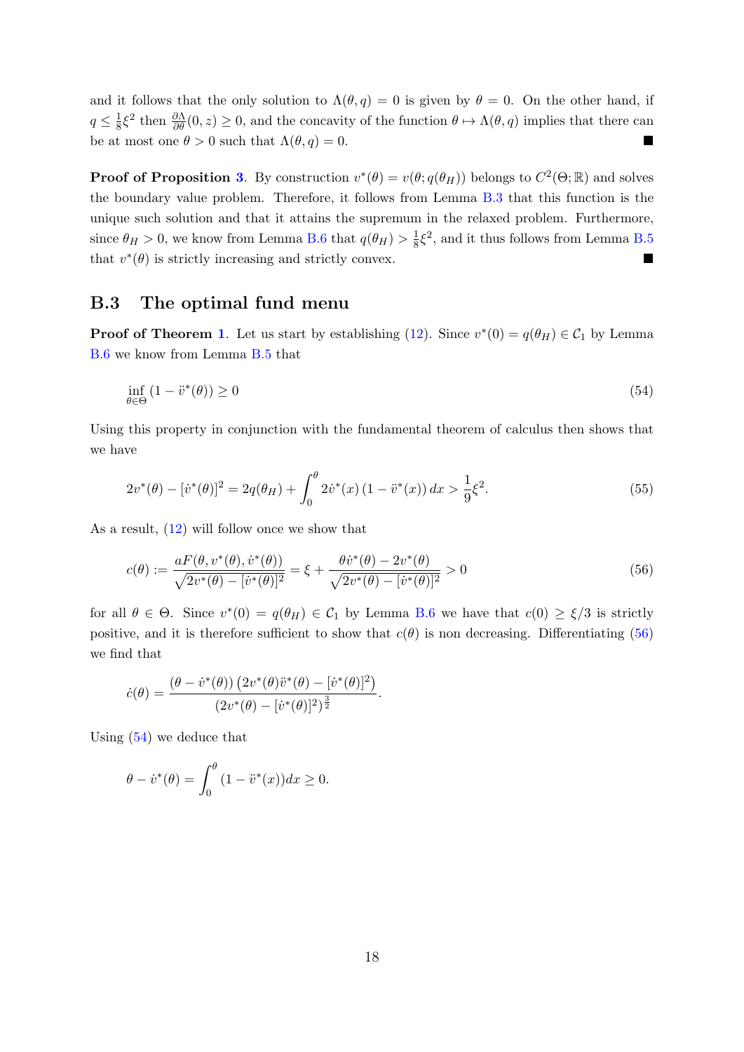and it follows that the only solution to $\Lambda(\theta, q) = 0$ is given by $\theta = 0$. On the other hand, if $q \leq \frac{1}{8}\xi^2$ then $\frac{\partial \Lambda}{\partial \theta}(0, z) \geq 0$, and the concavity of the function $\theta \mapsto \Lambda(\theta, q)$ implies that there can be at most one $\theta > 0$ such that $\Lambda(\theta, q) = 0$. ■

**Proof of Proposition 3**. By construction $v^*(\theta) = v(\theta; q(\theta_H))$ belongs to $C^2(\Theta; \mathbb{R})$ and solves the boundary value problem. Therefore, it follows from Lemma B.3 that this function is the unique such solution and that it attains the supremum in the relaxed problem. Furthermore, since $\theta_H > 0$, we know from Lemma B.6 that $q(\theta_H) > \frac{1}{8}\xi^2$, and it thus follows from Lemma B.5 that $v^*(\theta)$ is strictly increasing and strictly convex. ■

### B.3 The optimal fund menu

**Proof of Theorem 1**. Let us start by establishing (12). Since $v^*(0) = q(\theta_H) \in \mathcal{C}_1$ by Lemma B.6 we know from Lemma B.5 that

$$\inf_{\theta \in \Theta} (1 - \ddot{v}^*(\theta)) \geq 0 \tag{54}$$

Using this property in conjunction with the fundamental theorem of calculus then shows that we have

$$2v^*(\theta) - [\dot{v}^*(\theta)]^2 = 2q(\theta_H) + \int_0^\theta 2\dot{v}^*(x)\,(1 - \ddot{v}^*(x))\,dx > \frac{1}{9}\xi^2. \tag{55}$$

As a result, (12) will follow once we show that

$$c(\theta) := \frac{aF(\theta, v^*(\theta), \dot{v}^*(\theta))}{\sqrt{2v^*(\theta) - [\dot{v}^*(\theta)]^2}} = \xi + \frac{\theta \dot{v}^*(\theta) - 2v^*(\theta)}{\sqrt{2v^*(\theta) - [\dot{v}^*(\theta)]^2}} > 0 \tag{56}$$

for all $\theta \in \Theta$. Since $v^*(0) = q(\theta_H) \in \mathcal{C}_1$ by Lemma B.6 we have that $c(0) \geq \xi/3$ is strictly positive, and it is therefore sufficient to show that $c(\theta)$ is non decreasing. Differentiating (56) we find that

$$\dot{c}(\theta) = \frac{(\theta - \dot{v}^*(\theta))\left(2v^*(\theta)\ddot{v}^*(\theta) - [\dot{v}^*(\theta)]^2\right)}{(2v^*(\theta) - [\dot{v}^*(\theta)]^2)^{\frac{3}{2}}}.$$

Using (54) we deduce that

$$\theta - \dot{v}^*(\theta) = \int_0^\theta (1 - \ddot{v}^*(x))dx \geq 0.$$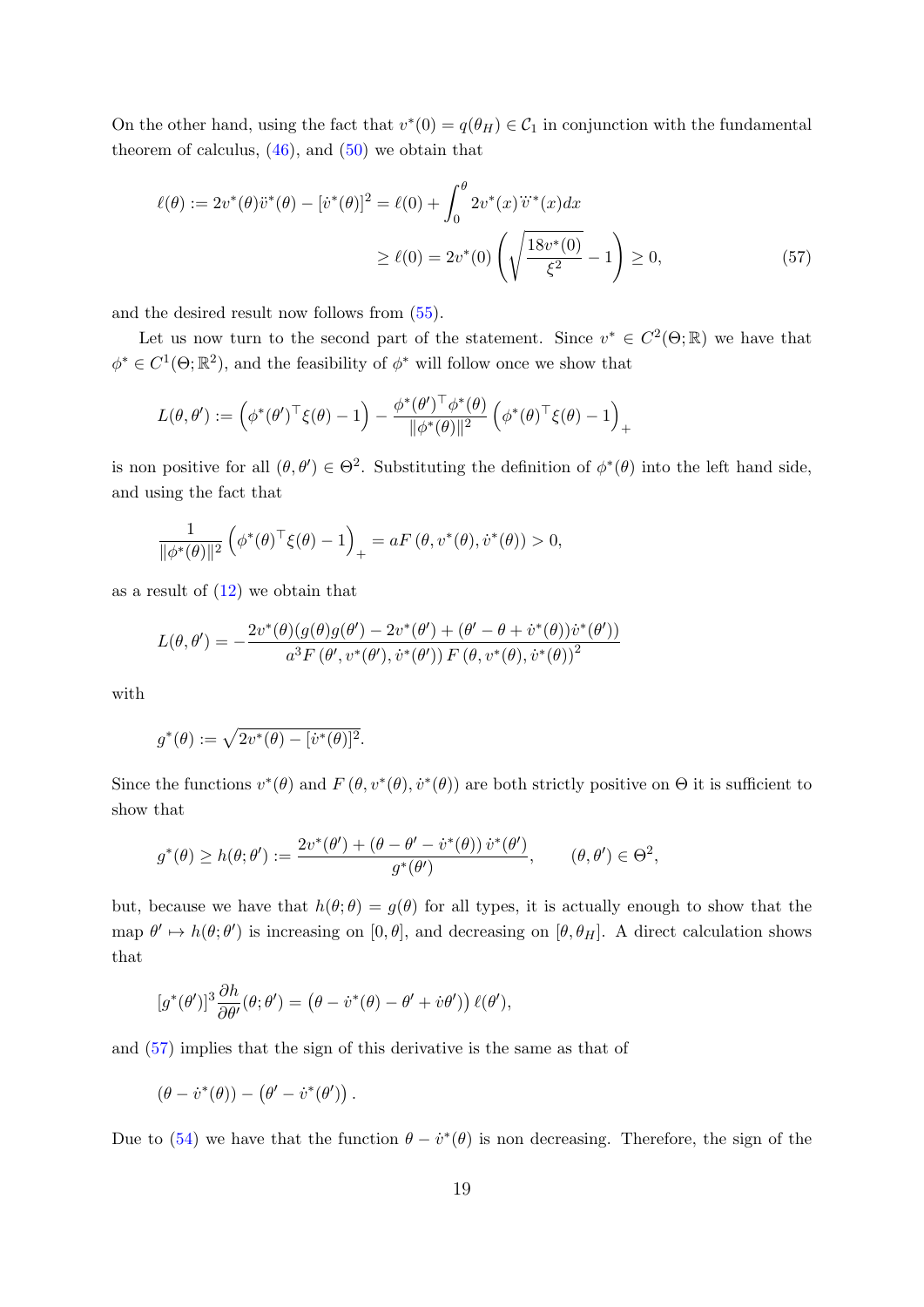On the other hand, using the fact that $v^*(0) = q(\theta_H) \in \mathcal{C}_1$ in conjunction with the fundamental theorem of calculus, (46), and (50) we obtain that

$$\ell(\theta) := 2v^*(\theta)\ddot{v}^*(\theta) - [\dot{v}^*(\theta)]^2 = \ell(0) + \int_0^\theta 2v^*(x)\dddot{v}^*(x)dx$$
$$\geq \ell(0) = 2v^*(0)\left(\sqrt{\frac{18v^*(0)}{\xi^2}} - 1\right) \geq 0, \tag{57}$$

and the desired result now follows from (55).

Let us now turn to the second part of the statement. Since $v^* \in C^2(\Theta;\mathbb{R})$ we have that $\phi^* \in C^1(\Theta;\mathbb{R}^2)$, and the feasibility of $\phi^*$ will follow once we show that

$$L(\theta,\theta') := \left(\phi^*(\theta')^\top \xi(\theta) - 1\right) - \frac{\phi^*(\theta')^\top \phi^*(\theta)}{\|\phi^*(\theta)\|^2}\left(\phi^*(\theta)^\top \xi(\theta) - 1\right)_+$$

is non positive for all $(\theta,\theta') \in \Theta^2$. Substituting the definition of $\phi^*(\theta)$ into the left hand side, and using the fact that

$$\frac{1}{\|\phi^*(\theta)\|^2}\left(\phi^*(\theta)^\top \xi(\theta) - 1\right)_+ = aF\left(\theta, v^*(\theta), \dot{v}^*(\theta)\right) > 0,$$

as a result of (12) we obtain that

$$L(\theta,\theta') = -\frac{2v^*(\theta)(g(\theta)g(\theta') - 2v^*(\theta') + (\theta' - \theta + \dot{v}^*(\theta))\dot{v}^*(\theta'))}{a^3 F\left(\theta', v^*(\theta'), \dot{v}^*(\theta')\right) F\left(\theta, v^*(\theta), \dot{v}^*(\theta)\right)^2}$$

with

$$g^*(\theta) := \sqrt{2v^*(\theta) - [\dot{v}^*(\theta)]^2}.$$

Since the functions $v^*(\theta)$ and $F\left(\theta, v^*(\theta), \dot{v}^*(\theta)\right)$ are both strictly positive on $\Theta$ it is sufficient to show that

$$g^*(\theta) \geq h(\theta;\theta') := \frac{2v^*(\theta') + (\theta - \theta' - \dot{v}^*(\theta))\,\dot{v}^*(\theta')}{g^*(\theta')}, \qquad (\theta,\theta') \in \Theta^2,$$

but, because we have that $h(\theta;\theta) = g(\theta)$ for all types, it is actually enough to show that the map $\theta' \mapsto h(\theta;\theta')$ is increasing on $[0,\theta]$, and decreasing on $[\theta,\theta_H]$. A direct calculation shows that

$$[g^*(\theta')]^3 \frac{\partial h}{\partial \theta'}(\theta;\theta') = \left(\theta - \dot{v}^*(\theta) - \theta' + \dot{v}\theta'\right)\ell(\theta'),$$

and (57) implies that the sign of this derivative is the same as that of

$$\left(\theta - \dot{v}^*(\theta)\right) - \left(\theta' - \dot{v}^*(\theta')\right).$$

Due to (54) we have that the function $\theta - \dot{v}^*(\theta)$ is non decreasing. Therefore, the sign of the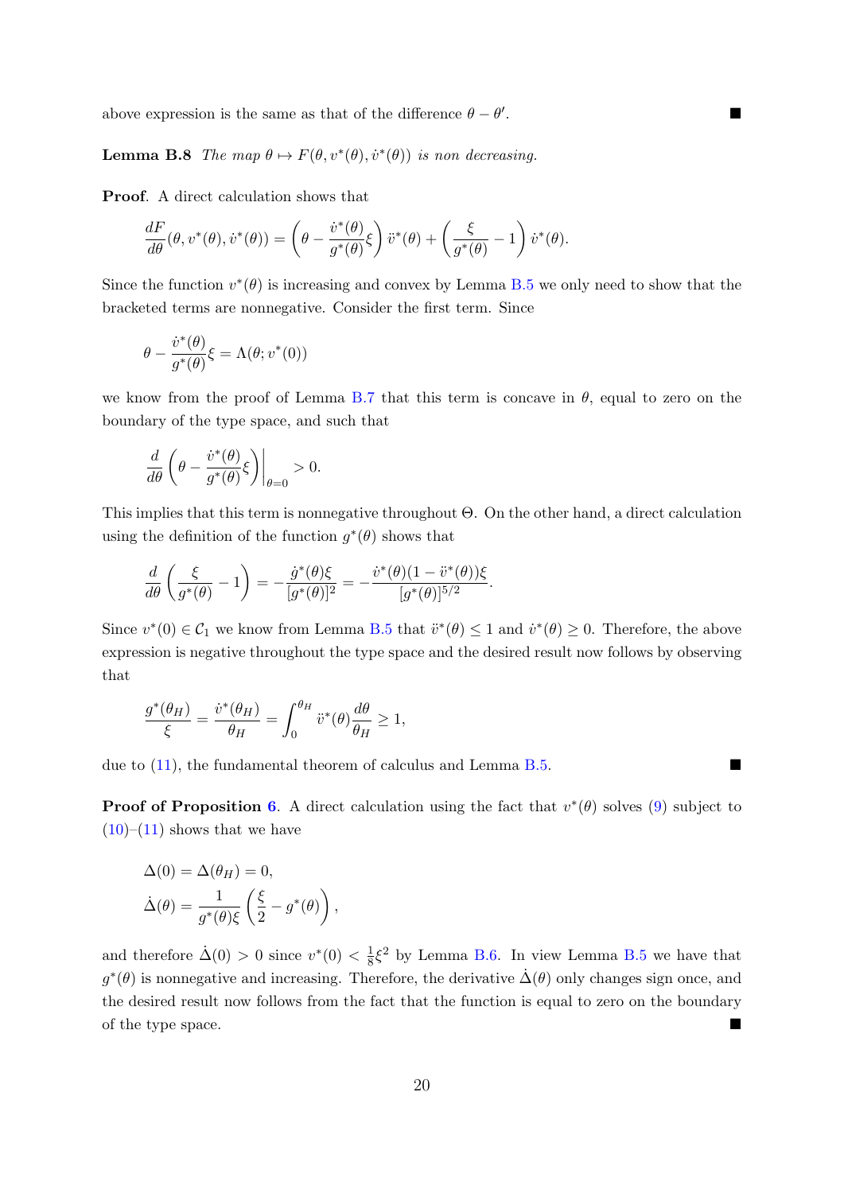above expression is the same as that of the difference $\theta - \theta'$. ∎

**Lemma B.8** *The map $\theta \mapsto F(\theta, v^*(\theta), \dot{v}^*(\theta))$ is non decreasing.*

**Proof**. A direct calculation shows that

$$\frac{dF}{d\theta}(\theta, v^*(\theta), \dot{v}^*(\theta)) = \left(\theta - \frac{\dot{v}^*(\theta)}{g^*(\theta)}\xi\right)\ddot{v}^*(\theta) + \left(\frac{\xi}{g^*(\theta)} - 1\right)\dot{v}^*(\theta).$$

Since the function $v^*(\theta)$ is increasing and convex by Lemma B.5 we only need to show that the bracketed terms are nonnegative. Consider the first term. Since

$$\theta - \frac{\dot{v}^*(\theta)}{g^*(\theta)}\xi = \Lambda(\theta; v^*(0))$$

we know from the proof of Lemma B.7 that this term is concave in $\theta$, equal to zero on the boundary of the type space, and such that

$$\frac{d}{d\theta}\left(\theta - \frac{\dot{v}^*(\theta)}{g^*(\theta)}\xi\right)\bigg|_{\theta=0} > 0.$$

This implies that this term is nonnegative throughout $\Theta$. On the other hand, a direct calculation using the definition of the function $g^*(\theta)$ shows that

$$\frac{d}{d\theta}\left(\frac{\xi}{g^*(\theta)} - 1\right) = -\frac{\dot{g}^*(\theta)\xi}{[g^*(\theta)]^2} = -\frac{\dot{v}^*(\theta)(1 - \ddot{v}^*(\theta))\xi}{[g^*(\theta)]^{5/2}}.$$

Since $v^*(0) \in \mathcal{C}_1$ we know from Lemma B.5 that $\ddot{v}^*(\theta) \leq 1$ and $\dot{v}^*(\theta) \geq 0$. Therefore, the above expression is negative throughout the type space and the desired result now follows by observing that

$$\frac{g^*(\theta_H)}{\xi} = \frac{\dot{v}^*(\theta_H)}{\theta_H} = \int_0^{\theta_H} \ddot{v}^*(\theta)\frac{d\theta}{\theta_H} \geq 1,$$

due to (11), the fundamental theorem of calculus and Lemma B.5. ∎

**Proof of Proposition 6**. A direct calculation using the fact that $v^*(\theta)$ solves (9) subject to (10)–(11) shows that we have

$$\Delta(0) = \Delta(\theta_H) = 0,$$
$$\dot{\Delta}(\theta) = \frac{1}{g^*(\theta)\xi}\left(\frac{\xi}{2} - g^*(\theta)\right),$$

and therefore $\dot{\Delta}(0) > 0$ since $v^*(0) < \frac{1}{8}\xi^2$ by Lemma B.6. In view Lemma B.5 we have that $g^*(\theta)$ is nonnegative and increasing. Therefore, the derivative $\dot{\Delta}(\theta)$ only changes sign once, and the desired result now follows from the fact that the function is equal to zero on the boundary of the type space. ∎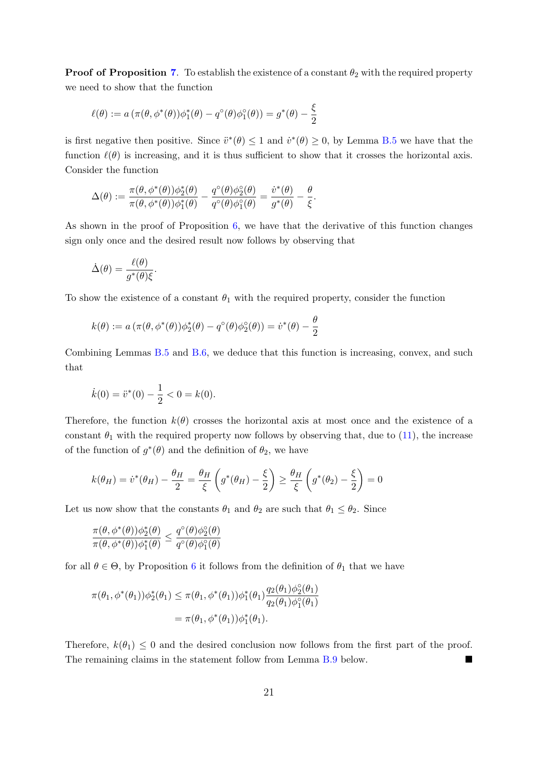**Proof of Proposition 7.** To establish the existence of a constant $\theta_2$ with the required property we need to show that the function

$$\ell(\theta) := a\left(\pi(\theta, \phi^*(\theta))\phi_1^*(\theta) - q^\circ(\theta)\phi_1^\circ(\theta)\right) = g^*(\theta) - \frac{\xi}{2}$$

is first negative then positive. Since $\ddot{v}^*(\theta) \leq 1$ and $\dot{v}^*(\theta) \geq 0$, by Lemma B.5 we have that the function $\ell(\theta)$ is increasing, and it is thus sufficient to show that it crosses the horizontal axis. Consider the function

$$\Delta(\theta) := \frac{\pi(\theta, \phi^*(\theta))\phi_2^*(\theta)}{\pi(\theta, \phi^*(\theta))\phi_1^*(\theta)} - \frac{q^\circ(\theta)\phi_2^\circ(\theta)}{q^\circ(\theta)\phi_1^\circ(\theta)} = \frac{\dot{v}^*(\theta)}{g^*(\theta)} - \frac{\theta}{\xi}.$$

As shown in the proof of Proposition 6, we have that the derivative of this function changes sign only once and the desired result now follows by observing that

$$\dot{\Delta}(\theta) = \frac{\ell(\theta)}{g^*(\theta)\xi}.$$

To show the existence of a constant $\theta_1$ with the required property, consider the function

$$k(\theta) := a\left(\pi(\theta, \phi^*(\theta))\phi_2^*(\theta) - q^\circ(\theta)\phi_2^\circ(\theta)\right) = \dot{v}^*(\theta) - \frac{\theta}{2}$$

Combining Lemmas B.5 and B.6, we deduce that this function is increasing, convex, and such that

$$\dot{k}(0) = \ddot{v}^*(0) - \frac{1}{2} < 0 = k(0).$$

Therefore, the function $k(\theta)$ crosses the horizontal axis at most once and the existence of a constant $\theta_1$ with the required property now follows by observing that, due to (11), the increase of the function of $g^*(\theta)$ and the definition of $\theta_2$, we have

$$k(\theta_H) = \dot{v}^*(\theta_H) - \frac{\theta_H}{2} = \frac{\theta_H}{\xi}\left(g^*(\theta_H) - \frac{\xi}{2}\right) \geq \frac{\theta_H}{\xi}\left(g^*(\theta_2) - \frac{\xi}{2}\right) = 0$$

Let us now show that the constants $\theta_1$ and $\theta_2$ are such that $\theta_1 \leq \theta_2$. Since

$$\frac{\pi(\theta, \phi^*(\theta))\phi_2^*(\theta)}{\pi(\theta, \phi^*(\theta))\phi_1^*(\theta)} \leq \frac{q^\circ(\theta)\phi_2^\circ(\theta)}{q^\circ(\theta)\phi_1^\circ(\theta)}$$

for all $\theta \in \Theta$, by Proposition 6 it follows from the definition of $\theta_1$ that we have

$$\begin{aligned}
\pi(\theta_1, \phi^*(\theta_1))\phi_2^*(\theta_1) &\leq \pi(\theta_1, \phi^*(\theta_1))\phi_1^*(\theta_1)\frac{q_2(\theta_1)\phi_2^\circ(\theta_1)}{q_2(\theta_1)\phi_1^\circ(\theta_1)} \\
&= \pi(\theta_1, \phi^*(\theta_1))\phi_1^*(\theta_1).
\end{aligned}$$

Therefore, $k(\theta_1) \leq 0$ and the desired conclusion now follows from the first part of the proof. The remaining claims in the statement follow from Lemma B.9 below. ■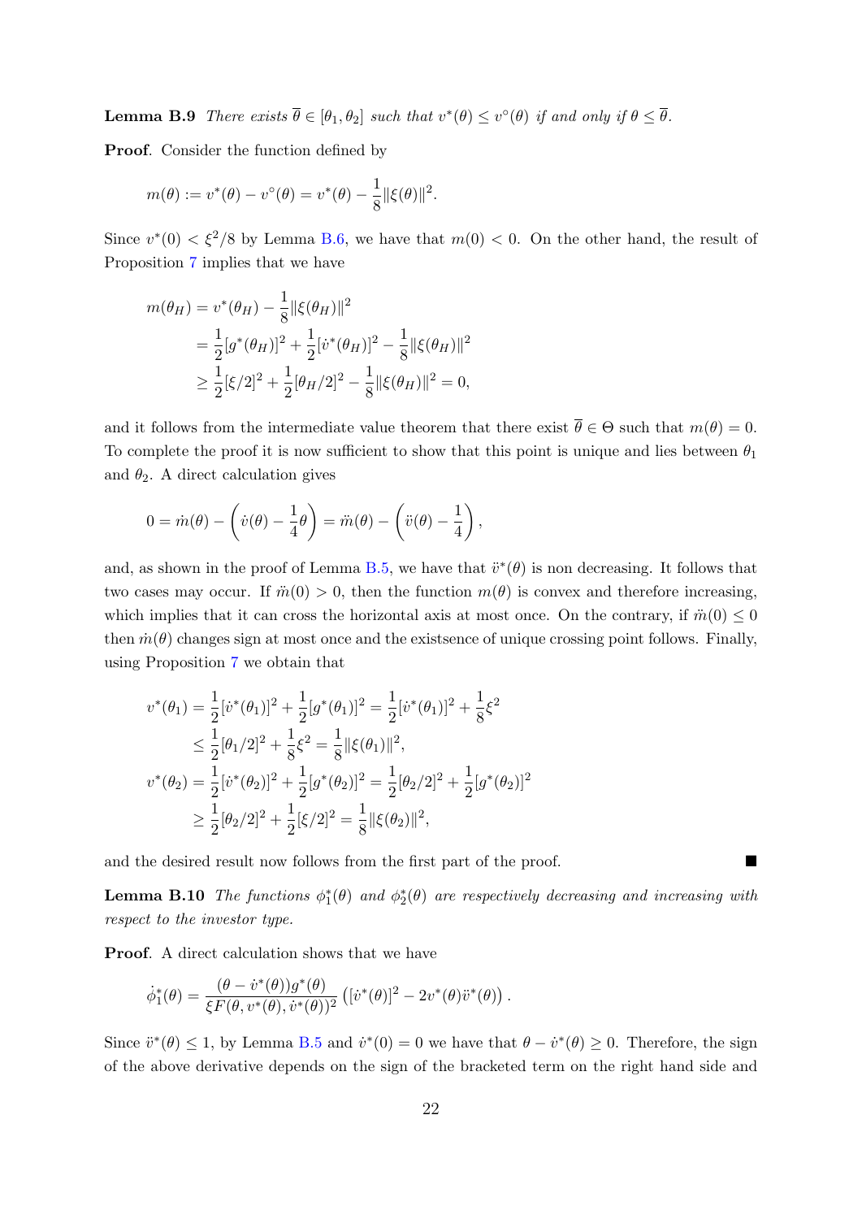**Lemma B.9** *There exists $\overline{\theta} \in [\theta_1, \theta_2]$ such that $v^*(\theta) \leq v^\circ(\theta)$ if and only if $\theta \leq \overline{\theta}$.*

**Proof**. Consider the function defined by

$$m(\theta) := v^*(\theta) - v^\circ(\theta) = v^*(\theta) - \frac{1}{8}\|\xi(\theta)\|^2.$$

Since $v^*(0) < \xi^2/8$ by Lemma B.6, we have that $m(0) < 0$. On the other hand, the result of Proposition 7 implies that we have

$$\begin{aligned}
m(\theta_H) &= v^*(\theta_H) - \frac{1}{8}\|\xi(\theta_H)\|^2 \\
&= \frac{1}{2}[g^*(\theta_H)]^2 + \frac{1}{2}[\dot{v}^*(\theta_H)]^2 - \frac{1}{8}\|\xi(\theta_H)\|^2 \\
&\geq \frac{1}{2}[\xi/2]^2 + \frac{1}{2}[\theta_H/2]^2 - \frac{1}{8}\|\xi(\theta_H)\|^2 = 0,
\end{aligned}$$

and it follows from the intermediate value theorem that there exist $\overline{\theta} \in \Theta$ such that $m(\theta) = 0$. To complete the proof it is now sufficient to show that this point is unique and lies between $\theta_1$ and $\theta_2$. A direct calculation gives

$$0 = \dot{m}(\theta) - \left(\dot{v}(\theta) - \frac{1}{4}\theta\right) = \ddot{m}(\theta) - \left(\ddot{v}(\theta) - \frac{1}{4}\right),$$

and, as shown in the proof of Lemma B.5, we have that $\ddot{v}^*(\theta)$ is non decreasing. It follows that two cases may occur. If $\ddot{m}(0) > 0$, then the function $m(\theta)$ is convex and therefore increasing, which implies that it can cross the horizontal axis at most once. On the contrary, if $\ddot{m}(0) \leq 0$ then $\dot{m}(\theta)$ changes sign at most once and the existsence of unique crossing point follows. Finally, using Proposition 7 we obtain that

$$\begin{aligned}
v^*(\theta_1) &= \frac{1}{2}[\dot{v}^*(\theta_1)]^2 + \frac{1}{2}[g^*(\theta_1)]^2 = \frac{1}{2}[\dot{v}^*(\theta_1)]^2 + \frac{1}{8}\xi^2 \\
&\leq \frac{1}{2}[\theta_1/2]^2 + \frac{1}{8}\xi^2 = \frac{1}{8}\|\xi(\theta_1)\|^2, \\
v^*(\theta_2) &= \frac{1}{2}[\dot{v}^*(\theta_2)]^2 + \frac{1}{2}[g^*(\theta_2)]^2 = \frac{1}{2}[\theta_2/2]^2 + \frac{1}{2}[g^*(\theta_2)]^2 \\
&\geq \frac{1}{2}[\theta_2/2]^2 + \frac{1}{2}[\xi/2]^2 = \frac{1}{8}\|\xi(\theta_2)\|^2,
\end{aligned}$$

and the desired result now follows from the first part of the proof. ■

**Lemma B.10** *The functions $\phi_1^*(\theta)$ and $\phi_2^*(\theta)$ are respectively decreasing and increasing with respect to the investor type.*

**Proof**. A direct calculation shows that we have

$$\dot{\phi}_1^*(\theta) = \frac{(\theta - \dot{v}^*(\theta))g^*(\theta)}{\xi F(\theta, v^*(\theta), \dot{v}^*(\theta))^2}\left([\dot{v}^*(\theta)]^2 - 2v^*(\theta)\ddot{v}^*(\theta)\right).$$

Since $\ddot{v}^*(\theta) \leq 1$, by Lemma B.5 and $\dot{v}^*(0) = 0$ we have that $\theta - \dot{v}^*(\theta) \geq 0$. Therefore, the sign of the above derivative depends on the sign of the bracketed term on the right hand side and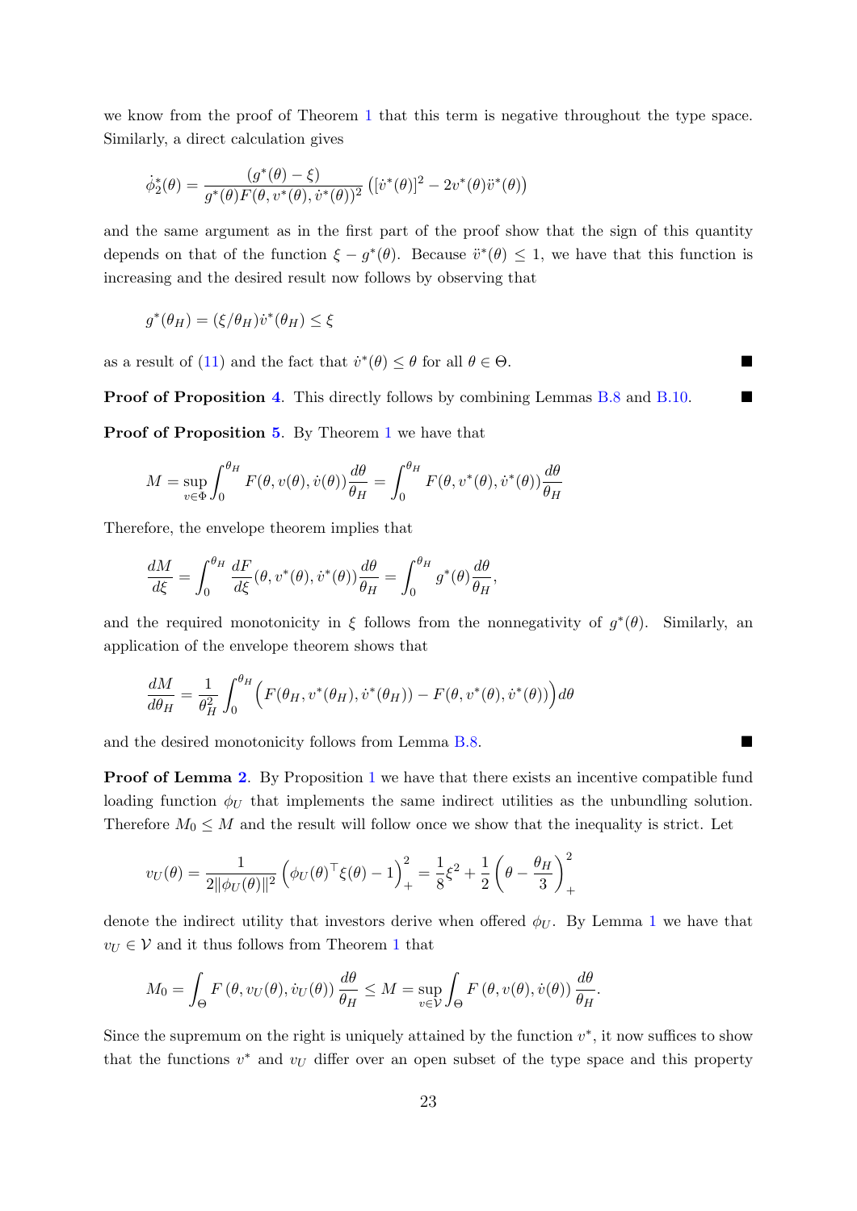we know from the proof of Theorem 1 that this term is negative throughout the type space. Similarly, a direct calculation gives

$$\dot{\phi}_2^*(\theta) = \frac{(g^*(\theta) - \xi)}{g^*(\theta)F(\theta, v^*(\theta), \dot{v}^*(\theta))^2}\left([\dot{v}^*(\theta)]^2 - 2v^*(\theta)\ddot{v}^*(\theta)\right)$$

and the same argument as in the first part of the proof show that the sign of this quantity depends on that of the function $\xi - g^*(\theta)$. Because $\ddot{v}^*(\theta) \leq 1$, we have that this function is increasing and the desired result now follows by observing that

$$g^*(\theta_H) = (\xi/\theta_H)\dot{v}^*(\theta_H) \leq \xi$$

as a result of (11) and the fact that $\dot{v}^*(\theta) \leq \theta$ for all $\theta \in \Theta$. ■

**Proof of Proposition 4.** This directly follows by combining Lemmas B.8 and B.10. ■

**Proof of Proposition 5.** By Theorem 1 we have that

$$M = \sup_{v \in \Phi} \int_0^{\theta_H} F(\theta, v(\theta), \dot{v}(\theta))\frac{d\theta}{\theta_H} = \int_0^{\theta_H} F(\theta, v^*(\theta), \dot{v}^*(\theta))\frac{d\theta}{\theta_H}$$

Therefore, the envelope theorem implies that

$$\frac{dM}{d\xi} = \int_0^{\theta_H} \frac{dF}{d\xi}(\theta, v^*(\theta), \dot{v}^*(\theta))\frac{d\theta}{\theta_H} = \int_0^{\theta_H} g^*(\theta)\frac{d\theta}{\theta_H},$$

and the required monotonicity in $\xi$ follows from the nonnegativity of $g^*(\theta)$. Similarly, an application of the envelope theorem shows that

$$\frac{dM}{d\theta_H} = \frac{1}{\theta_H^2}\int_0^{\theta_H}\Big(F(\theta_H, v^*(\theta_H), \dot{v}^*(\theta_H)) - F(\theta, v^*(\theta), \dot{v}^*(\theta))\Big)d\theta$$

and the desired monotonicity follows from Lemma B.8. ■

**Proof of Lemma 2.** By Proposition 1 we have that there exists an incentive compatible fund loading function $\phi_U$ that implements the same indirect utilities as the unbundling solution. Therefore $M_0 \leq M$ and the result will follow once we show that the inequality is strict. Let

$$v_U(\theta) = \frac{1}{2\|\phi_U(\theta)\|^2}\left(\phi_U(\theta)^\top \xi(\theta) - 1\right)_+^2 = \frac{1}{8}\xi^2 + \frac{1}{2}\left(\theta - \frac{\theta_H}{3}\right)_+^2$$

denote the indirect utility that investors derive when offered $\phi_U$. By Lemma 1 we have that $v_U \in \mathcal{V}$ and it thus follows from Theorem 1 that

$$M_0 = \int_\Theta F\left(\theta, v_U(\theta), \dot{v}_U(\theta)\right)\frac{d\theta}{\theta_H} \leq M = \sup_{v \in \mathcal{V}}\int_\Theta F\left(\theta, v(\theta), \dot{v}(\theta)\right)\frac{d\theta}{\theta_H}.$$

Since the supremum on the right is uniquely attained by the function $v^*$, it now suffices to show that the functions $v^*$ and $v_U$ differ over an open subset of the type space and this property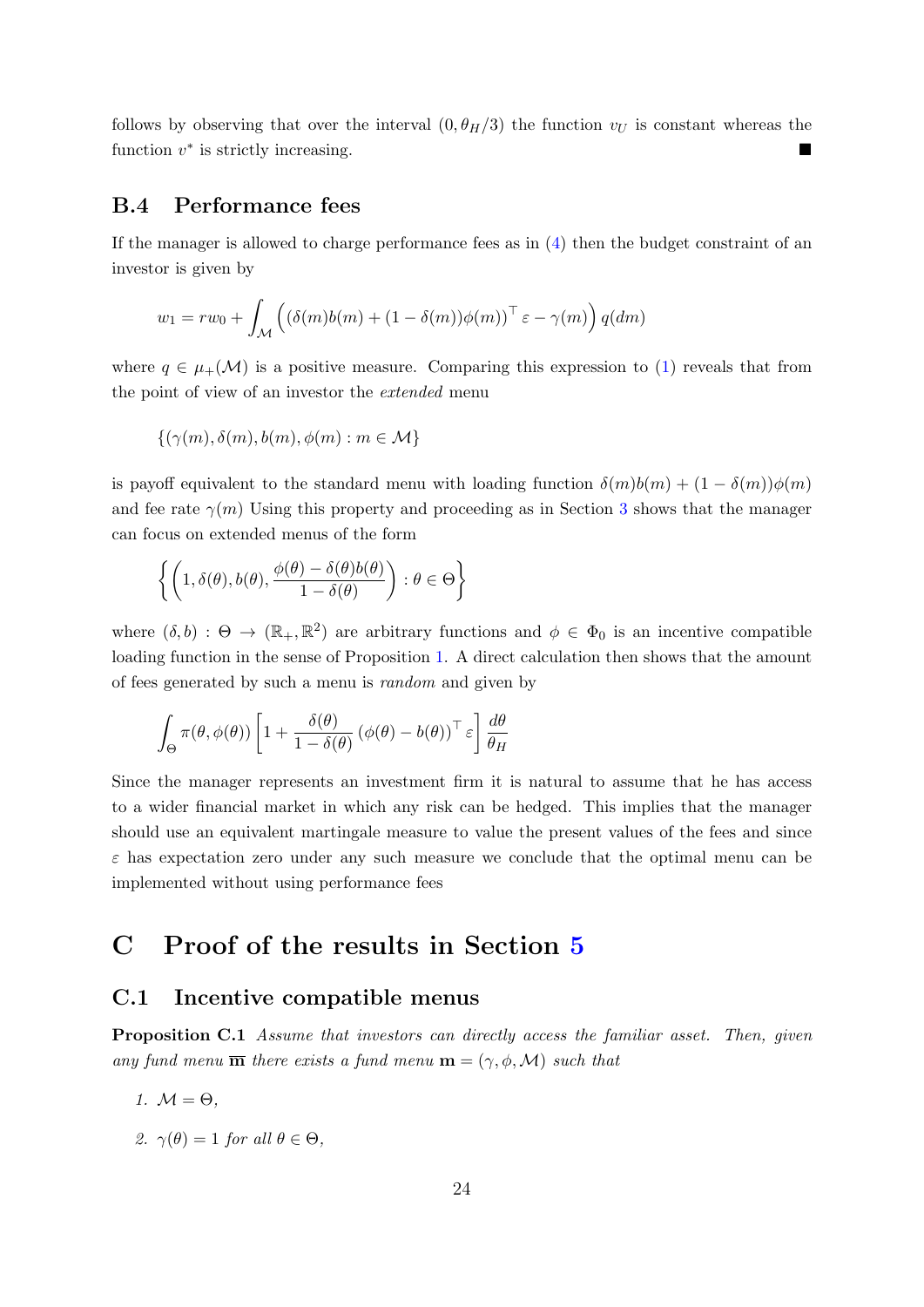follows by observing that over the interval $(0, \theta_H/3)$ the function $v_U$ is constant whereas the function $v^*$ is strictly increasing. ■

### B.4 Performance fees

If the manager is allowed to charge performance fees as in (4) then the budget constraint of an investor is given by

$$w_1 = rw_0 + \int_{\mathcal{M}} \left( (\delta(m)b(m) + (1-\delta(m))\phi(m))^\top \varepsilon - \gamma(m) \right) q(dm)$$

where $q \in \mu_+(\mathcal{M})$ is a positive measure. Comparing this expression to (1) reveals that from the point of view of an investor the *extended* menu

$$\{(\gamma(m), \delta(m), b(m), \phi(m) : m \in \mathcal{M}\}$$

is payoff equivalent to the standard menu with loading function $\delta(m)b(m) + (1-\delta(m))\phi(m)$ and fee rate $\gamma(m)$ Using this property and proceeding as in Section 3 shows that the manager can focus on extended menus of the form

$$\left\{ \left(1, \delta(\theta), b(\theta), \frac{\phi(\theta) - \delta(\theta)b(\theta)}{1-\delta(\theta)}\right) : \theta \in \Theta \right\}$$

where $(\delta, b) : \Theta \to (\mathbb{R}_+, \mathbb{R}^2)$ are arbitrary functions and $\phi \in \Phi_0$ is an incentive compatible loading function in the sense of Proposition 1. A direct calculation then shows that the amount of fees generated by such a menu is *random* and given by

$$\int_{\Theta} \pi(\theta, \phi(\theta)) \left[ 1 + \frac{\delta(\theta)}{1-\delta(\theta)} \left(\phi(\theta) - b(\theta)\right)^\top \varepsilon \right] \frac{d\theta}{\theta_H}$$

Since the manager represents an investment firm it is natural to assume that he has access to a wider financial market in which any risk can be hedged. This implies that the manager should use an equivalent martingale measure to value the present values of the fees and since $\varepsilon$ has expectation zero under any such measure we conclude that the optimal menu can be implemented without using performance fees

# C Proof of the results in Section 5

## C.1 Incentive compatible menus

**Proposition C.1** *Assume that investors can directly access the familiar asset. Then, given any fund menu* $\overline{\mathbf{m}}$ *there exists a fund menu* $\mathbf{m} = (\gamma, \phi, \mathcal{M})$ *such that*

1. $\mathcal{M} = \Theta$,
2. $\gamma(\theta) = 1$ *for all* $\theta \in \Theta$,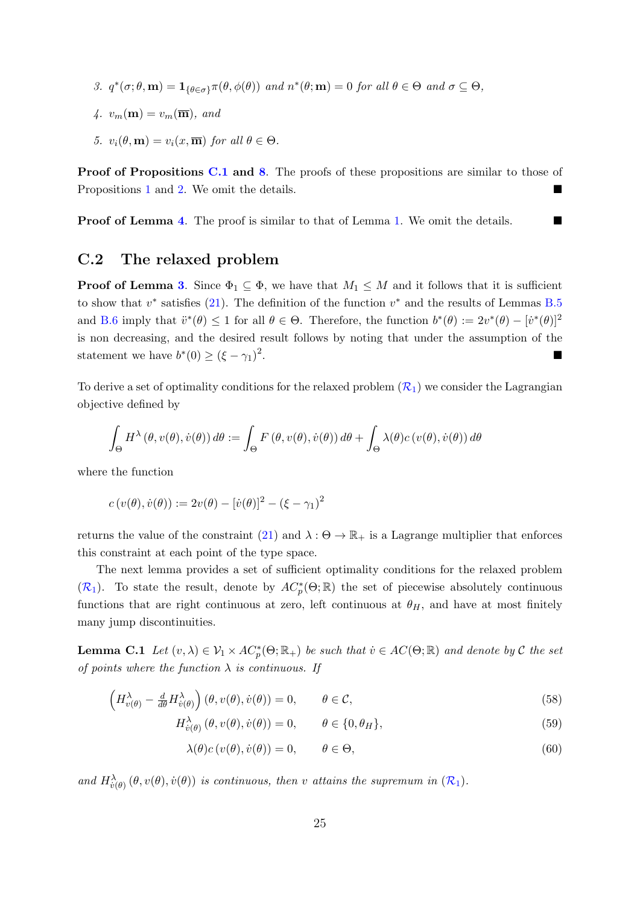3. $q^*(\sigma;\theta,\mathbf{m}) = \mathbf{1}_{\{\theta\in\sigma\}}\pi(\theta,\phi(\theta))$ and $n^*(\theta;\mathbf{m}) = 0$ for all $\theta\in\Theta$ and $\sigma\subseteq\Theta$,

4. $v_m(\mathbf{m}) = v_m(\overline{\mathbf{m}})$, and

5. $v_i(\theta,\mathbf{m}) = v_i(x,\overline{\mathbf{m}})$ for all $\theta\in\Theta$.

**Proof of Propositions C.1 and 8.** The proofs of these propositions are similar to those of Propositions 1 and 2. We omit the details. ■

**Proof of Lemma 4.** The proof is similar to that of Lemma 1. We omit the details. ■

## C.2 The relaxed problem

**Proof of Lemma 3.** Since $\Phi_1 \subseteq \Phi$, we have that $M_1 \leq M$ and it follows that it is sufficient to show that $v^*$ satisfies (21). The definition of the function $v^*$ and the results of Lemmas B.5 and B.6 imply that $\ddot{v}^*(\theta) \leq 1$ for all $\theta\in\Theta$. Therefore, the function $b^*(\theta) := 2v^*(\theta) - [\dot{v}^*(\theta)]^2$ is non decreasing, and the desired result follows by noting that under the assumption of the statement we have $b^*(0) \geq (\xi-\gamma_1)^2$. ■

To derive a set of optimality conditions for the relaxed problem ($\mathcal{R}_1$) we consider the Lagrangian objective defined by

$$\int_\Theta H^\lambda\left(\theta, v(\theta), \dot{v}(\theta)\right) d\theta := \int_\Theta F\left(\theta, v(\theta), \dot{v}(\theta)\right) d\theta + \int_\Theta \lambda(\theta) c\left(v(\theta), \dot{v}(\theta)\right) d\theta$$

where the function

$$c\left(v(\theta), \dot{v}(\theta)\right) := 2v(\theta) - [\dot{v}(\theta)]^2 - (\xi-\gamma_1)^2$$

returns the value of the constraint (21) and $\lambda : \Theta \to \mathbb{R}_+$ is a Lagrange multiplier that enforces this constraint at each point of the type space.

The next lemma provides a set of sufficient optimality conditions for the relaxed problem ($\mathcal{R}_1$). To state the result, denote by $AC_p^*(\Theta;\mathbb{R})$ the set of piecewise absolutely continuous functions that are right continuous at zero, left continuous at $\theta_H$, and have at most finitely many jump discontinuities.

**Lemma C.1** *Let $(v,\lambda) \in \mathcal{V}_1 \times AC_p^*(\Theta;\mathbb{R}_+)$ be such that $\dot{v}\in AC(\Theta;\mathbb{R})$ and denote by $\mathcal{C}$ the set of points where the function $\lambda$ is continuous. If*

$$\left(H^\lambda_{v(\theta)} - \tfrac{d}{d\theta}H^\lambda_{\dot{v}(\theta)}\right)\left(\theta, v(\theta), \dot{v}(\theta)\right) = 0, \qquad \theta\in\mathcal{C}, \tag{58}$$

$$H^\lambda_{\dot{v}(\theta)}\left(\theta, v(\theta), \dot{v}(\theta)\right) = 0, \qquad \theta\in\{0,\theta_H\}, \tag{59}$$

$$\lambda(\theta)c\left(v(\theta), \dot{v}(\theta)\right) = 0, \qquad \theta\in\Theta, \tag{60}$$

*and $H^\lambda_{\dot{v}(\theta)}\left(\theta, v(\theta), \dot{v}(\theta)\right)$ is continuous, then $v$ attains the supremum in ($\mathcal{R}_1$).*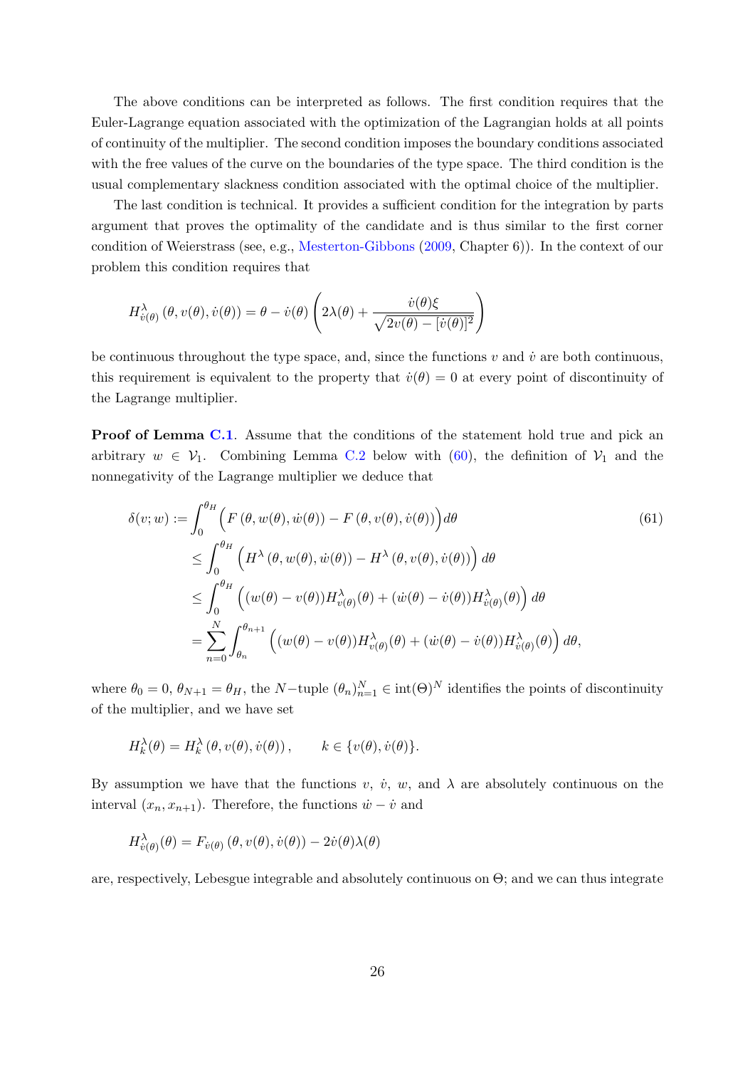The above conditions can be interpreted as follows. The first condition requires that the Euler-Lagrange equation associated with the optimization of the Lagrangian holds at all points of continuity of the multiplier. The second condition imposes the boundary conditions associated with the free values of the curve on the boundaries of the type space. The third condition is the usual complementary slackness condition associated with the optimal choice of the multiplier.

The last condition is technical. It provides a sufficient condition for the integration by parts argument that proves the optimality of the candidate and is thus similar to the first corner condition of Weierstrass (see, e.g., Mesterton-Gibbons (2009, Chapter 6)). In the context of our problem this condition requires that

$$
H^{\lambda}_{\dot{v}(\theta)}\left(\theta, v(\theta), \dot{v}(\theta)\right) = \theta - \dot{v}(\theta)\left(2\lambda(\theta) + \frac{\dot{v}(\theta)\xi}{\sqrt{2v(\theta) - [\dot{v}(\theta)]^2}}\right)
$$

be continuous throughout the type space, and, since the functions $v$ and $\dot{v}$ are both continuous, this requirement is equivalent to the property that $\dot{v}(\theta) = 0$ at every point of discontinuity of the Lagrange multiplier.

**Proof of Lemma C.1**. Assume that the conditions of the statement hold true and pick an arbitrary $w \in \mathcal{V}_1$. Combining Lemma C.2 below with (60), the definition of $\mathcal{V}_1$ and the nonnegativity of the Lagrange multiplier we deduce that

$$
\begin{aligned}
\delta(v; w) &:= \int_0^{\theta_H} \Big(F\left(\theta, w(\theta), \dot{w}(\theta)\right) - F\left(\theta, v(\theta), \dot{v}(\theta)\right)\Big) d\theta \qquad (61) \\
&\leq \int_0^{\theta_H} \Big(H^{\lambda}\left(\theta, w(\theta), \dot{w}(\theta)\right) - H^{\lambda}\left(\theta, v(\theta), \dot{v}(\theta)\right)\Big)\, d\theta \\
&\leq \int_0^{\theta_H} \Big((w(\theta) - v(\theta)) H^{\lambda}_{v(\theta)}(\theta) + (\dot{w}(\theta) - \dot{v}(\theta)) H^{\lambda}_{\dot{v}(\theta)}(\theta)\Big)\, d\theta \\
&= \sum_{n=0}^{N} \int_{\theta_n}^{\theta_{n+1}} \Big((w(\theta) - v(\theta)) H^{\lambda}_{v(\theta)}(\theta) + (\dot{w}(\theta) - \dot{v}(\theta)) H^{\lambda}_{\dot{v}(\theta)}(\theta)\Big)\, d\theta,
\end{aligned}
$$

where $\theta_0 = 0$, $\theta_{N+1} = \theta_H$, the $N-$tuple $(\theta_n)_{n=1}^N \in \text{int}(\Theta)^N$ identifies the points of discontinuity of the multiplier, and we have set

$$
H^{\lambda}_k(\theta) = H^{\lambda}_k\left(\theta, v(\theta), \dot{v}(\theta)\right), \qquad k \in \{v(\theta), \dot{v}(\theta)\}.
$$

By assumption we have that the functions $v$, $\dot{v}$, $w$, and $\lambda$ are absolutely continuous on the interval $(x_n, x_{n+1})$. Therefore, the functions $\dot{w} - \dot{v}$ and

$$
H^{\lambda}_{\dot{v}(\theta)}(\theta) = F_{\dot{v}(\theta)}\left(\theta, v(\theta), \dot{v}(\theta)\right) - 2\dot{v}(\theta)\lambda(\theta)
$$

are, respectively, Lebesgue integrable and absolutely continuous on $\Theta$; and we can thus integrate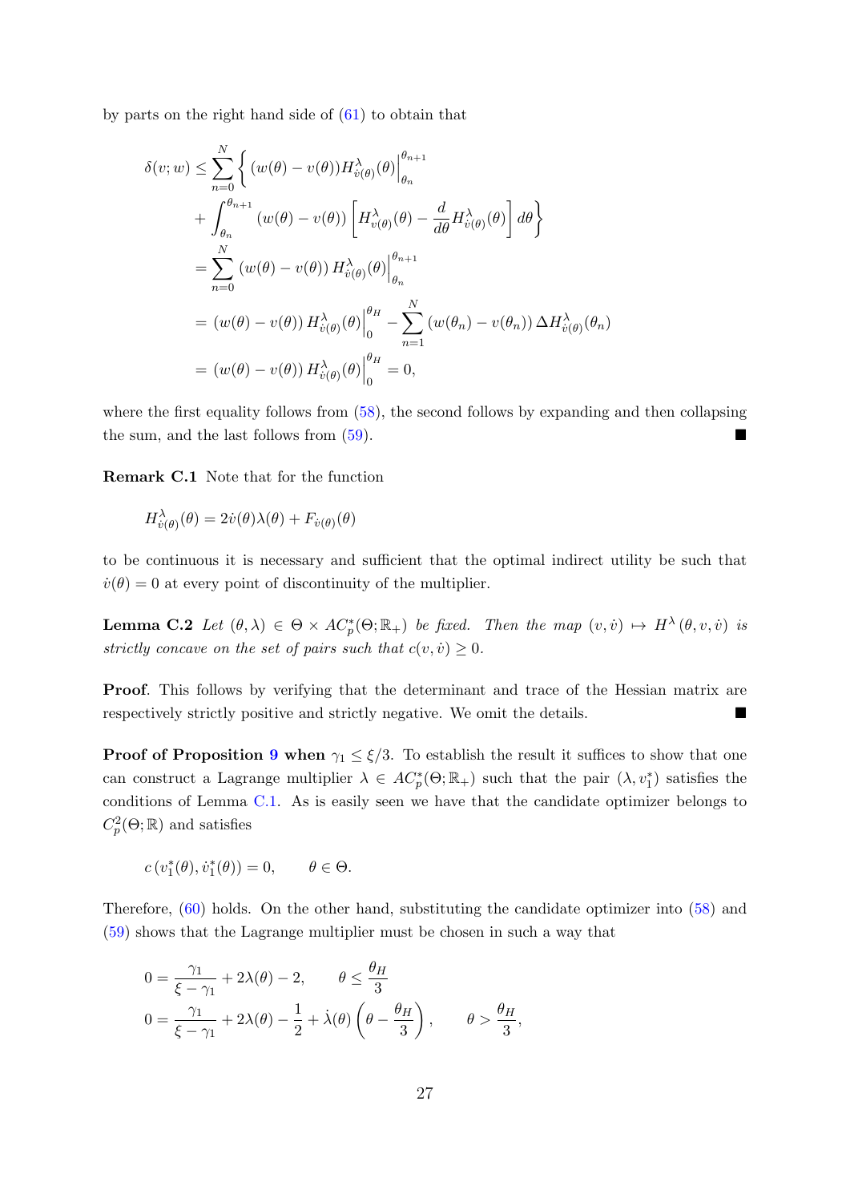by parts on the right hand side of (61) to obtain that

$$
\begin{aligned}
\delta(v;w) &\leq \sum_{n=0}^{N} \left\{ (w(\theta)-v(\theta)) H^{\lambda}_{\dot{v}(\theta)}(\theta)\Big|_{\theta_n}^{\theta_{n+1}} \right. \\
&\quad \left. + \int_{\theta_n}^{\theta_{n+1}} (w(\theta)-v(\theta)) \left[ H^{\lambda}_{v(\theta)}(\theta) - \frac{d}{d\theta} H^{\lambda}_{\dot{v}(\theta)}(\theta) \right] d\theta \right\} \\
&= \sum_{n=0}^{N} (w(\theta)-v(\theta)) H^{\lambda}_{\dot{v}(\theta)}(\theta)\Big|_{\theta_n}^{\theta_{n+1}} \\
&= (w(\theta)-v(\theta)) H^{\lambda}_{\dot{v}(\theta)}(\theta)\Big|_{0}^{\theta_H} - \sum_{n=1}^{N} (w(\theta_n)-v(\theta_n)) \Delta H^{\lambda}_{\dot{v}(\theta)}(\theta_n) \\
&= (w(\theta)-v(\theta)) H^{\lambda}_{\dot{v}(\theta)}(\theta)\Big|_{0}^{\theta_H} = 0,
\end{aligned}
$$

where the first equality follows from (58), the second follows by expanding and then collapsing the sum, and the last follows from (59). ■

**Remark C.1** Note that for the function

$$
H^{\lambda}_{\dot{v}(\theta)}(\theta) = 2\dot{v}(\theta)\lambda(\theta) + F_{\dot{v}(\theta)}(\theta)
$$

to be continuous it is necessary and sufficient that the optimal indirect utility be such that $\dot{v}(\theta) = 0$ at every point of discontinuity of the multiplier.

**Lemma C.2** *Let $(\theta, \lambda) \in \Theta \times AC^*_p(\Theta; \mathbb{R}_+)$ be fixed. Then the map $(v, \dot{v}) \mapsto H^{\lambda}(\theta, v, \dot{v})$ is strictly concave on the set of pairs such that $c(v, \dot{v}) \geq 0$.*

**Proof**. This follows by verifying that the determinant and trace of the Hessian matrix are respectively strictly positive and strictly negative. We omit the details. ■

**Proof of Proposition 9 when** $\gamma_1 \leq \xi/3$. To establish the result it suffices to show that one can construct a Lagrange multiplier $\lambda \in AC^*_p(\Theta; \mathbb{R}_+)$ such that the pair $(\lambda, v_1^*)$ satisfies the conditions of Lemma C.1. As is easily seen we have that the candidate optimizer belongs to $C^2_p(\Theta; \mathbb{R})$ and satisfies

$$
c\left(v_1^*(\theta), \dot{v}_1^*(\theta)\right) = 0, \qquad \theta \in \Theta.
$$

Therefore, (60) holds. On the other hand, substituting the candidate optimizer into (58) and (59) shows that the Lagrange multiplier must be chosen in such a way that

$$
\begin{aligned}
0 &= \frac{\gamma_1}{\xi - \gamma_1} + 2\lambda(\theta) - 2, \qquad \theta \leq \frac{\theta_H}{3} \\
0 &= \frac{\gamma_1}{\xi - \gamma_1} + 2\lambda(\theta) - \frac{1}{2} + \dot{\lambda}(\theta)\left(\theta - \frac{\theta_H}{3}\right), \qquad \theta > \frac{\theta_H}{3},
\end{aligned}
$$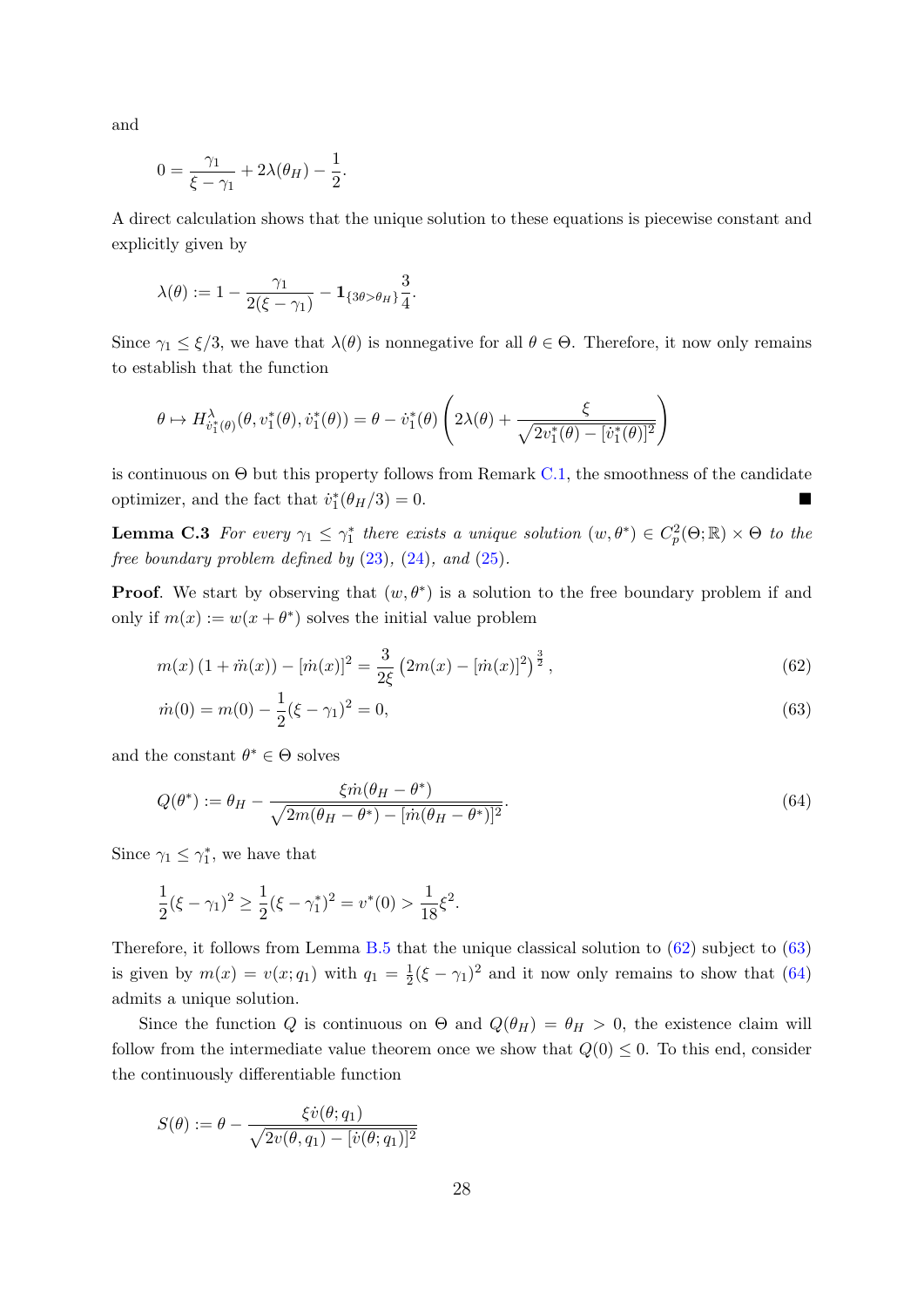and

$$0 = \frac{\gamma_1}{\xi - \gamma_1} + 2\lambda(\theta_H) - \frac{1}{2}.$$

A direct calculation shows that the unique solution to these equations is piecewise constant and explicitly given by

$$\lambda(\theta) := 1 - \frac{\gamma_1}{2(\xi - \gamma_1)} - \mathbf{1}_{\{3\theta > \theta_H\}} \frac{3}{4}.$$

Since $\gamma_1 \leq \xi/3$, we have that $\lambda(\theta)$ is nonnegative for all $\theta \in \Theta$. Therefore, it now only remains to establish that the function

$$\theta \mapsto H^{\lambda}_{\dot{v}_1^*(\theta)}(\theta, v_1^*(\theta), \dot{v}_1^*(\theta)) = \theta - \dot{v}_1^*(\theta)\left(2\lambda(\theta) + \frac{\xi}{\sqrt{2v_1^*(\theta) - [\dot{v}_1^*(\theta)]^2}}\right)$$

is continuous on $\Theta$ but this property follows from Remark C.1, the smoothness of the candidate optimizer, and the fact that $\dot{v}_1^*(\theta_H/3) = 0$. ■

**Lemma C.3** *For every $\gamma_1 \leq \gamma_1^*$ there exists a unique solution $(w, \theta^*) \in C^2_p(\Theta; \mathbb{R}) \times \Theta$ to the free boundary problem defined by (23), (24), and (25).*

**Proof**. We start by observing that $(w, \theta^*)$ is a solution to the free boundary problem if and only if $m(x) := w(x + \theta^*)$ solves the initial value problem

$$m(x)\left(1 + \ddot{m}(x)\right) - [\dot{m}(x)]^2 = \frac{3}{2\xi}\left(2m(x) - [\dot{m}(x)]^2\right)^{\frac{3}{2}}, \tag{62}$$

$$\dot{m}(0) = m(0) - \frac{1}{2}(\xi - \gamma_1)^2 = 0, \tag{63}$$

and the constant $\theta^* \in \Theta$ solves

$$Q(\theta^*) := \theta_H - \frac{\xi \dot{m}(\theta_H - \theta^*)}{\sqrt{2m(\theta_H - \theta^*) - [\dot{m}(\theta_H - \theta^*)]^2}}. \tag{64}$$

Since $\gamma_1 \leq \gamma_1^*$, we have that

$$\frac{1}{2}(\xi - \gamma_1)^2 \geq \frac{1}{2}(\xi - \gamma_1^*)^2 = v^*(0) > \frac{1}{18}\xi^2.$$

Therefore, it follows from Lemma B.5 that the unique classical solution to (62) subject to (63) is given by $m(x) = v(x; q_1)$ with $q_1 = \frac{1}{2}(\xi - \gamma_1)^2$ and it now only remains to show that (64) admits a unique solution.

Since the function $Q$ is continuous on $\Theta$ and $Q(\theta_H) = \theta_H > 0$, the existence claim will follow from the intermediate value theorem once we show that $Q(0) \leq 0$. To this end, consider the continuously differentiable function

$$S(\theta) := \theta - \frac{\xi \dot{v}(\theta; q_1)}{\sqrt{2v(\theta, q_1) - [\dot{v}(\theta; q_1)]^2}}$$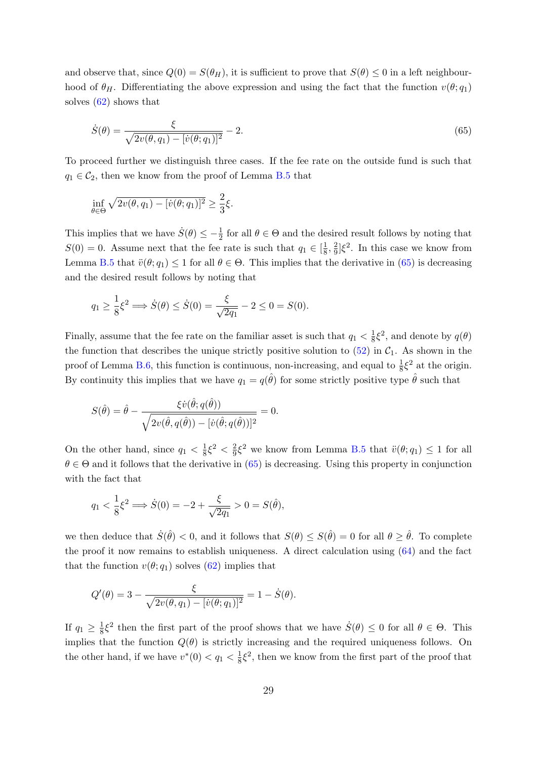and observe that, since $Q(0) = S(\theta_H)$, it is sufficient to prove that $S(\theta) \leq 0$ in a left neighbourhood of $\theta_H$. Differentiating the above expression and using the fact that the function $v(\theta; q_1)$ solves (62) shows that

$$\dot{S}(\theta) = \frac{\xi}{\sqrt{2v(\theta, q_1) - [\dot{v}(\theta; q_1)]^2}} - 2. \tag{65}$$

To proceed further we distinguish three cases. If the fee rate on the outside fund is such that $q_1 \in \mathcal{C}_2$, then we know from the proof of Lemma B.5 that

$$\inf_{\theta \in \Theta} \sqrt{2v(\theta, q_1) - [\dot{v}(\theta; q_1)]^2} \geq \frac{2}{3}\xi.$$

This implies that we have $\dot{S}(\theta) \leq -\frac{1}{2}$ for all $\theta \in \Theta$ and the desired result follows by noting that $S(0) = 0$. Assume next that the fee rate is such that $q_1 \in [\frac{1}{8}, \frac{2}{9}]\xi^2$. In this case we know from Lemma B.5 that $\ddot{v}(\theta; q_1) \leq 1$ for all $\theta \in \Theta$. This implies that the derivative in (65) is decreasing and the desired result follows by noting that

$$q_1 \geq \frac{1}{8}\xi^2 \Longrightarrow \dot{S}(\theta) \leq \dot{S}(0) = \frac{\xi}{\sqrt{2q_1}} - 2 \leq 0 = S(0).$$

Finally, assume that the fee rate on the familiar asset is such that $q_1 < \frac{1}{8}\xi^2$, and denote by $q(\theta)$ the function that describes the unique strictly positive solution to (52) in $\mathcal{C}_1$. As shown in the proof of Lemma B.6, this function is continuous, non-increasing, and equal to $\frac{1}{8}\xi^2$ at the origin. By continuity this implies that we have $q_1 = q(\hat{\theta})$ for some strictly positive type $\hat{\theta}$ such that

$$S(\hat{\theta}) = \hat{\theta} - \frac{\xi \dot{v}(\hat{\theta}; q(\hat{\theta}))}{\sqrt{2v(\hat{\theta}, q(\hat{\theta})) - [\dot{v}(\hat{\theta}; q(\hat{\theta}))]^2}} = 0.$$

On the other hand, since $q_1 < \frac{1}{8}\xi^2 < \frac{2}{9}\xi^2$ we know from Lemma B.5 that $\ddot{v}(\theta; q_1) \leq 1$ for all $\theta \in \Theta$ and it follows that the derivative in (65) is decreasing. Using this property in conjunction with the fact that

$$q_1 < \frac{1}{8}\xi^2 \Longrightarrow \dot{S}(0) = -2 + \frac{\xi}{\sqrt{2q_1}} > 0 = S(\hat{\theta}),$$

we then deduce that $\dot{S}(\hat{\theta}) < 0$, and it follows that $S(\theta) \leq S(\hat{\theta}) = 0$ for all $\theta \geq \hat{\theta}$. To complete the proof it now remains to establish uniqueness. A direct calculation using (64) and the fact that the function $v(\theta; q_1)$ solves (62) implies that

$$Q'(\theta) = 3 - \frac{\xi}{\sqrt{2v(\theta, q_1) - [\dot{v}(\theta; q_1)]^2}} = 1 - \dot{S}(\theta).$$

If $q_1 \geq \frac{1}{8}\xi^2$ then the first part of the proof shows that we have $\dot{S}(\theta) \leq 0$ for all $\theta \in \Theta$. This implies that the function $Q(\theta)$ is strictly increasing and the required uniqueness follows. On the other hand, if we have $v^*(0) < q_1 < \frac{1}{8}\xi^2$, then we know from the first part of the proof that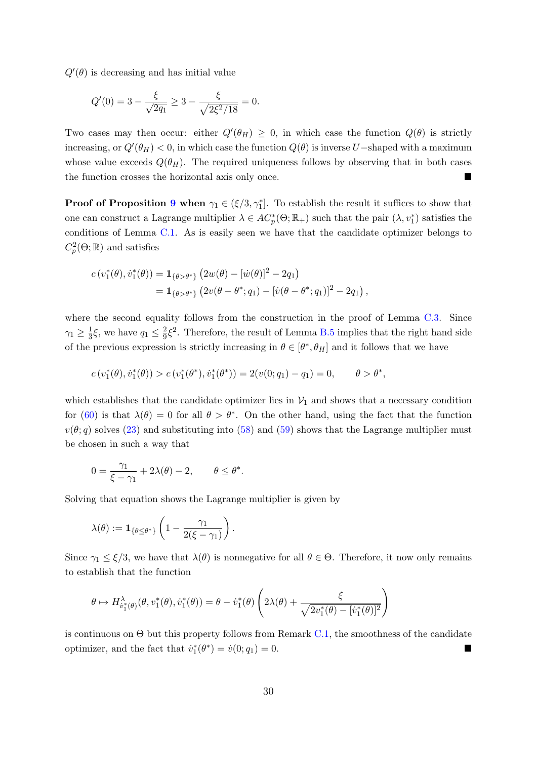$Q'(\theta)$ is decreasing and has initial value

$$Q'(0) = 3 - \frac{\xi}{\sqrt{2q_1}} \geq 3 - \frac{\xi}{\sqrt{2\xi^2/18}} = 0.$$

Two cases may then occur: either $Q'(\theta_H) \geq 0$, in which case the function $Q(\theta)$ is strictly increasing, or $Q'(\theta_H) < 0$, in which case the function $Q(\theta)$ is inverse $U-$shaped with a maximum whose value exceeds $Q(\theta_H)$. The required uniqueness follows by observing that in both cases the function crosses the horizontal axis only once. ■

**Proof of Proposition 9 when** $\gamma_1 \in (\xi/3, \gamma_1^*]$. To establish the result it suffices to show that one can construct a Lagrange multiplier $\lambda \in AC_p^*(\Theta; \mathbb{R}_+)$ such that the pair $(\lambda, v_1^*)$ satisfies the conditions of Lemma C.1. As is easily seen we have that the candidate optimizer belongs to $C_p^2(\Theta; \mathbb{R})$ and satisfies

$$\begin{aligned} c\left(v_1^*(\theta), \dot{v}_1^*(\theta)\right) &= \mathbf{1}_{\{\theta > \theta^*\}} \left(2w(\theta) - [\dot{w}(\theta)]^2 - 2q_1\right) \\ &= \mathbf{1}_{\{\theta > \theta^*\}} \left(2v(\theta - \theta^*; q_1) - [\dot{v}(\theta - \theta^*; q_1)]^2 - 2q_1\right), \end{aligned}$$

where the second equality follows from the construction in the proof of Lemma C.3. Since $\gamma_1 \geq \frac{1}{3}\xi$, we have $q_1 \leq \frac{2}{9}\xi^2$. Therefore, the result of Lemma B.5 implies that the right hand side of the previous expression is strictly increasing in $\theta \in [\theta^*, \theta_H]$ and it follows that we have

$$c\left(v_1^*(\theta), \dot{v}_1^*(\theta)\right) > c\left(v_1^*(\theta^*), \dot{v}_1^*(\theta^*)\right) = 2(v(0; q_1) - q_1) = 0, \qquad \theta > \theta^*,$$

which establishes that the candidate optimizer lies in $\mathcal{V}_1$ and shows that a necessary condition for (60) is that $\lambda(\theta) = 0$ for all $\theta > \theta^*$. On the other hand, using the fact that the function $v(\theta; q)$ solves (23) and substituting into (58) and (59) shows that the Lagrange multiplier must be chosen in such a way that

$$0 = \frac{\gamma_1}{\xi - \gamma_1} + 2\lambda(\theta) - 2, \qquad \theta \leq \theta^*.$$

Solving that equation shows the Lagrange multiplier is given by

$$\lambda(\theta) := \mathbf{1}_{\{\theta \leq \theta^*\}} \left(1 - \frac{\gamma_1}{2(\xi - \gamma_1)}\right).$$

Since $\gamma_1 \leq \xi/3$, we have that $\lambda(\theta)$ is nonnegative for all $\theta \in \Theta$. Therefore, it now only remains to establish that the function

$$\theta \mapsto H^{\lambda}_{\dot{v}_1^*(\theta)}(\theta, v_1^*(\theta), \dot{v}_1^*(\theta)) = \theta - \dot{v}_1^*(\theta)\left(2\lambda(\theta) + \frac{\xi}{\sqrt{2v_1^*(\theta) - [\dot{v}_1^*(\theta)]^2}}\right)$$

is continuous on $\Theta$ but this property follows from Remark C.1, the smoothness of the candidate optimizer, and the fact that $\dot{v}_1^*(\theta^*) = \dot{v}(0; q_1) = 0$. ■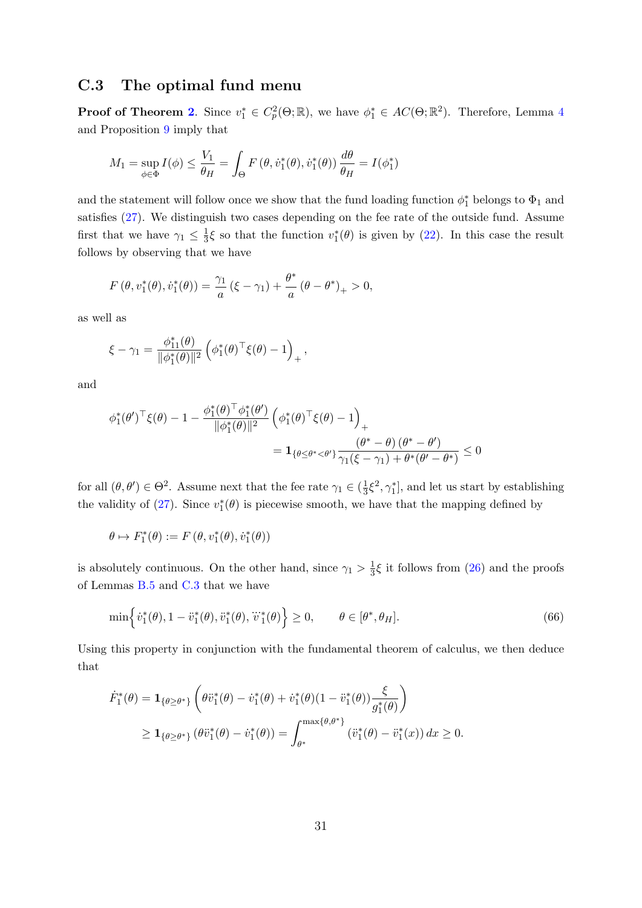## C.3 The optimal fund menu

**Proof of Theorem 2**. Since $v_1^* \in C_p^2(\Theta;\mathbb{R})$, we have $\phi_1^* \in AC(\Theta;\mathbb{R}^2)$. Therefore, Lemma 4 and Proposition 9 imply that

$$M_1 = \sup_{\phi\in\Phi} I(\phi) \leq \frac{V_1}{\theta_H} = \int_\Theta F\left(\theta, \dot{v}_1^*(\theta), \dot{v}_1^*(\theta)\right) \frac{d\theta}{\theta_H} = I(\phi_1^*)$$

and the statement will follow once we show that the fund loading function $\phi_1^*$ belongs to $\Phi_1$ and satisfies (27). We distinguish two cases depending on the fee rate of the outside fund. Assume first that we have $\gamma_1 \leq \frac{1}{3}\xi$ so that the function $v_1^*(\theta)$ is given by (22). In this case the result follows by observing that we have

$$F\left(\theta, v_1^*(\theta), \dot{v}_1^*(\theta)\right) = \frac{\gamma_1}{a}\left(\xi - \gamma_1\right) + \frac{\theta^*}{a}\left(\theta - \theta^*\right)_+ > 0,$$

as well as

$$\xi - \gamma_1 = \frac{\phi_{11}^*(\theta)}{\|\phi_1^*(\theta)\|^2}\left(\phi_1^*(\theta)^\top \xi(\theta) - 1\right)_+,$$

and

$$\begin{aligned}
\phi_1^*(\theta')^\top \xi(\theta) - 1 - \frac{\phi_1^*(\theta)^\top \phi_1^*(\theta')}{\|\phi_1^*(\theta)\|^2}\left(\phi_1^*(\theta)^\top \xi(\theta) - 1\right)_+ \\
= \mathbf{1}_{\{\theta\leq\theta^*<\theta'\}} \frac{\left(\theta^* - \theta\right)\left(\theta^* - \theta'\right)}{\gamma_1(\xi - \gamma_1) + \theta^*(\theta' - \theta^*)} \leq 0
\end{aligned}$$

for all $(\theta, \theta') \in \Theta^2$. Assume next that the fee rate $\gamma_1 \in (\frac{1}{3}\xi^2, \gamma_1^*]$, and let us start by establishing the validity of (27). Since $v_1^*(\theta)$ is piecewise smooth, we have that the mapping defined by

$$\theta \mapsto F_1^*(\theta) := F\left(\theta, v_1^*(\theta), \dot{v}_1^*(\theta)\right)$$

is absolutely continuous. On the other hand, since $\gamma_1 > \frac{1}{3}\xi$ it follows from (26) and the proofs of Lemmas B.5 and C.3 that we have

$$\min\left\{\dot{v}_1^*(\theta), 1 - \ddot{v}_1^*(\theta), \ddot{v}_1^*(\theta), \dddot{v}_1^*(\theta)\right\} \geq 0, \qquad \theta \in [\theta^*, \theta_H]. \tag{66}$$

Using this property in conjunction with the fundamental theorem of calculus, we then deduce that

$$\begin{aligned}
\dot{F}_1^*(\theta) &= \mathbf{1}_{\{\theta\geq\theta^*\}}\left(\theta\ddot{v}_1^*(\theta) - \dot{v}_1^*(\theta) + \dot{v}_1^*(\theta)(1 - \ddot{v}_1^*(\theta))\frac{\xi}{g_1^*(\theta)}\right) \\
&\geq \mathbf{1}_{\{\theta\geq\theta^*\}}\left(\theta\ddot{v}_1^*(\theta) - \dot{v}_1^*(\theta)\right) = \int_{\theta^*}^{\max\{\theta,\theta^*\}} \left(\ddot{v}_1^*(\theta) - \ddot{v}_1^*(x)\right)dx \geq 0.
\end{aligned}$$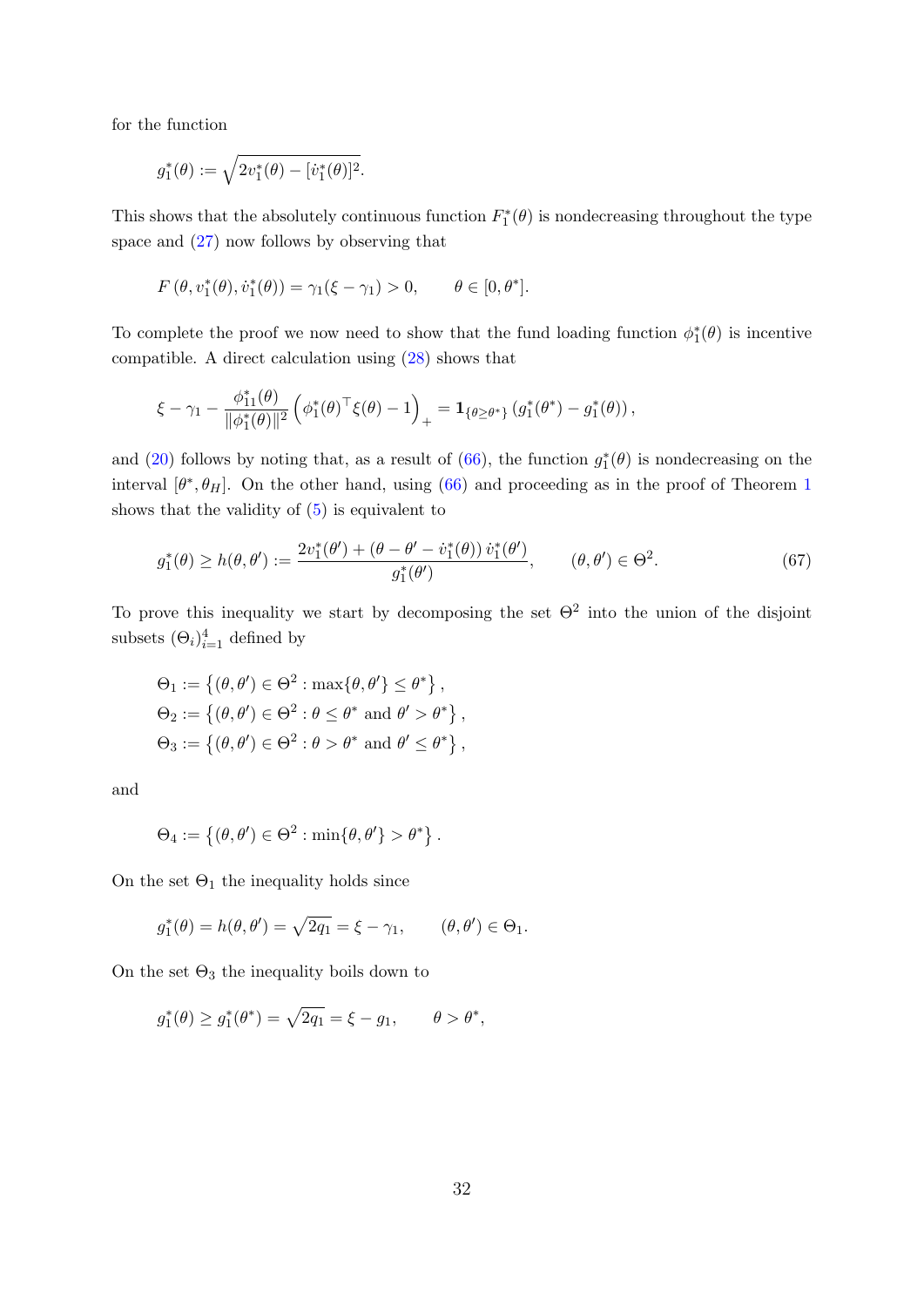for the function

$$g_1^*(\theta) := \sqrt{2v_1^*(\theta) - [\dot{v}_1^*(\theta)]^2}.$$

This shows that the absolutely continuous function $F_1^*(\theta)$ is nondecreasing throughout the type space and (27) now follows by observing that

$$F\left(\theta, v_1^*(\theta), \dot{v}_1^*(\theta)\right) = \gamma_1(\xi - \gamma_1) > 0, \qquad \theta \in [0, \theta^*].$$

To complete the proof we now need to show that the fund loading function $\phi_1^*(\theta)$ is incentive compatible. A direct calculation using (28) shows that

$$\xi - \gamma_1 - \frac{\phi_{11}^*(\theta)}{\|\phi_1^*(\theta)\|^2}\left(\phi_1^*(\theta)^\top \xi(\theta) - 1\right)_+ = \mathbf{1}_{\{\theta \geq \theta^*\}}\left(g_1^*(\theta^*) - g_1^*(\theta)\right),$$

and (20) follows by noting that, as a result of (66), the function $g_1^*(\theta)$ is nondecreasing on the interval $[\theta^*, \theta_H]$. On the other hand, using (66) and proceeding as in the proof of Theorem 1 shows that the validity of (5) is equivalent to

$$g_1^*(\theta) \geq h(\theta, \theta') := \frac{2v_1^*(\theta') + (\theta - \theta' - \dot{v}_1^*(\theta))\, \dot{v}_1^*(\theta')}{g_1^*(\theta')}, \qquad (\theta, \theta') \in \Theta^2. \tag{67}$$

To prove this inequality we start by decomposing the set $\Theta^2$ into the union of the disjoint subsets $(\Theta_i)_{i=1}^4$ defined by

$$\Theta_1 := \left\{(\theta, \theta') \in \Theta^2 : \max\{\theta, \theta'\} \leq \theta^*\right\},$$
$$\Theta_2 := \left\{(\theta, \theta') \in \Theta^2 : \theta \leq \theta^* \text{ and } \theta' > \theta^*\right\},$$
$$\Theta_3 := \left\{(\theta, \theta') \in \Theta^2 : \theta > \theta^* \text{ and } \theta' \leq \theta^*\right\},$$

and

$$\Theta_4 := \left\{(\theta, \theta') \in \Theta^2 : \min\{\theta, \theta'\} > \theta^*\right\}.$$

On the set $\Theta_1$ the inequality holds since

$$g_1^*(\theta) = h(\theta, \theta') = \sqrt{2q_1} = \xi - \gamma_1, \qquad (\theta, \theta') \in \Theta_1.$$

On the set $\Theta_3$ the inequality boils down to

$$g_1^*(\theta) \geq g_1^*(\theta^*) = \sqrt{2q_1} = \xi - g_1, \qquad \theta > \theta^*,$$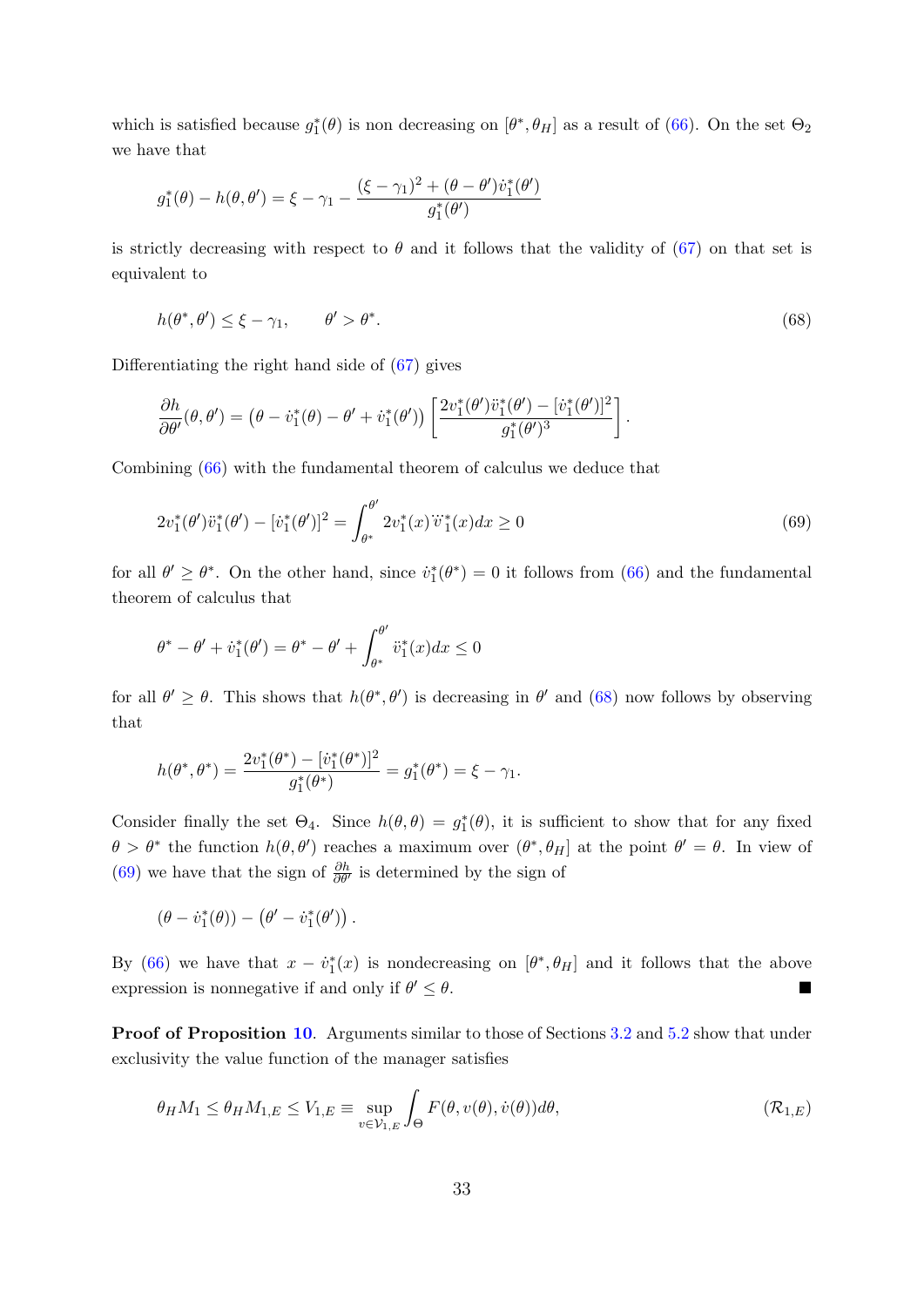which is satisfied because $g_1^*(\theta)$ is non decreasing on $[\theta^*, \theta_H]$ as a result of (66). On the set $\Theta_2$ we have that

$$g_1^*(\theta) - h(\theta, \theta') = \xi - \gamma_1 - \frac{(\xi - \gamma_1)^2 + (\theta - \theta')\dot{v}_1^*(\theta')}{g_1^*(\theta')}$$

is strictly decreasing with respect to $\theta$ and it follows that the validity of (67) on that set is equivalent to

$$h(\theta^*, \theta') \leq \xi - \gamma_1, \qquad \theta' > \theta^*. \tag{68}$$

Differentiating the right hand side of (67) gives

$$\frac{\partial h}{\partial \theta'}(\theta, \theta') = \left(\theta - \dot{v}_1^*(\theta) - \theta' + \dot{v}_1^*(\theta')\right) \left[ \frac{2v_1^*(\theta')\ddot{v}_1^*(\theta') - [\dot{v}_1^*(\theta')]^2}{g_1^*(\theta')^3} \right].$$

Combining (66) with the fundamental theorem of calculus we deduce that

$$2v_1^*(\theta')\ddot{v}_1^*(\theta') - [\dot{v}_1^*(\theta')]^2 = \int_{\theta^*}^{\theta'} 2v_1^*(x)\dddot{v}_1^*(x)dx \geq 0 \tag{69}$$

for all $\theta' \geq \theta^*$. On the other hand, since $\dot{v}_1^*(\theta^*) = 0$ it follows from (66) and the fundamental theorem of calculus that

$$\theta^* - \theta' + \dot{v}_1^*(\theta') = \theta^* - \theta' + \int_{\theta^*}^{\theta'} \ddot{v}_1^*(x)dx \leq 0$$

for all $\theta' \geq \theta$. This shows that $h(\theta^*, \theta')$ is decreasing in $\theta'$ and (68) now follows by observing that

$$h(\theta^*, \theta^*) = \frac{2v_1^*(\theta^*) - [\dot{v}_1^*(\theta^*)]^2}{g_1^*(\theta^*)} = g_1^*(\theta^*) = \xi - \gamma_1.$$

Consider finally the set $\Theta_4$. Since $h(\theta, \theta) = g_1^*(\theta)$, it is sufficient to show that for any fixed $\theta > \theta^*$ the function $h(\theta, \theta')$ reaches a maximum over $(\theta^*, \theta_H]$ at the point $\theta' = \theta$. In view of (69) we have that the sign of $\frac{\partial h}{\partial \theta'}$ is determined by the sign of

$$\left(\theta - \dot{v}_1^*(\theta)\right) - \left(\theta' - \dot{v}_1^*(\theta')\right).$$

By (66) we have that $x - \dot{v}_1^*(x)$ is nondecreasing on $[\theta^*, \theta_H]$ and it follows that the above expression is nonnegative if and only if $\theta' \leq \theta$. ■

**Proof of Proposition 10**. Arguments similar to those of Sections 3.2 and 5.2 show that under exclusivity the value function of the manager satisfies

$$\theta_H M_1 \leq \theta_H M_{1,E} \leq V_{1,E} \equiv \sup_{v \in \mathcal{V}_{1,E}} \int_{\Theta} F(\theta, v(\theta), \dot{v}(\theta))d\theta, \tag{$\mathcal{R}_{1,E}$}$$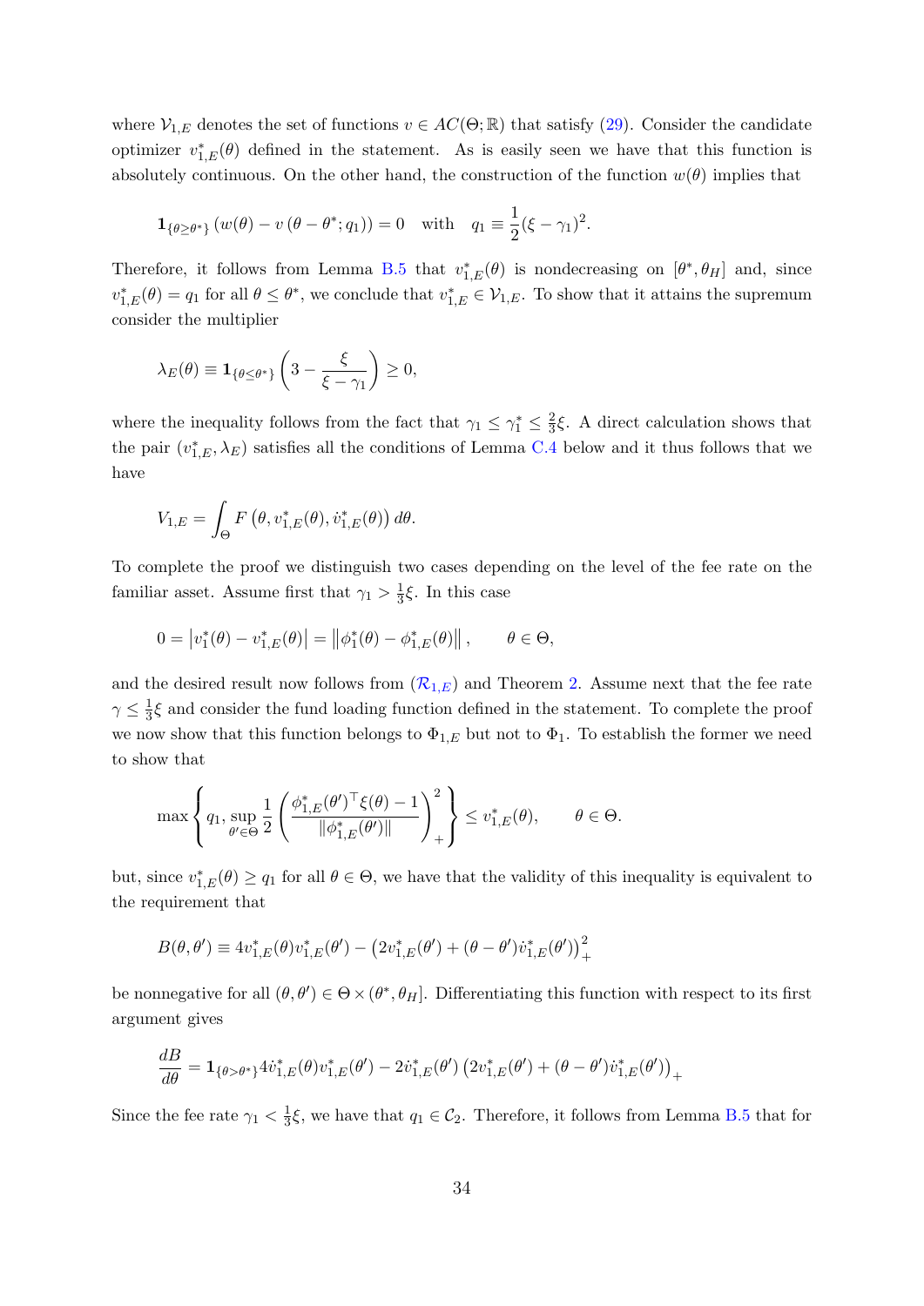where $\mathcal{V}_{1,E}$ denotes the set of functions $v \in AC(\Theta;\mathbb{R})$ that satisfy (29). Consider the candidate optimizer $v^*_{1,E}(\theta)$ defined in the statement. As is easily seen we have that this function is absolutely continuous. On the other hand, the construction of the function $w(\theta)$ implies that

$$\mathbf{1}_{\{\theta\geq\theta^*\}}\left(w(\theta) - v\left(\theta-\theta^*;q_1\right)\right) = 0 \quad \text{with} \quad q_1 \equiv \frac{1}{2}(\xi-\gamma_1)^2.$$

Therefore, it follows from Lemma B.5 that $v^*_{1,E}(\theta)$ is nondecreasing on $[\theta^*,\theta_H]$ and, since $v^*_{1,E}(\theta) = q_1$ for all $\theta \leq \theta^*$, we conclude that $v^*_{1,E} \in \mathcal{V}_{1,E}$. To show that it attains the supremum consider the multiplier

$$\lambda_E(\theta) \equiv \mathbf{1}_{\{\theta\leq\theta^*\}}\left(3 - \frac{\xi}{\xi-\gamma_1}\right) \geq 0,$$

where the inequality follows from the fact that $\gamma_1 \leq \gamma_1^* \leq \frac{2}{3}\xi$. A direct calculation shows that the pair $(v^*_{1,E},\lambda_E)$ satisfies all the conditions of Lemma C.4 below and it thus follows that we have

$$V_{1,E} = \int_\Theta F\left(\theta, v^*_{1,E}(\theta), \dot{v}^*_{1,E}(\theta)\right)d\theta.$$

To complete the proof we distinguish two cases depending on the level of the fee rate on the familiar asset. Assume first that $\gamma_1 > \frac{1}{3}\xi$. In this case

$$0 = \left|v^*_1(\theta) - v^*_{1,E}(\theta)\right| = \left\|\phi^*_1(\theta) - \phi^*_{1,E}(\theta)\right\|, \qquad \theta\in\Theta,$$

and the desired result now follows from ($\mathcal{R}_{1,E}$) and Theorem 2. Assume next that the fee rate $\gamma \leq \frac{1}{3}\xi$ and consider the fund loading function defined in the statement. To complete the proof we now show that this function belongs to $\Phi_{1,E}$ but not to $\Phi_1$. To establish the former we need to show that

$$\max\left\{q_1, \sup_{\theta'\in\Theta}\frac{1}{2}\left(\frac{\phi^*_{1,E}(\theta')^\top\xi(\theta)-1}{\|\phi^*_{1,E}(\theta')\|}\right)_+^2\right\} \leq v^*_{1,E}(\theta), \qquad \theta\in\Theta.$$

but, since $v^*_{1,E}(\theta) \geq q_1$ for all $\theta\in\Theta$, we have that the validity of this inequality is equivalent to the requirement that

$$B(\theta,\theta') \equiv 4v^*_{1,E}(\theta)v^*_{1,E}(\theta') - \left(2v^*_{1,E}(\theta') + (\theta-\theta')\dot{v}^*_{1,E}(\theta')\right)_+^2$$

be nonnegative for all $(\theta,\theta')\in\Theta\times(\theta^*,\theta_H]$. Differentiating this function with respect to its first argument gives

$$\frac{dB}{d\theta} = \mathbf{1}_{\{\theta>\theta^*\}}4\dot{v}^*_{1,E}(\theta)v^*_{1,E}(\theta') - 2\dot{v}^*_{1,E}(\theta')\left(2v^*_{1,E}(\theta') + (\theta-\theta')\dot{v}^*_{1,E}(\theta')\right)_+$$

Since the fee rate $\gamma_1 < \frac{1}{3}\xi$, we have that $q_1 \in \mathcal{C}_2$. Therefore, it follows from Lemma B.5 that for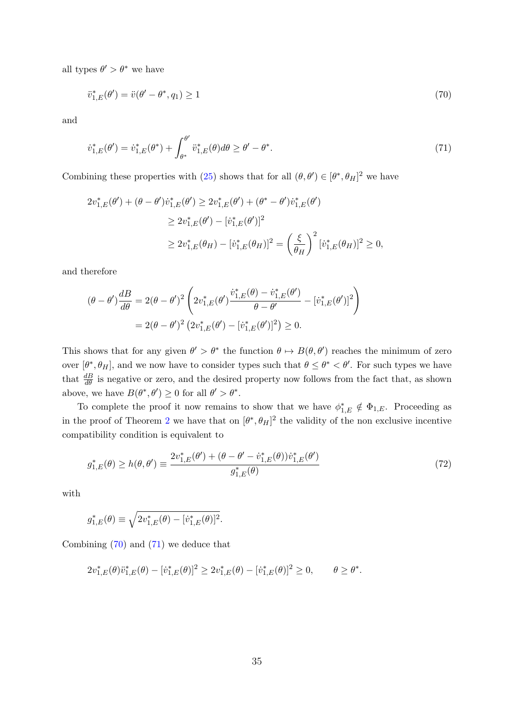all types $\theta' > \theta^*$ we have

$$\ddot{v}^*_{1,E}(\theta') = \ddot{v}(\theta' - \theta^*, q_1) \geq 1 \tag{70}$$

and

$$\dot{v}^*_{1,E}(\theta') = \dot{v}^*_{1,E}(\theta^*) + \int_{\theta^*}^{\theta'} \ddot{v}^*_{1,E}(\theta) d\theta \geq \theta' - \theta^*. \tag{71}$$

Combining these properties with (25) shows that for all $(\theta, \theta') \in [\theta^*, \theta_H]^2$ we have

$$\begin{aligned}
2v^*_{1,E}(\theta') + (\theta - \theta')\dot{v}^*_{1,E}(\theta') &\geq 2v^*_{1,E}(\theta') + (\theta^* - \theta')\dot{v}^*_{1,E}(\theta') \\
&\geq 2v^*_{1,E}(\theta') - [\dot{v}^*_{1,E}(\theta')]^2 \\
&\geq 2v^*_{1,E}(\theta_H) - [\dot{v}^*_{1,E}(\theta_H)]^2 = \left(\frac{\xi}{\theta_H}\right)^2 [\dot{v}^*_{1,E}(\theta_H)]^2 \geq 0,
\end{aligned}$$

and therefore

$$\begin{aligned}
(\theta - \theta')\frac{dB}{d\theta} &= 2(\theta - \theta')^2 \left(2v^*_{1,E}(\theta')\frac{\dot{v}^*_{1,E}(\theta) - \dot{v}^*_{1,E}(\theta')}{\theta - \theta'} - [\dot{v}^*_{1,E}(\theta')]^2\right) \\
&= 2(\theta - \theta')^2 \left(2v^*_{1,E}(\theta') - [\dot{v}^*_{1,E}(\theta')]^2\right) \geq 0.
\end{aligned}$$

This shows that for any given $\theta' > \theta^*$ the function $\theta \mapsto B(\theta, \theta')$ reaches the minimum of zero over $[\theta^*, \theta_H]$, and we now have to consider types such that $\theta \leq \theta^* < \theta'$. For such types we have that $\frac{dB}{d\theta}$ is negative or zero, and the desired property now follows from the fact that, as shown above, we have $B(\theta^*, \theta') \geq 0$ for all $\theta' > \theta^*$.

To complete the proof it now remains to show that we have $\phi^*_{1,E} \notin \Phi_{1,E}$. Proceeding as in the proof of Theorem 2 we have that on $[\theta^*, \theta_H]^2$ the validity of the non exclusive incentive compatibility condition is equivalent to

$$g^*_{1,E}(\theta) \geq h(\theta, \theta') \equiv \frac{2v^*_{1,E}(\theta') + (\theta - \theta' - \dot{v}^*_{1,E}(\theta))\dot{v}^*_{1,E}(\theta')}{g^*_{1,E}(\theta)} \tag{72}$$

with

$$g^*_{1,E}(\theta) \equiv \sqrt{2v^*_{1,E}(\theta) - [\dot{v}^*_{1,E}(\theta)]^2}.$$

Combining (70) and (71) we deduce that

$$2v^*_{1,E}(\theta)\ddot{v}^*_{1,E}(\theta) - [\dot{v}^*_{1,E}(\theta)]^2 \geq 2v^*_{1,E}(\theta) - [\dot{v}^*_{1,E}(\theta)]^2 \geq 0, \qquad \theta \geq \theta^*.$$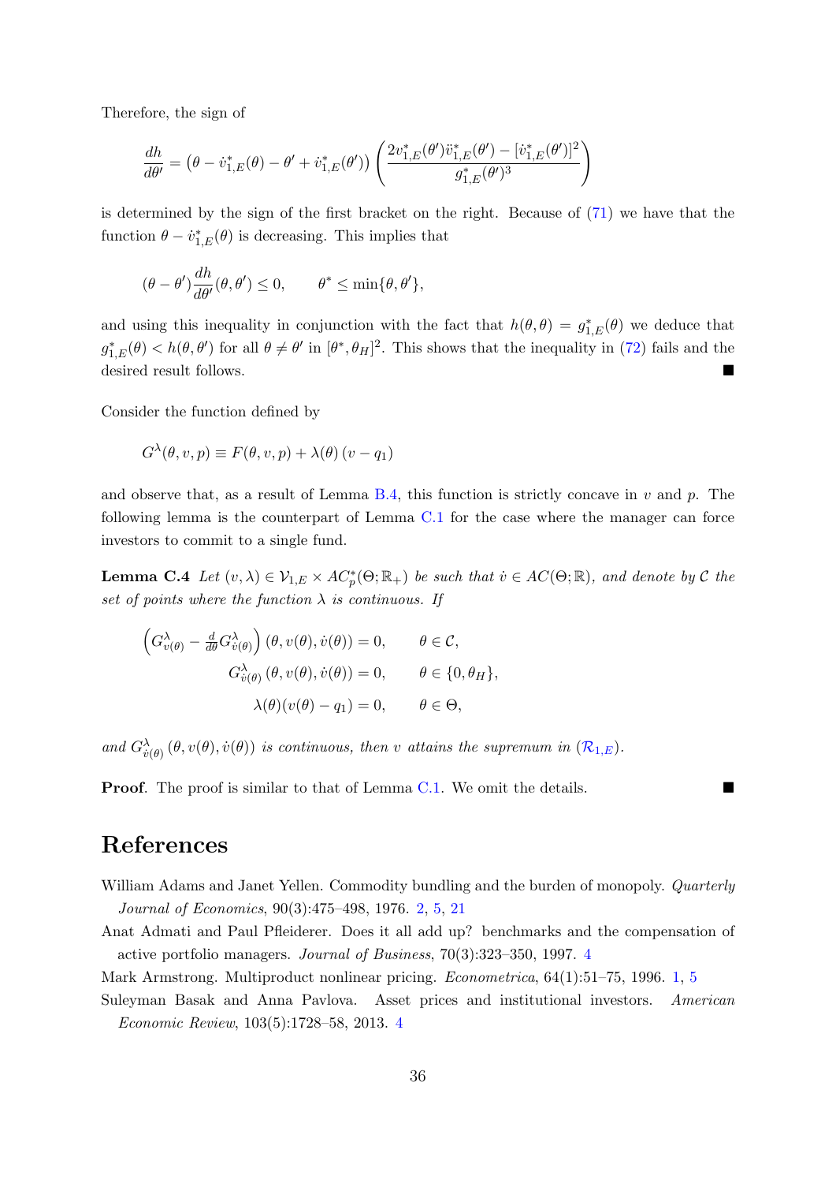Therefore, the sign of

$$\frac{dh}{d\theta'} = \left(\theta - \dot{v}^*_{1,E}(\theta) - \theta' + \dot{v}^*_{1,E}(\theta')\right)\left(\frac{2v^*_{1,E}(\theta')\ddot{v}^*_{1,E}(\theta') - [\dot{v}^*_{1,E}(\theta')]^2}{g^*_{1,E}(\theta')^3}\right)$$

is determined by the sign of the first bracket on the right. Because of (71) we have that the function $\theta - \dot{v}^*_{1,E}(\theta)$ is decreasing. This implies that

$$(\theta - \theta')\frac{dh}{d\theta'}(\theta, \theta') \leq 0, \qquad \theta^* \leq \min\{\theta, \theta'\},$$

and using this inequality in conjunction with the fact that $h(\theta, \theta) = g^*_{1,E}(\theta)$ we deduce that $g^*_{1,E}(\theta) < h(\theta, \theta')$ for all $\theta \neq \theta'$ in $[\theta^*, \theta_H]^2$. This shows that the inequality in (72) fails and the desired result follows. ■

Consider the function defined by

$$G^\lambda(\theta, v, p) \equiv F(\theta, v, p) + \lambda(\theta)(v - q_1)$$

and observe that, as a result of Lemma B.4, this function is strictly concave in $v$ and $p$. The following lemma is the counterpart of Lemma C.1 for the case where the manager can force investors to commit to a single fund.

**Lemma C.4** *Let $(v, \lambda) \in \mathcal{V}_{1,E} \times AC^*_p(\Theta; \mathbb{R}_+)$ be such that $\dot{v} \in AC(\Theta; \mathbb{R})$, and denote by $\mathcal{C}$ the set of points where the function $\lambda$ is continuous. If*

$$\begin{aligned}
\left(G^\lambda_{v(\theta)} - \tfrac{d}{d\theta}G^\lambda_{\dot{v}(\theta)}\right)(\theta, v(\theta), \dot{v}(\theta)) &= 0, \qquad \theta \in \mathcal{C}, \\
G^\lambda_{\dot{v}(\theta)}(\theta, v(\theta), \dot{v}(\theta)) &= 0, \qquad \theta \in \{0, \theta_H\}, \\
\lambda(\theta)(v(\theta) - q_1) &= 0, \qquad \theta \in \Theta,
\end{aligned}$$

*and $G^\lambda_{\dot{v}(\theta)}(\theta, v(\theta), \dot{v}(\theta))$ is continuous, then $v$ attains the supremum in ($\mathcal{R}_{1,E}$).*

**Proof**. The proof is similar to that of Lemma C.1. We omit the details. ■

# References

William Adams and Janet Yellen. Commodity bundling and the burden of monopoly. *Quarterly Journal of Economics*, 90(3):475–498, 1976. 2, 5, 21

Anat Admati and Paul Pfleiderer. Does it all add up? benchmarks and the compensation of active portfolio managers. *Journal of Business*, 70(3):323–350, 1997. 4

Mark Armstrong. Multiproduct nonlinear pricing. *Econometrica*, 64(1):51–75, 1996. 1, 5

Suleyman Basak and Anna Pavlova. Asset prices and institutional investors. *American Economic Review*, 103(5):1728–58, 2013. 4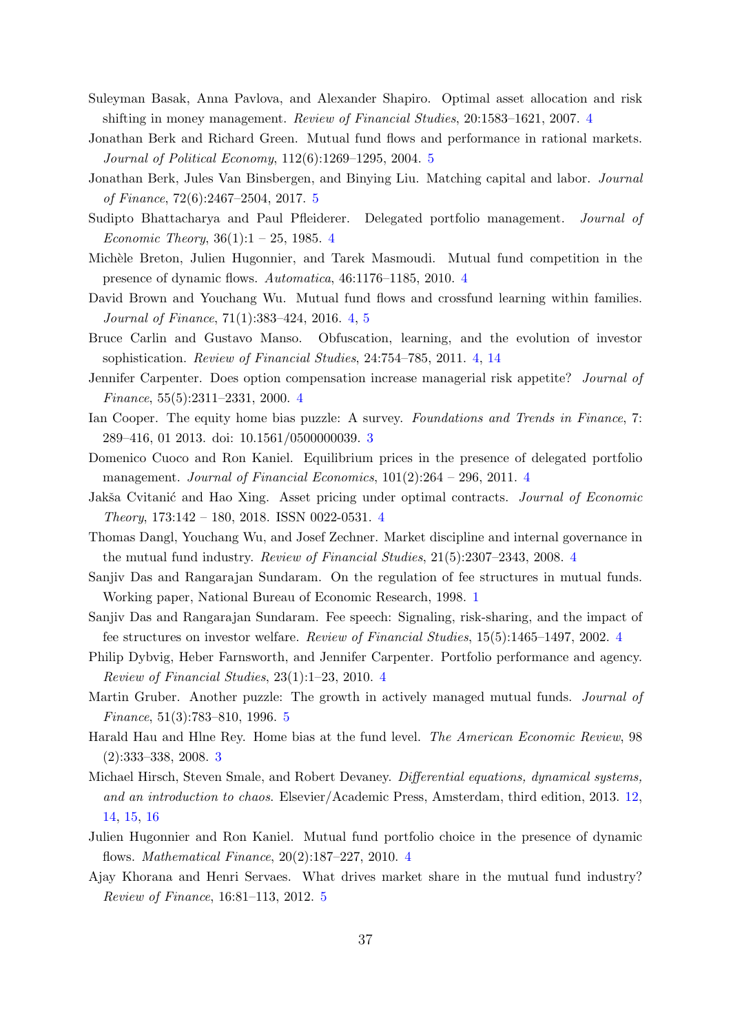Suleyman Basak, Anna Pavlova, and Alexander Shapiro. Optimal asset allocation and risk shifting in money management. *Review of Financial Studies*, 20:1583–1621, 2007. 4

Jonathan Berk and Richard Green. Mutual fund flows and performance in rational markets. *Journal of Political Economy*, 112(6):1269–1295, 2004. 5

Jonathan Berk, Jules Van Binsbergen, and Binying Liu. Matching capital and labor. *Journal of Finance*, 72(6):2467–2504, 2017. 5

Sudipto Bhattacharya and Paul Pfleiderer. Delegated portfolio management. *Journal of Economic Theory*, 36(1):1 – 25, 1985. 4

Michèle Breton, Julien Hugonnier, and Tarek Masmoudi. Mutual fund competition in the presence of dynamic flows. *Automatica*, 46:1176–1185, 2010. 4

David Brown and Youchang Wu. Mutual fund flows and crossfund learning within families. *Journal of Finance*, 71(1):383–424, 2016. 4, 5

Bruce Carlin and Gustavo Manso. Obfuscation, learning, and the evolution of investor sophistication. *Review of Financial Studies*, 24:754–785, 2011. 4, 14

Jennifer Carpenter. Does option compensation increase managerial risk appetite? *Journal of Finance*, 55(5):2311–2331, 2000. 4

Ian Cooper. The equity home bias puzzle: A survey. *Foundations and Trends in Finance*, 7: 289–416, 01 2013. doi: 10.1561/0500000039. 3

Domenico Cuoco and Ron Kaniel. Equilibrium prices in the presence of delegated portfolio management. *Journal of Financial Economics*, 101(2):264 – 296, 2011. 4

Jakša Cvitanić and Hao Xing. Asset pricing under optimal contracts. *Journal of Economic Theory*, 173:142 – 180, 2018. ISSN 0022-0531. 4

Thomas Dangl, Youchang Wu, and Josef Zechner. Market discipline and internal governance in the mutual fund industry. *Review of Financial Studies*, 21(5):2307–2343, 2008. 4

Sanjiv Das and Rangarajan Sundaram. On the regulation of fee structures in mutual funds. Working paper, National Bureau of Economic Research, 1998. 1

Sanjiv Das and Rangarajan Sundaram. Fee speech: Signaling, risk-sharing, and the impact of fee structures on investor welfare. *Review of Financial Studies*, 15(5):1465–1497, 2002. 4

Philip Dybvig, Heber Farnsworth, and Jennifer Carpenter. Portfolio performance and agency. *Review of Financial Studies*, 23(1):1–23, 2010. 4

Martin Gruber. Another puzzle: The growth in actively managed mutual funds. *Journal of Finance*, 51(3):783–810, 1996. 5

Harald Hau and Hlne Rey. Home bias at the fund level. *The American Economic Review*, 98 (2):333–338, 2008. 3

Michael Hirsch, Steven Smale, and Robert Devaney. *Differential equations, dynamical systems, and an introduction to chaos*. Elsevier/Academic Press, Amsterdam, third edition, 2013. 12, 14, 15, 16

Julien Hugonnier and Ron Kaniel. Mutual fund portfolio choice in the presence of dynamic flows. *Mathematical Finance*, 20(2):187–227, 2010. 4

Ajay Khorana and Henri Servaes. What drives market share in the mutual fund industry? *Review of Finance*, 16:81–113, 2012. 5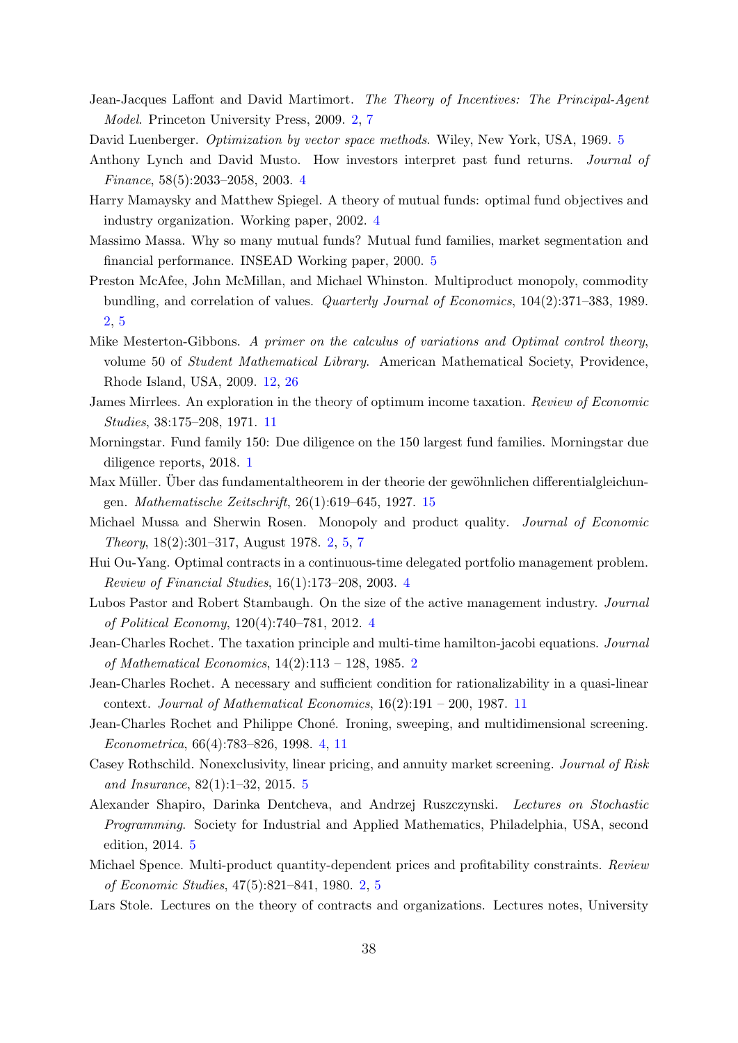Jean-Jacques Laffont and David Martimort. *The Theory of Incentives: The Principal-Agent Model*. Princeton University Press, 2009. 2, 7

David Luenberger. *Optimization by vector space methods*. Wiley, New York, USA, 1969. 5

Anthony Lynch and David Musto. How investors interpret past fund returns. *Journal of Finance*, 58(5):2033–2058, 2003. 4

Harry Mamaysky and Matthew Spiegel. A theory of mutual funds: optimal fund objectives and industry organization. Working paper, 2002. 4

Massimo Massa. Why so many mutual funds? Mutual fund families, market segmentation and financial performance. INSEAD Working paper, 2000. 5

Preston McAfee, John McMillan, and Michael Whinston. Multiproduct monopoly, commodity bundling, and correlation of values. *Quarterly Journal of Economics*, 104(2):371–383, 1989. 2, 5

Mike Mesterton-Gibbons. *A primer on the calculus of variations and Optimal control theory*, volume 50 of *Student Mathematical Library*. American Mathematical Society, Providence, Rhode Island, USA, 2009. 12, 26

James Mirrlees. An exploration in the theory of optimum income taxation. *Review of Economic Studies*, 38:175–208, 1971. 11

Morningstar. Fund family 150: Due diligence on the 150 largest fund families. Morningstar due diligence reports, 2018. 1

Max Müller. Über das fundamentaltheorem in der theorie der gewöhnlichen differentialgleichungen. *Mathematische Zeitschrift*, 26(1):619–645, 1927. 15

Michael Mussa and Sherwin Rosen. Monopoly and product quality. *Journal of Economic Theory*, 18(2):301–317, August 1978. 2, 5, 7

Hui Ou-Yang. Optimal contracts in a continuous-time delegated portfolio management problem. *Review of Financial Studies*, 16(1):173–208, 2003. 4

Lubos Pastor and Robert Stambaugh. On the size of the active management industry. *Journal of Political Economy*, 120(4):740–781, 2012. 4

Jean-Charles Rochet. The taxation principle and multi-time hamilton-jacobi equations. *Journal of Mathematical Economics*, 14(2):113 – 128, 1985. 2

Jean-Charles Rochet. A necessary and sufficient condition for rationalizability in a quasi-linear context. *Journal of Mathematical Economics*, 16(2):191 – 200, 1987. 11

Jean-Charles Rochet and Philippe Choné. Ironing, sweeping, and multidimensional screening. *Econometrica*, 66(4):783–826, 1998. 4, 11

Casey Rothschild. Nonexclusivity, linear pricing, and annuity market screening. *Journal of Risk and Insurance*, 82(1):1–32, 2015. 5

Alexander Shapiro, Darinka Dentcheva, and Andrzej Ruszczynski. *Lectures on Stochastic Programming*. Society for Industrial and Applied Mathematics, Philadelphia, USA, second edition, 2014. 5

Michael Spence. Multi-product quantity-dependent prices and profitability constraints. *Review of Economic Studies*, 47(5):821–841, 1980. 2, 5

Lars Stole. Lectures on the theory of contracts and organizations. Lectures notes, University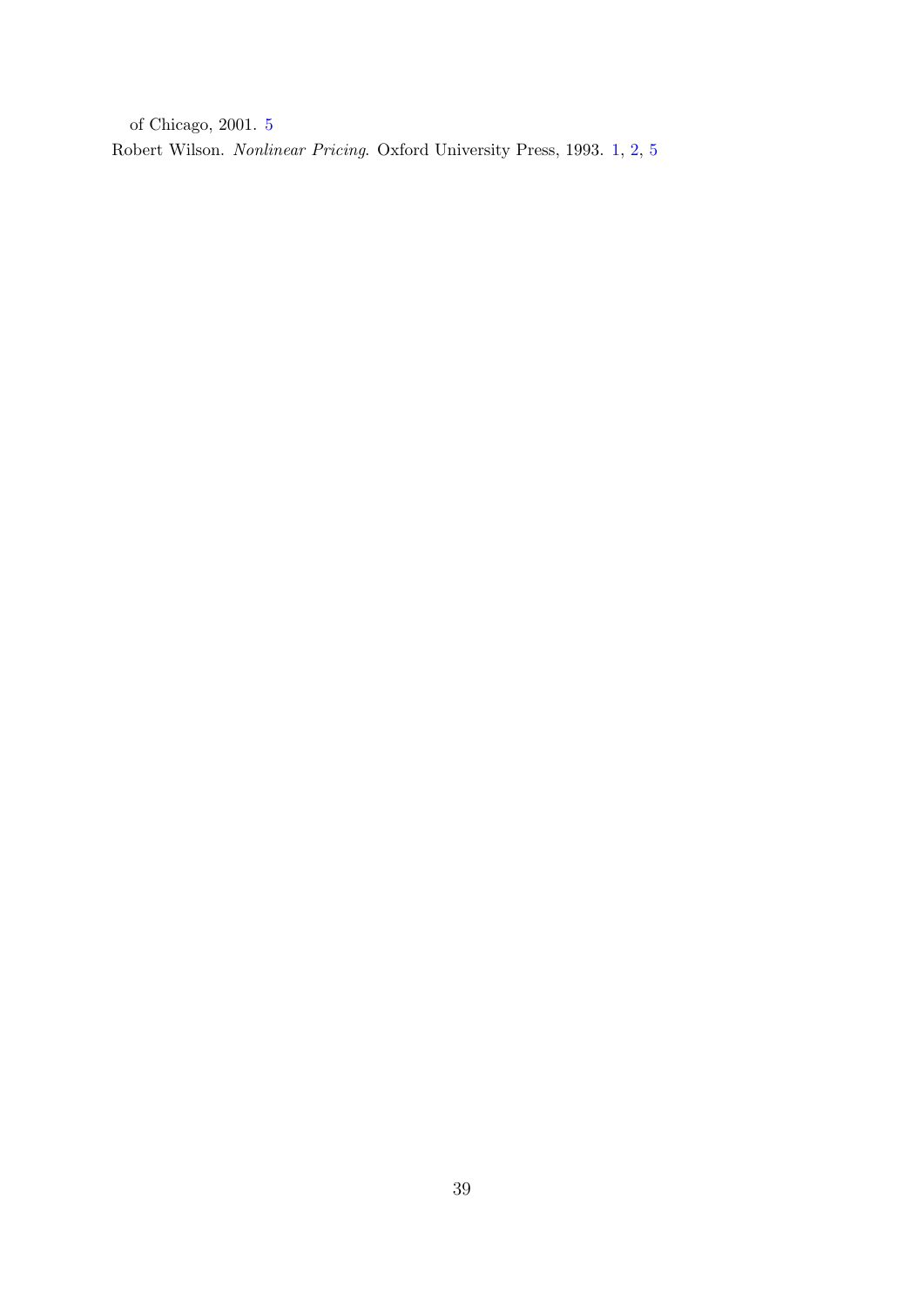of Chicago, 2001. 5

Robert Wilson. *Nonlinear Pricing*. Oxford University Press, 1993. 1, 2, 5